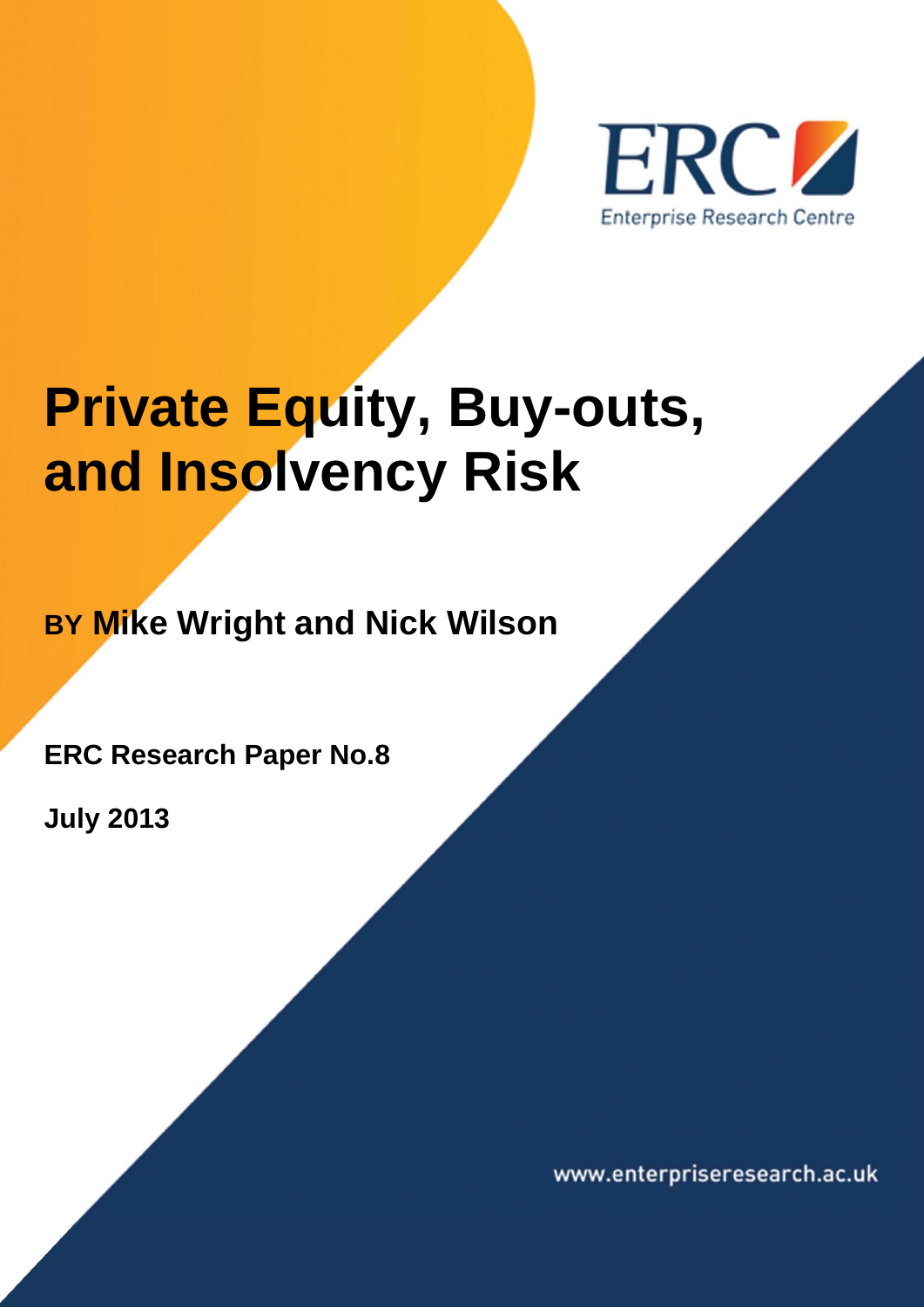ERC

Enterprise Research Centre

# Private Equity, Buy-outs, and Insolvency Risk

**BY Mike Wright and Nick Wilson**

**ERC Research Paper No.8**

**July 2013**

www.enterpriseresearch.ac.uk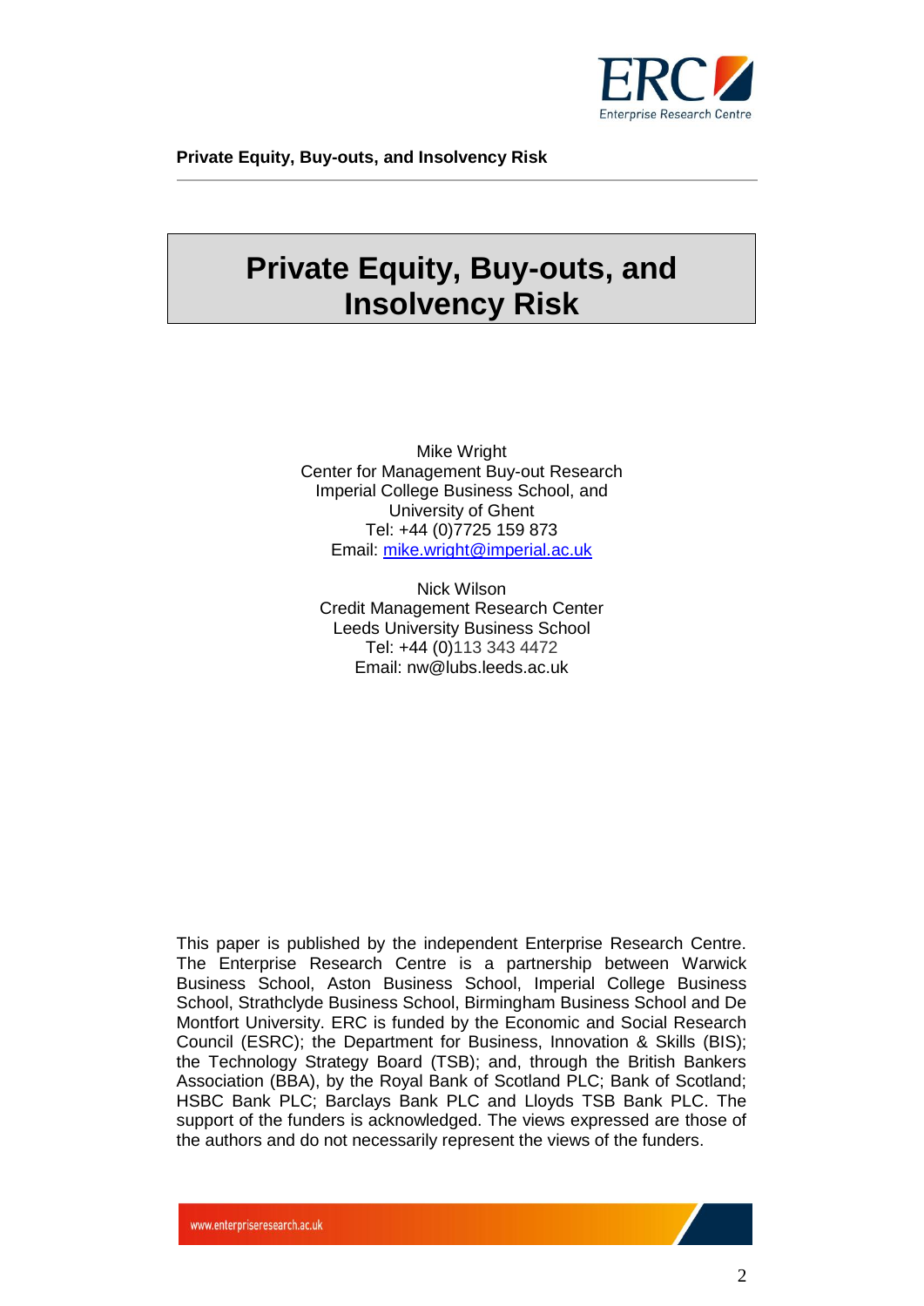# Private Equity, Buy-outs, and Insolvency Risk

Mike Wright
Center for Management Buy-out Research
Imperial College Business School, and
University of Ghent
Tel: +44 (0)7725 159 873
Email: mike.wright@imperial.ac.uk

Nick Wilson
Credit Management Research Center
Leeds University Business School
Tel: +44 (0)113 343 4472
Email: nw@lubs.leeds.ac.uk

This paper is published by the independent Enterprise Research Centre. The Enterprise Research Centre is a partnership between Warwick Business School, Aston Business School, Imperial College Business School, Strathclyde Business School, Birmingham Business School and De Montfort University. ERC is funded by the Economic and Social Research Council (ESRC); the Department for Business, Innovation & Skills (BIS); the Technology Strategy Board (TSB); and, through the British Bankers Association (BBA), by the Royal Bank of Scotland PLC; Bank of Scotland; HSBC Bank PLC; Barclays Bank PLC and Lloyds TSB Bank PLC. The support of the funders is acknowledged. The views expressed are those of the authors and do not necessarily represent the views of the funders.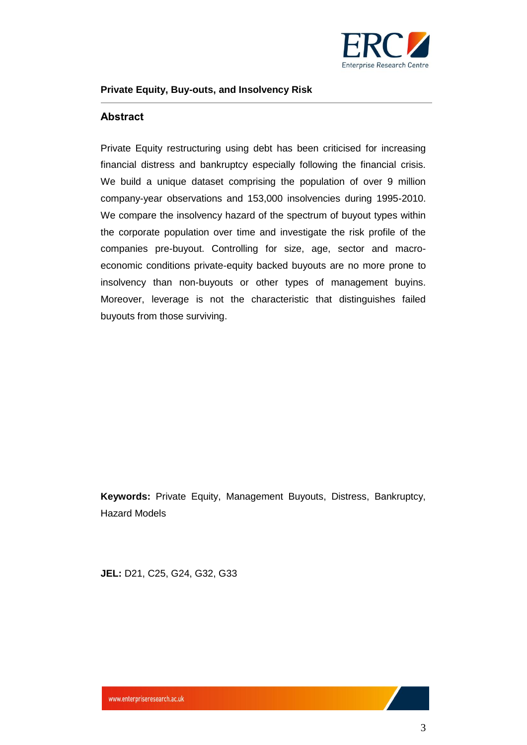**Private Equity, Buy-outs, and Insolvency Risk**

## Abstract

Private Equity restructuring using debt has been criticised for increasing financial distress and bankruptcy especially following the financial crisis. We build a unique dataset comprising the population of over 9 million company-year observations and 153,000 insolvencies during 1995-2010. We compare the insolvency hazard of the spectrum of buyout types within the corporate population over time and investigate the risk profile of the companies pre-buyout. Controlling for size, age, sector and macro-economic conditions private-equity backed buyouts are no more prone to insolvency than non-buyouts or other types of management buyins. Moreover, leverage is not the characteristic that distinguishes failed buyouts from those surviving.

**Keywords:** Private Equity, Management Buyouts, Distress, Bankruptcy, Hazard Models

**JEL:** D21, C25, G24, G32, G33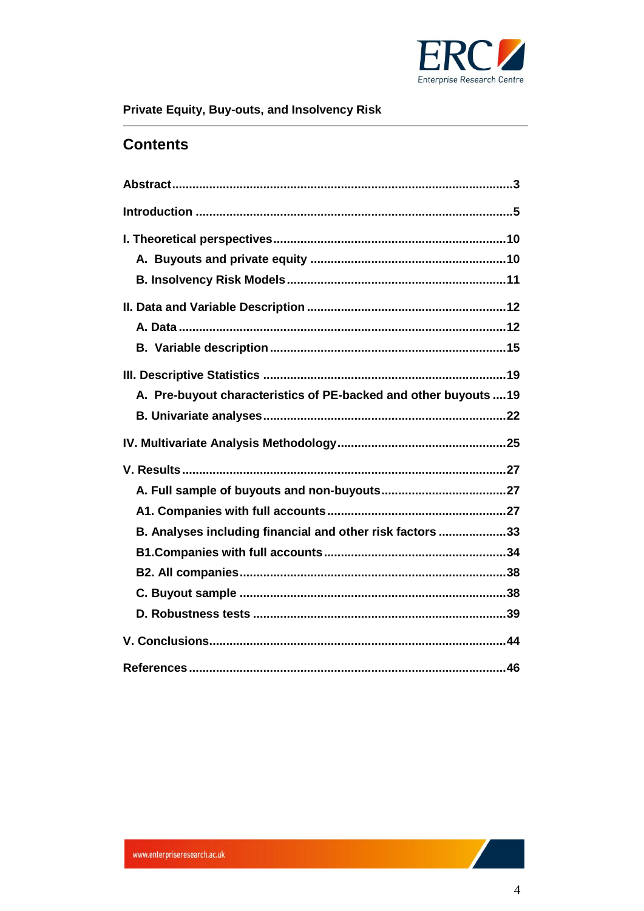## Contents

Abstract....................................................................................................3

Introduction ............................................................................................5

I. Theoretical perspectives ....................................................................10

- A. Buyouts and private equity ..........................................................10
- B. Insolvency Risk Models .................................................................11

II. Data and Variable Description ..........................................................12

- A. Data ................................................................................................12
- B. Variable description ......................................................................15

III. Descriptive Statistics .......................................................................19

- A. Pre-buyout characteristics of PE-backed and other buyouts ....19
- B. Univariate analyses .......................................................................22

IV. Multivariate Analysis Methodology .................................................25

V. Results ..............................................................................................27

- A. Full sample of buyouts and non-buyouts.....................................27
- A1. Companies with full accounts ....................................................27
- B. Analyses including financial and other risk factors ....................33
- B1.Companies with full accounts .....................................................34
- B2. All companies..............................................................................38
- C. Buyout sample ..............................................................................38
- D. Robustness tests ..........................................................................39

V. Conclusions.......................................................................................44

References .............................................................................................46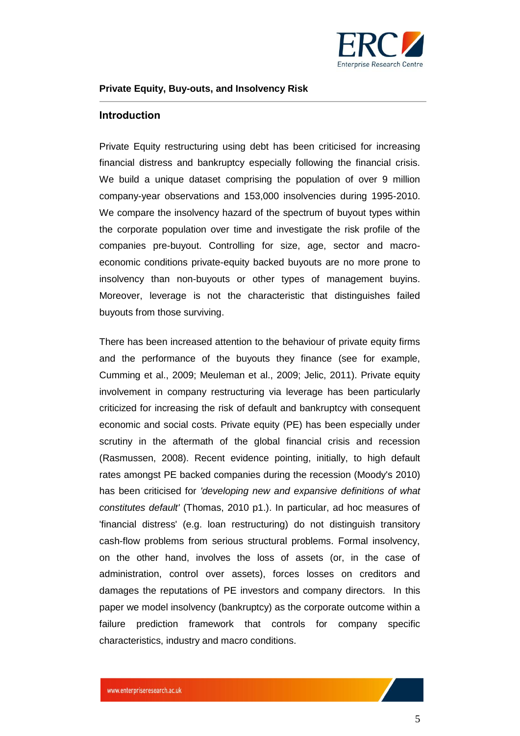**Private Equity, Buy-outs, and Insolvency Risk**

## Introduction

Private Equity restructuring using debt has been criticised for increasing financial distress and bankruptcy especially following the financial crisis. We build a unique dataset comprising the population of over 9 million company-year observations and 153,000 insolvencies during 1995-2010. We compare the insolvency hazard of the spectrum of buyout types within the corporate population over time and investigate the risk profile of the companies pre-buyout. Controlling for size, age, sector and macro-economic conditions private-equity backed buyouts are no more prone to insolvency than non-buyouts or other types of management buyins. Moreover, leverage is not the characteristic that distinguishes failed buyouts from those surviving.

There has been increased attention to the behaviour of private equity firms and the performance of the buyouts they finance (see for example, Cumming et al., 2009; Meuleman et al., 2009; Jelic, 2011). Private equity involvement in company restructuring via leverage has been particularly criticized for increasing the risk of default and bankruptcy with consequent economic and social costs. Private equity (PE) has been especially under scrutiny in the aftermath of the global financial crisis and recession (Rasmussen, 2008). Recent evidence pointing, initially, to high default rates amongst PE backed companies during the recession (Moody's 2010) has been criticised for *'developing new and expansive definitions of what constitutes default'* (Thomas, 2010 p1.). In particular, ad hoc measures of 'financial distress' (e.g. loan restructuring) do not distinguish transitory cash-flow problems from serious structural problems. Formal insolvency, on the other hand, involves the loss of assets (or, in the case of administration, control over assets), forces losses on creditors and damages the reputations of PE investors and company directors. In this paper we model insolvency (bankruptcy) as the corporate outcome within a failure prediction framework that controls for company specific characteristics, industry and macro conditions.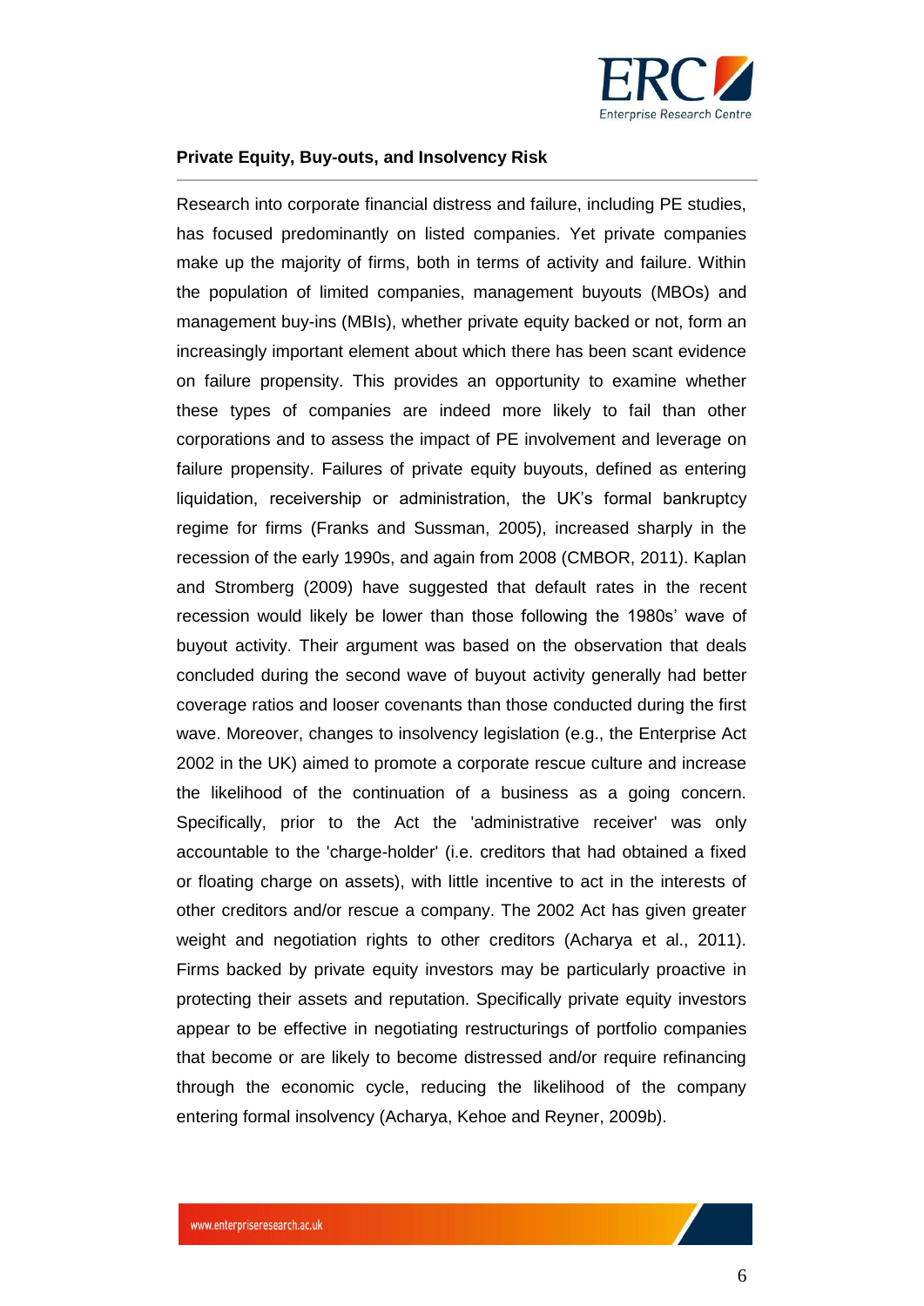**Private Equity, Buy-outs, and Insolvency Risk**

Research into corporate financial distress and failure, including PE studies, has focused predominantly on listed companies. Yet private companies make up the majority of firms, both in terms of activity and failure. Within the population of limited companies, management buyouts (MBOs) and management buy-ins (MBIs), whether private equity backed or not, form an increasingly important element about which there has been scant evidence on failure propensity. This provides an opportunity to examine whether these types of companies are indeed more likely to fail than other corporations and to assess the impact of PE involvement and leverage on failure propensity. Failures of private equity buyouts, defined as entering liquidation, receivership or administration, the UK's formal bankruptcy regime for firms (Franks and Sussman, 2005), increased sharply in the recession of the early 1990s, and again from 2008 (CMBOR, 2011). Kaplan and Stromberg (2009) have suggested that default rates in the recent recession would likely be lower than those following the 1980s' wave of buyout activity. Their argument was based on the observation that deals concluded during the second wave of buyout activity generally had better coverage ratios and looser covenants than those conducted during the first wave. Moreover, changes to insolvency legislation (e.g., the Enterprise Act 2002 in the UK) aimed to promote a corporate rescue culture and increase the likelihood of the continuation of a business as a going concern. Specifically, prior to the Act the 'administrative receiver' was only accountable to the 'charge-holder' (i.e. creditors that had obtained a fixed or floating charge on assets), with little incentive to act in the interests of other creditors and/or rescue a company. The 2002 Act has given greater weight and negotiation rights to other creditors (Acharya et al., 2011). Firms backed by private equity investors may be particularly proactive in protecting their assets and reputation. Specifically private equity investors appear to be effective in negotiating restructurings of portfolio companies that become or are likely to become distressed and/or require refinancing through the economic cycle, reducing the likelihood of the company entering formal insolvency (Acharya, Kehoe and Reyner, 2009b).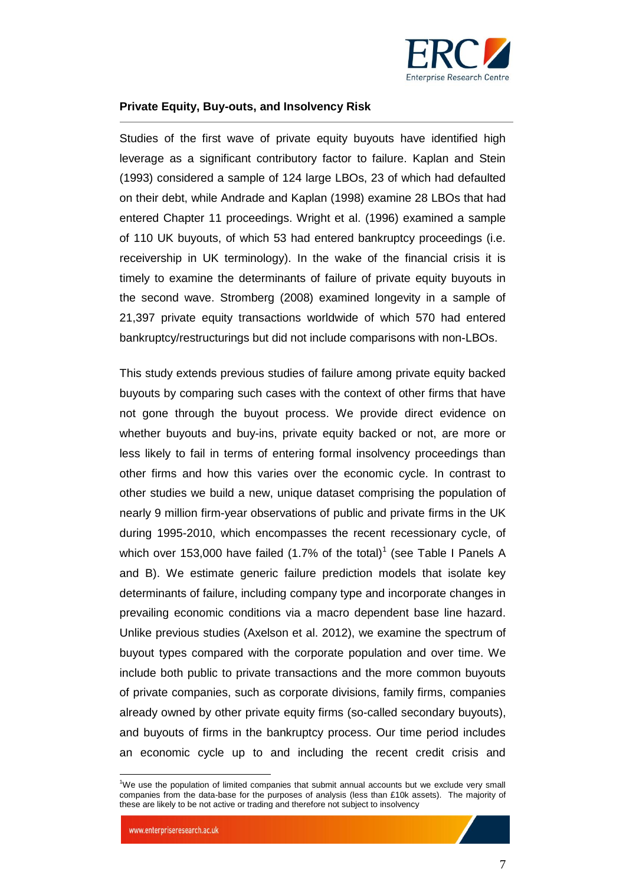**Private Equity, Buy-outs, and Insolvency Risk**

Studies of the first wave of private equity buyouts have identified high leverage as a significant contributory factor to failure. Kaplan and Stein (1993) considered a sample of 124 large LBOs, 23 of which had defaulted on their debt, while Andrade and Kaplan (1998) examine 28 LBOs that had entered Chapter 11 proceedings. Wright et al. (1996) examined a sample of 110 UK buyouts, of which 53 had entered bankruptcy proceedings (i.e. receivership in UK terminology). In the wake of the financial crisis it is timely to examine the determinants of failure of private equity buyouts in the second wave. Stromberg (2008) examined longevity in a sample of 21,397 private equity transactions worldwide of which 570 had entered bankruptcy/restructurings but did not include comparisons with non-LBOs.

This study extends previous studies of failure among private equity backed buyouts by comparing such cases with the context of other firms that have not gone through the buyout process. We provide direct evidence on whether buyouts and buy-ins, private equity backed or not, are more or less likely to fail in terms of entering formal insolvency proceedings than other firms and how this varies over the economic cycle. In contrast to other studies we build a new, unique dataset comprising the population of nearly 9 million firm-year observations of public and private firms in the UK during 1995-2010, which encompasses the recent recessionary cycle, of which over 153,000 have failed (1.7% of the total)[1] (see Table I Panels A and B). We estimate generic failure prediction models that isolate key determinants of failure, including company type and incorporate changes in prevailing economic conditions via a macro dependent base line hazard. Unlike previous studies (Axelson et al. 2012), we examine the spectrum of buyout types compared with the corporate population and over time. We include both public to private transactions and the more common buyouts of private companies, such as corporate divisions, family firms, companies already owned by other private equity firms (so-called secondary buyouts), and buyouts of firms in the bankruptcy process. Our time period includes an economic cycle up to and including the recent credit crisis and

[1] We use the population of limited companies that submit annual accounts but we exclude very small companies from the data-base for the purposes of analysis (less than £10k assets). The majority of these are likely to be not active or trading and therefore not subject to insolvency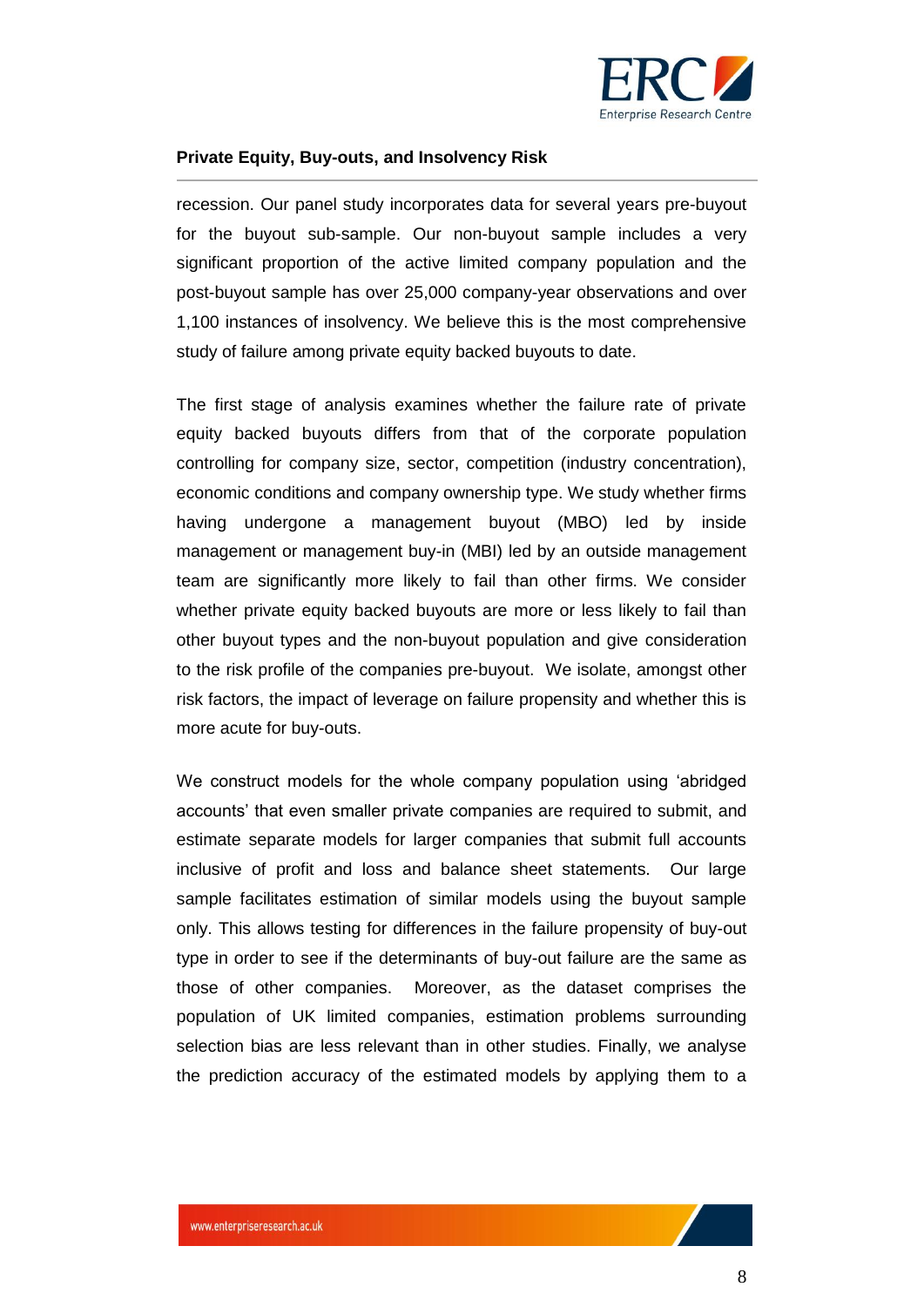recession. Our panel study incorporates data for several years pre-buyout for the buyout sub-sample. Our non-buyout sample includes a very significant proportion of the active limited company population and the post-buyout sample has over 25,000 company-year observations and over 1,100 instances of insolvency. We believe this is the most comprehensive study of failure among private equity backed buyouts to date.

The first stage of analysis examines whether the failure rate of private equity backed buyouts differs from that of the corporate population controlling for company size, sector, competition (industry concentration), economic conditions and company ownership type. We study whether firms having undergone a management buyout (MBO) led by inside management or management buy-in (MBI) led by an outside management team are significantly more likely to fail than other firms. We consider whether private equity backed buyouts are more or less likely to fail than other buyout types and the non-buyout population and give consideration to the risk profile of the companies pre-buyout. We isolate, amongst other risk factors, the impact of leverage on failure propensity and whether this is more acute for buy-outs.

We construct models for the whole company population using 'abridged accounts' that even smaller private companies are required to submit, and estimate separate models for larger companies that submit full accounts inclusive of profit and loss and balance sheet statements. Our large sample facilitates estimation of similar models using the buyout sample only. This allows testing for differences in the failure propensity of buy-out type in order to see if the determinants of buy-out failure are the same as those of other companies. Moreover, as the dataset comprises the population of UK limited companies, estimation problems surrounding selection bias are less relevant than in other studies. Finally, we analyse the prediction accuracy of the estimated models by applying them to a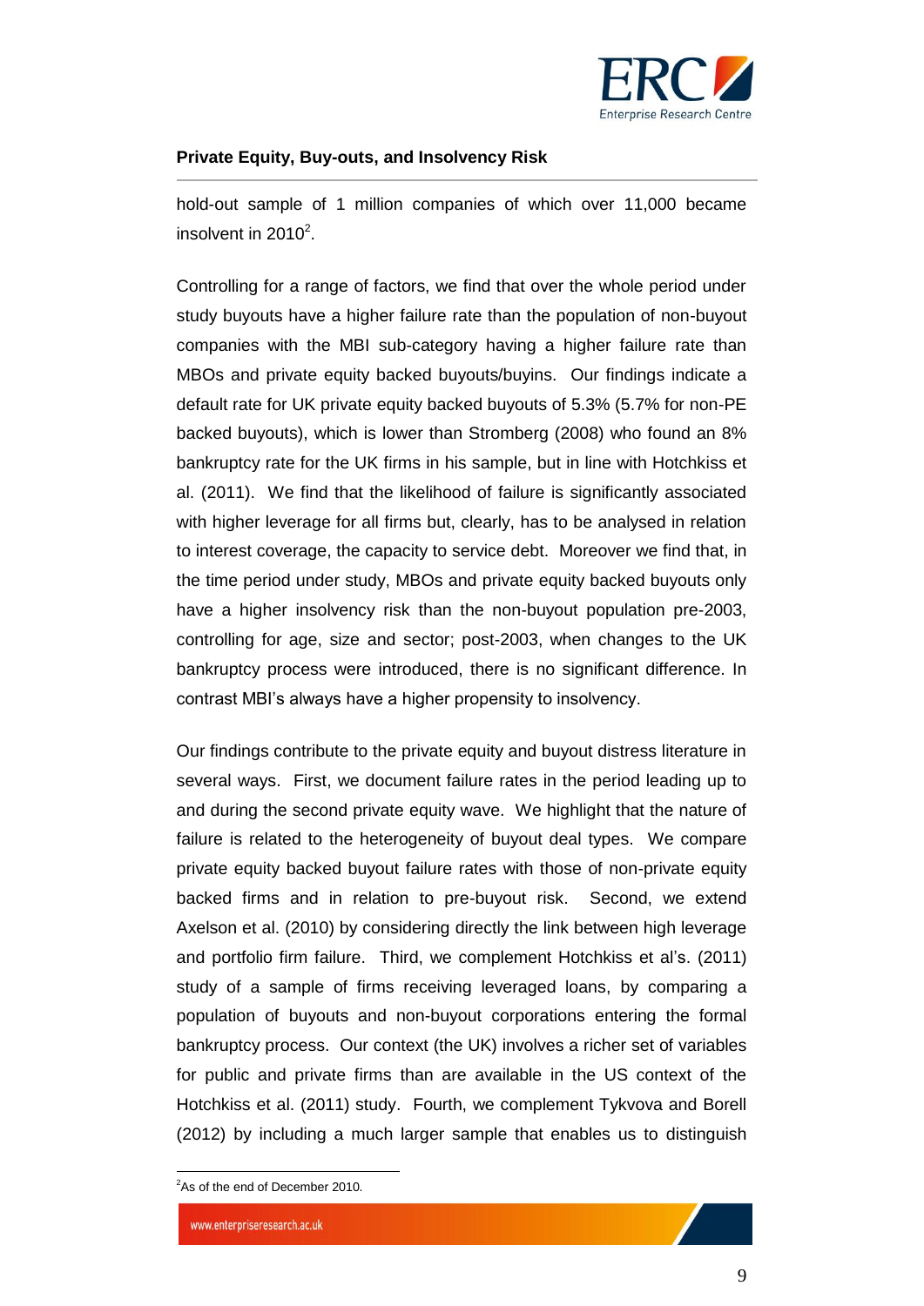hold-out sample of 1 million companies of which over 11,000 became insolvent in 2010[2].

Controlling for a range of factors, we find that over the whole period under study buyouts have a higher failure rate than the population of non-buyout companies with the MBI sub-category having a higher failure rate than MBOs and private equity backed buyouts/buyins. Our findings indicate a default rate for UK private equity backed buyouts of 5.3% (5.7% for non-PE backed buyouts), which is lower than Stromberg (2008) who found an 8% bankruptcy rate for the UK firms in his sample, but in line with Hotchkiss et al. (2011). We find that the likelihood of failure is significantly associated with higher leverage for all firms but, clearly, has to be analysed in relation to interest coverage, the capacity to service debt. Moreover we find that, in the time period under study, MBOs and private equity backed buyouts only have a higher insolvency risk than the non-buyout population pre-2003, controlling for age, size and sector; post-2003, when changes to the UK bankruptcy process were introduced, there is no significant difference. In contrast MBI's always have a higher propensity to insolvency.

Our findings contribute to the private equity and buyout distress literature in several ways. First, we document failure rates in the period leading up to and during the second private equity wave. We highlight that the nature of failure is related to the heterogeneity of buyout deal types. We compare private equity backed buyout failure rates with those of non-private equity backed firms and in relation to pre-buyout risk. Second, we extend Axelson et al. (2010) by considering directly the link between high leverage and portfolio firm failure. Third, we complement Hotchkiss et al's. (2011) study of a sample of firms receiving leveraged loans, by comparing a population of buyouts and non-buyout corporations entering the formal bankruptcy process. Our context (the UK) involves a richer set of variables for public and private firms than are available in the US context of the Hotchkiss et al. (2011) study. Fourth, we complement Tykvova and Borell (2012) by including a much larger sample that enables us to distinguish

[2] As of the end of December 2010.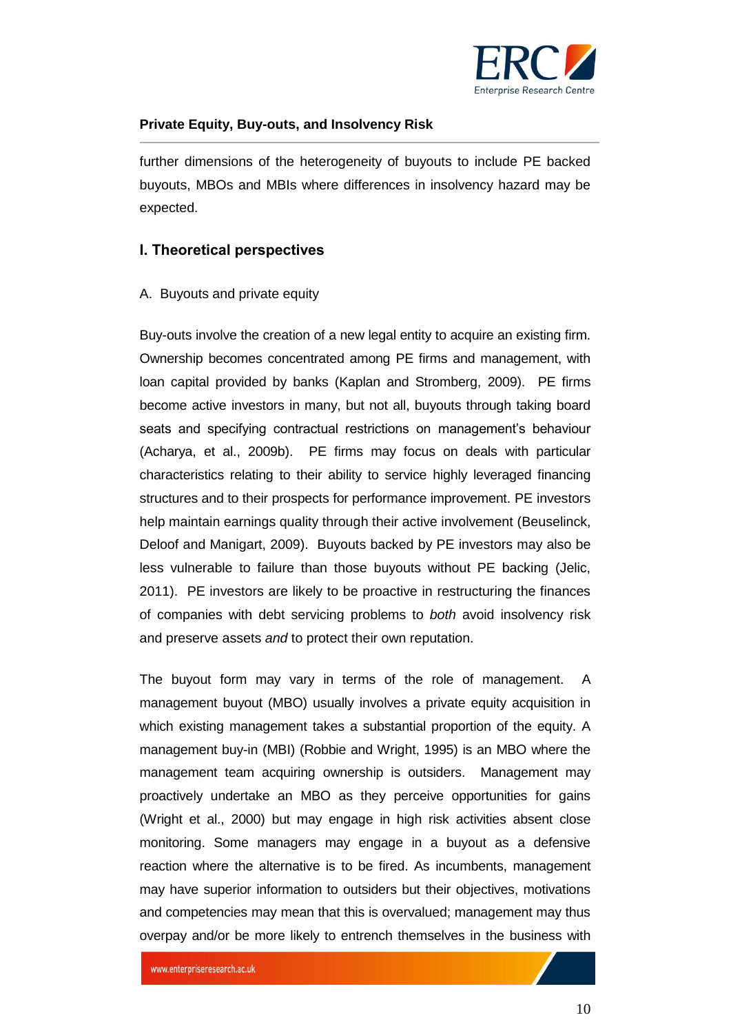further dimensions of the heterogeneity of buyouts to include PE backed buyouts, MBOs and MBIs where differences in insolvency hazard may be expected.

## I. Theoretical perspectives

A. Buyouts and private equity

Buy-outs involve the creation of a new legal entity to acquire an existing firm. Ownership becomes concentrated among PE firms and management, with loan capital provided by banks (Kaplan and Stromberg, 2009). PE firms become active investors in many, but not all, buyouts through taking board seats and specifying contractual restrictions on management's behaviour (Acharya, et al., 2009b). PE firms may focus on deals with particular characteristics relating to their ability to service highly leveraged financing structures and to their prospects for performance improvement. PE investors help maintain earnings quality through their active involvement (Beuselinck, Deloof and Manigart, 2009). Buyouts backed by PE investors may also be less vulnerable to failure than those buyouts without PE backing (Jelic, 2011). PE investors are likely to be proactive in restructuring the finances of companies with debt servicing problems to *both* avoid insolvency risk and preserve assets *and* to protect their own reputation.

The buyout form may vary in terms of the role of management. A management buyout (MBO) usually involves a private equity acquisition in which existing management takes a substantial proportion of the equity. A management buy-in (MBI) (Robbie and Wright, 1995) is an MBO where the management team acquiring ownership is outsiders. Management may proactively undertake an MBO as they perceive opportunities for gains (Wright et al., 2000) but may engage in high risk activities absent close monitoring. Some managers may engage in a buyout as a defensive reaction where the alternative is to be fired. As incumbents, management may have superior information to outsiders but their objectives, motivations and competencies may mean that this is overvalued; management may thus overpay and/or be more likely to entrench themselves in the business with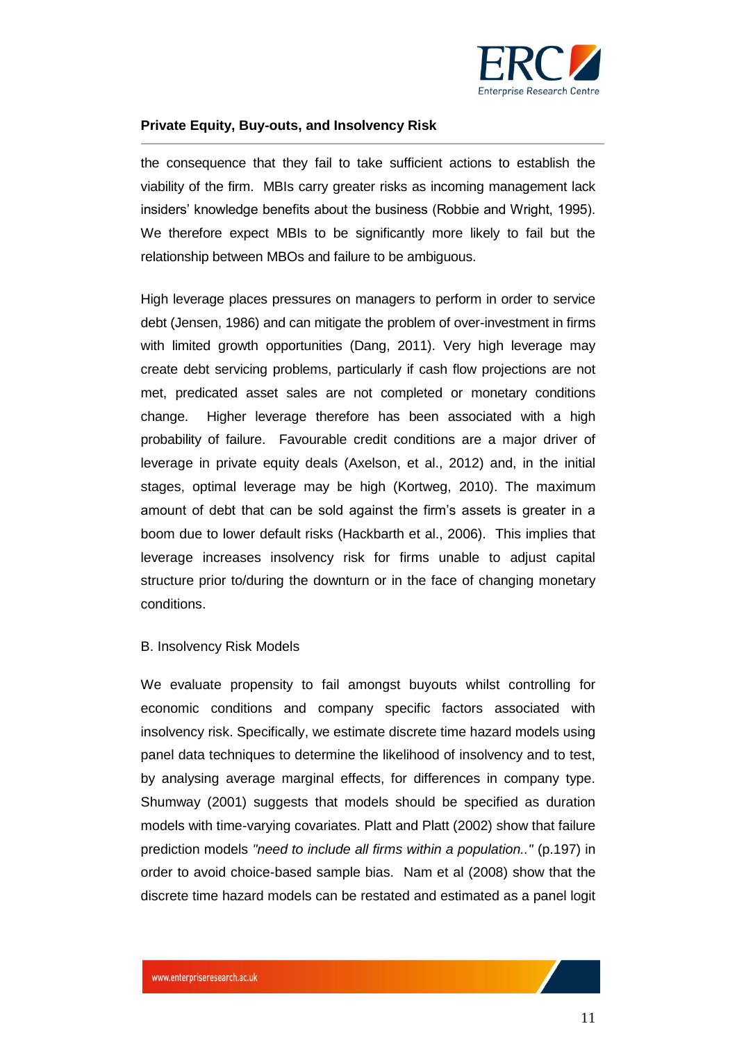the consequence that they fail to take sufficient actions to establish the viability of the firm. MBIs carry greater risks as incoming management lack insiders' knowledge benefits about the business (Robbie and Wright, 1995). We therefore expect MBIs to be significantly more likely to fail but the relationship between MBOs and failure to be ambiguous.

High leverage places pressures on managers to perform in order to service debt (Jensen, 1986) and can mitigate the problem of over-investment in firms with limited growth opportunities (Dang, 2011). Very high leverage may create debt servicing problems, particularly if cash flow projections are not met, predicated asset sales are not completed or monetary conditions change. Higher leverage therefore has been associated with a high probability of failure. Favourable credit conditions are a major driver of leverage in private equity deals (Axelson, et al., 2012) and, in the initial stages, optimal leverage may be high (Kortweg, 2010). The maximum amount of debt that can be sold against the firm's assets is greater in a boom due to lower default risks (Hackbarth et al., 2006). This implies that leverage increases insolvency risk for firms unable to adjust capital structure prior to/during the downturn or in the face of changing monetary conditions.

B. Insolvency Risk Models

We evaluate propensity to fail amongst buyouts whilst controlling for economic conditions and company specific factors associated with insolvency risk. Specifically, we estimate discrete time hazard models using panel data techniques to determine the likelihood of insolvency and to test, by analysing average marginal effects, for differences in company type. Shumway (2001) suggests that models should be specified as duration models with time-varying covariates. Platt and Platt (2002) show that failure prediction models *"need to include all firms within a population.."* (p.197) in order to avoid choice-based sample bias. Nam et al (2008) show that the discrete time hazard models can be restated and estimated as a panel logit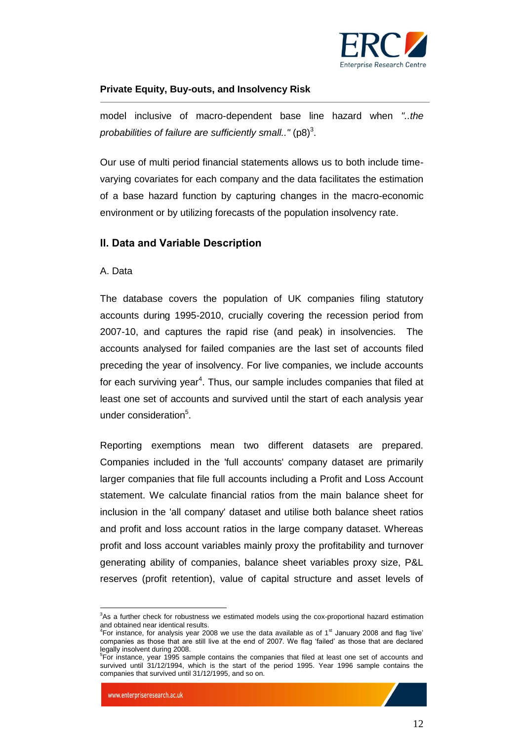model inclusive of macro-dependent base line hazard when *"..the probabilities of failure are sufficiently small.."* (p8)[3].

Our use of multi period financial statements allows us to both include time-varying covariates for each company and the data facilitates the estimation of a base hazard function by capturing changes in the macro-economic environment or by utilizing forecasts of the population insolvency rate.

## II. Data and Variable Description

### A. Data

The database covers the population of UK companies filing statutory accounts during 1995-2010, crucially covering the recession period from 2007-10, and captures the rapid rise (and peak) in insolvencies. The accounts analysed for failed companies are the last set of accounts filed preceding the year of insolvency. For live companies, we include accounts for each surviving year[4]. Thus, our sample includes companies that filed at least one set of accounts and survived until the start of each analysis year under consideration[5].

Reporting exemptions mean two different datasets are prepared. Companies included in the 'full accounts' company dataset are primarily larger companies that file full accounts including a Profit and Loss Account statement. We calculate financial ratios from the main balance sheet for inclusion in the 'all company' dataset and utilise both balance sheet ratios and profit and loss account ratios in the large company dataset. Whereas profit and loss account variables mainly proxy the profitability and turnover generating ability of companies, balance sheet variables proxy size, P&L reserves (profit retention), value of capital structure and asset levels of

---

[3]As a further check for robustness we estimated models using the cox-proportional hazard estimation and obtained near identical results.

[4]For instance, for analysis year 2008 we use the data available as of 1st January 2008 and flag 'live' companies as those that are still live at the end of 2007. We flag 'failed' as those that are declared legally insolvent during 2008.

[5]For instance, year 1995 sample contains the companies that filed at least one set of accounts and survived until 31/12/1994, which is the start of the period 1995. Year 1996 sample contains the companies that survived until 31/12/1995, and so on.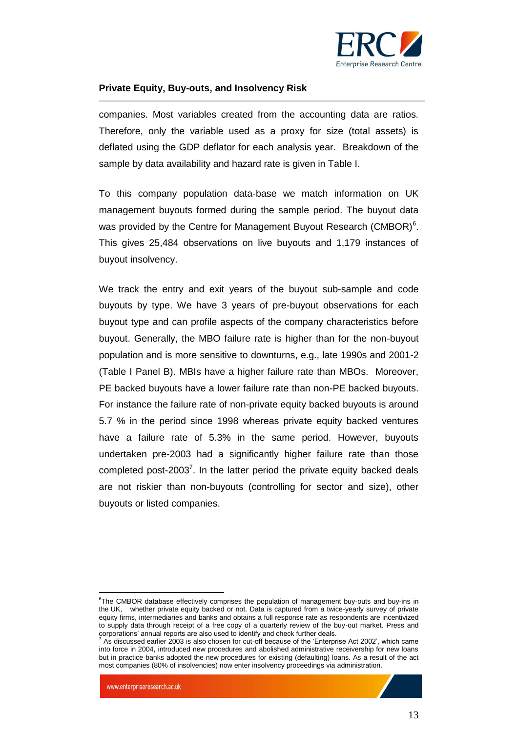companies. Most variables created from the accounting data are ratios. Therefore, only the variable used as a proxy for size (total assets) is deflated using the GDP deflator for each analysis year. Breakdown of the sample by data availability and hazard rate is given in Table I.

To this company population data-base we match information on UK management buyouts formed during the sample period. The buyout data was provided by the Centre for Management Buyout Research (CMBOR)[6]. This gives 25,484 observations on live buyouts and 1,179 instances of buyout insolvency.

We track the entry and exit years of the buyout sub-sample and code buyouts by type. We have 3 years of pre-buyout observations for each buyout type and can profile aspects of the company characteristics before buyout. Generally, the MBO failure rate is higher than for the non-buyout population and is more sensitive to downturns, e.g., late 1990s and 2001-2 (Table I Panel B). MBIs have a higher failure rate than MBOs. Moreover, PE backed buyouts have a lower failure rate than non-PE backed buyouts. For instance the failure rate of non-private equity backed buyouts is around 5.7 % in the period since 1998 whereas private equity backed ventures have a failure rate of 5.3% in the same period. However, buyouts undertaken pre-2003 had a significantly higher failure rate than those completed post-2003[7]. In the latter period the private equity backed deals are not riskier than non-buyouts (controlling for sector and size), other buyouts or listed companies.

---

[6] The CMBOR database effectively comprises the population of management buy-outs and buy-ins in the UK, whether private equity backed or not. Data is captured from a twice-yearly survey of private equity firms, intermediaries and banks and obtains a full response rate as respondents are incentivized to supply data through receipt of a free copy of a quarterly review of the buy-out market. Press and corporations' annual reports are also used to identify and check further deals.

[7] As discussed earlier 2003 is also chosen for cut-off because of the 'Enterprise Act 2002', which came into force in 2004, introduced new procedures and abolished administrative receivership for new loans but in practice banks adopted the new procedures for existing (defaulting) loans. As a result of the act most companies (80% of insolvencies) now enter insolvency proceedings via administration.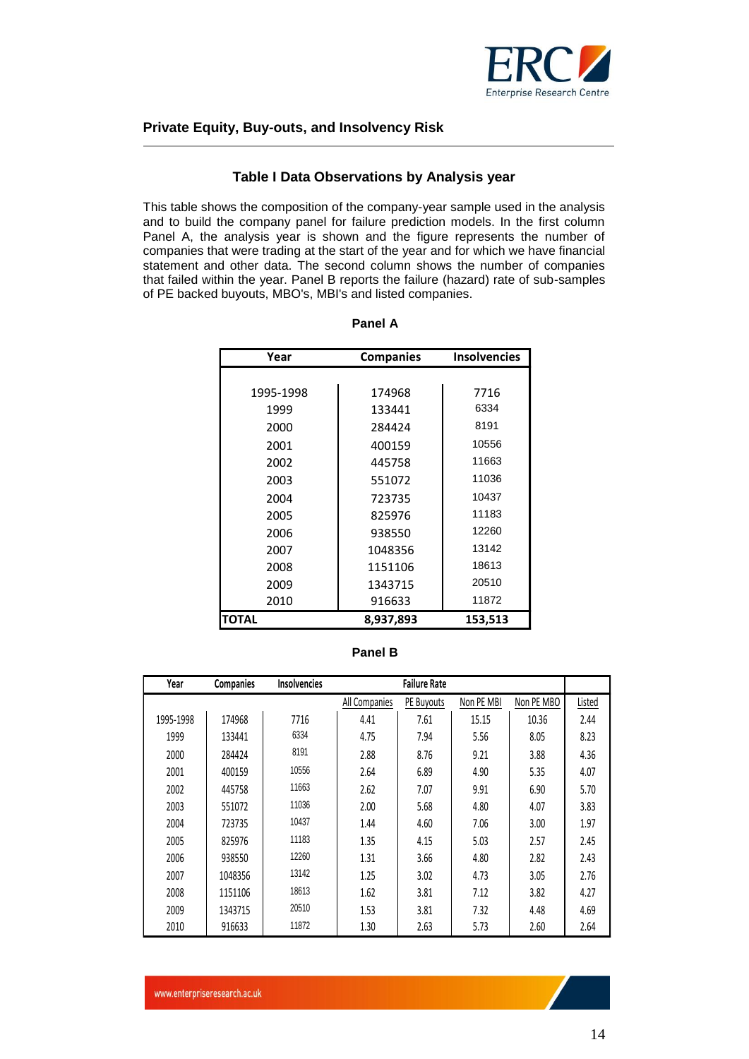**Private Equity, Buy-outs, and Insolvency Risk**

### Table I Data Observations by Analysis year

This table shows the composition of the company-year sample used in the analysis and to build the company panel for failure prediction models. In the first column Panel A, the analysis year is shown and the figure represents the number of companies that were trading at the start of the year and for which we have financial statement and other data. The second column shows the number of companies that failed within the year. Panel B reports the failure (hazard) rate of sub-samples of PE backed buyouts, MBO's, MBI's and listed companies.

**Panel A**

| Year | Companies | Insolvencies |
|---|---|---|
| 1995-1998 | 174968 | 7716 |
| 1999 | 133441 | 6334 |
| 2000 | 284424 | 8191 |
| 2001 | 400159 | 10556 |
| 2002 | 445758 | 11663 |
| 2003 | 551072 | 11036 |
| 2004 | 723735 | 10437 |
| 2005 | 825976 | 11183 |
| 2006 | 938550 | 12260 |
| 2007 | 1048356 | 13142 |
| 2008 | 1151106 | 18613 |
| 2009 | 1343715 | 20510 |
| 2010 | 916633 | 11872 |
| **TOTAL** | **8,937,893** | **153,513** |

**Panel B**

| Year | Companies | Insolvencies | Failure Rate | | | | |
|---|---|---|---|---|---|---|---|
| | | | All Companies | PE Buyouts | Non PE MBI | Non PE MBO | Listed |
| 1995-1998 | 174968 | 7716 | 4.41 | 7.61 | 15.15 | 10.36 | 2.44 |
| 1999 | 133441 | 6334 | 4.75 | 7.94 | 5.56 | 8.05 | 8.23 |
| 2000 | 284424 | 8191 | 2.88 | 8.76 | 9.21 | 3.88 | 4.36 |
| 2001 | 400159 | 10556 | 2.64 | 6.89 | 4.90 | 5.35 | 4.07 |
| 2002 | 445758 | 11663 | 2.62 | 7.07 | 9.91 | 6.90 | 5.70 |
| 2003 | 551072 | 11036 | 2.00 | 5.68 | 4.80 | 4.07 | 3.83 |
| 2004 | 723735 | 10437 | 1.44 | 4.60 | 7.06 | 3.00 | 1.97 |
| 2005 | 825976 | 11183 | 1.35 | 4.15 | 5.03 | 2.57 | 2.45 |
| 2006 | 938550 | 12260 | 1.31 | 3.66 | 4.80 | 2.82 | 2.43 |
| 2007 | 1048356 | 13142 | 1.25 | 3.02 | 4.73 | 3.05 | 2.76 |
| 2008 | 1151106 | 18613 | 1.62 | 3.81 | 7.12 | 3.82 | 4.27 |
| 2009 | 1343715 | 20510 | 1.53 | 3.81 | 7.32 | 4.48 | 4.69 |
| 2010 | 916633 | 11872 | 1.30 | 2.63 | 5.73 | 2.60 | 2.64 |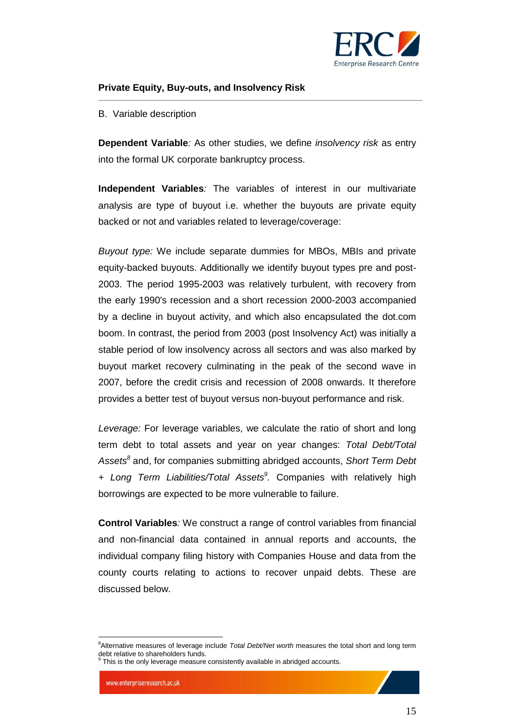B. Variable description

**Dependent Variable***:* As other studies, we define *insolvency risk* as entry into the formal UK corporate bankruptcy process.

**Independent Variables***:* The variables of interest in our multivariate analysis are type of buyout i.e. whether the buyouts are private equity backed or not and variables related to leverage/coverage:

*Buyout type:* We include separate dummies for MBOs, MBIs and private equity-backed buyouts. Additionally we identify buyout types pre and post-2003. The period 1995-2003 was relatively turbulent, with recovery from the early 1990's recession and a short recession 2000-2003 accompanied by a decline in buyout activity, and which also encapsulated the dot.com boom. In contrast, the period from 2003 (post Insolvency Act) was initially a stable period of low insolvency across all sectors and was also marked by buyout market recovery culminating in the peak of the second wave in 2007, before the credit crisis and recession of 2008 onwards. It therefore provides a better test of buyout versus non-buyout performance and risk.

*Leverage:* For leverage variables, we calculate the ratio of short and long term debt to total assets and year on year changes: *Total Debt/Total Assets*[8] and, for companies submitting abridged accounts, *Short Term Debt + Long Term Liabilities/Total Assets*[9]. Companies with relatively high borrowings are expected to be more vulnerable to failure.

**Control Variables***:* We construct a range of control variables from financial and non-financial data contained in annual reports and accounts, the individual company filing history with Companies House and data from the county courts relating to actions to recover unpaid debts. These are discussed below.

---

[8]Alternative measures of leverage include *Total Debt/Net worth* measures the total short and long term debt relative to shareholders funds.

[9] This is the only leverage measure consistently available in abridged accounts.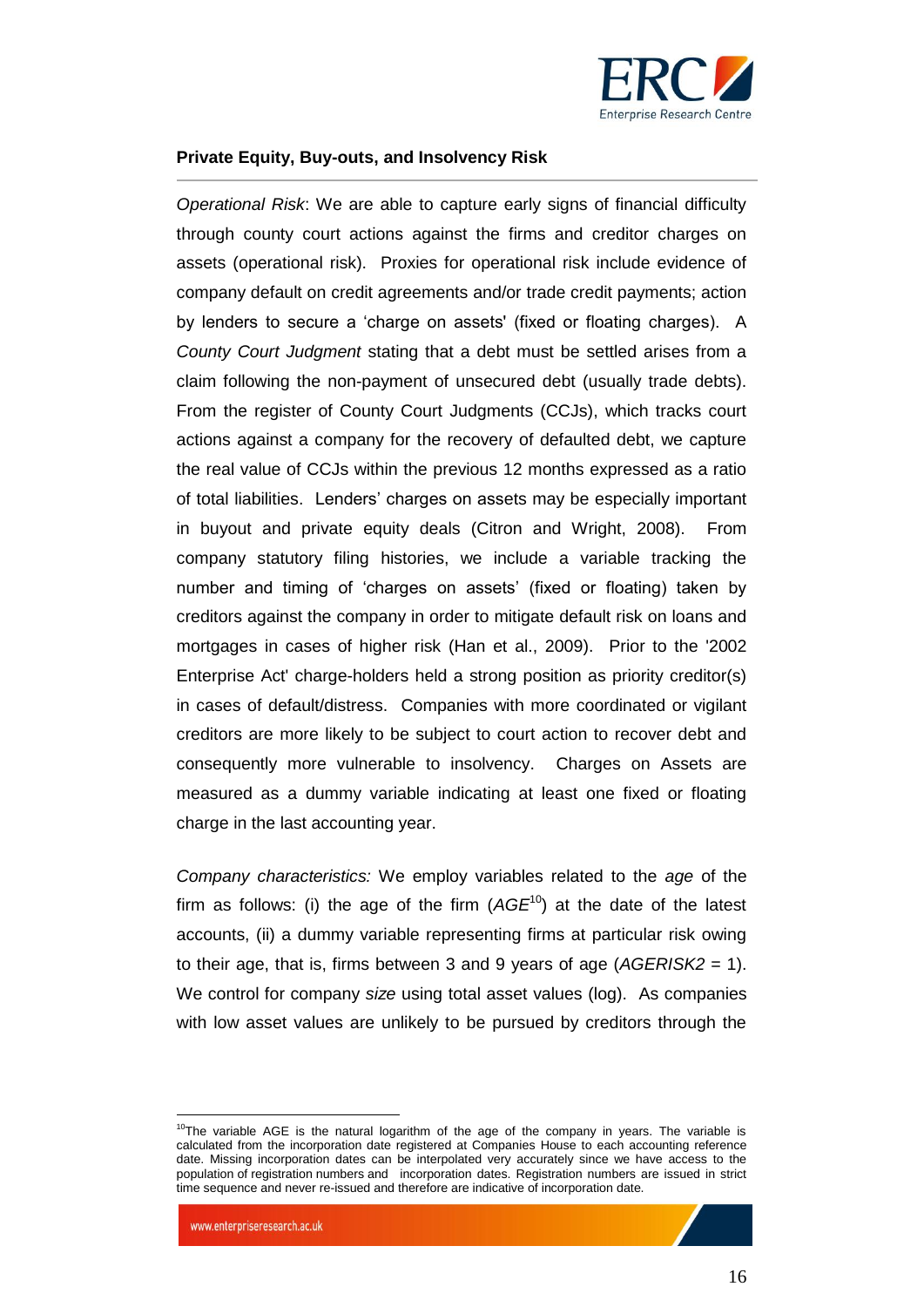*Operational Risk*: We are able to capture early signs of financial difficulty through county court actions against the firms and creditor charges on assets (operational risk). Proxies for operational risk include evidence of company default on credit agreements and/or trade credit payments; action by lenders to secure a 'charge on assets' (fixed or floating charges). A *County Court Judgment* stating that a debt must be settled arises from a claim following the non-payment of unsecured debt (usually trade debts). From the register of County Court Judgments (CCJs), which tracks court actions against a company for the recovery of defaulted debt, we capture the real value of CCJs within the previous 12 months expressed as a ratio of total liabilities. Lenders' charges on assets may be especially important in buyout and private equity deals (Citron and Wright, 2008). From company statutory filing histories, we include a variable tracking the number and timing of 'charges on assets' (fixed or floating) taken by creditors against the company in order to mitigate default risk on loans and mortgages in cases of higher risk (Han et al., 2009). Prior to the '2002 Enterprise Act' charge-holders held a strong position as priority creditor(s) in cases of default/distress. Companies with more coordinated or vigilant creditors are more likely to be subject to court action to recover debt and consequently more vulnerable to insolvency. Charges on Assets are measured as a dummy variable indicating at least one fixed or floating charge in the last accounting year.

*Company characteristics:* We employ variables related to the *age* of the firm as follows: (i) the age of the firm (*AGE*[10]) at the date of the latest accounts, (ii) a dummy variable representing firms at particular risk owing to their age, that is, firms between 3 and 9 years of age (*AGERISK2* = 1). We control for company *size* using total asset values (log). As companies with low asset values are unlikely to be pursued by creditors through the

[10]The variable AGE is the natural logarithm of the age of the company in years. The variable is calculated from the incorporation date registered at Companies House to each accounting reference date. Missing incorporation dates can be interpolated very accurately since we have access to the population of registration numbers and incorporation dates. Registration numbers are issued in strict time sequence and never re-issued and therefore are indicative of incorporation date.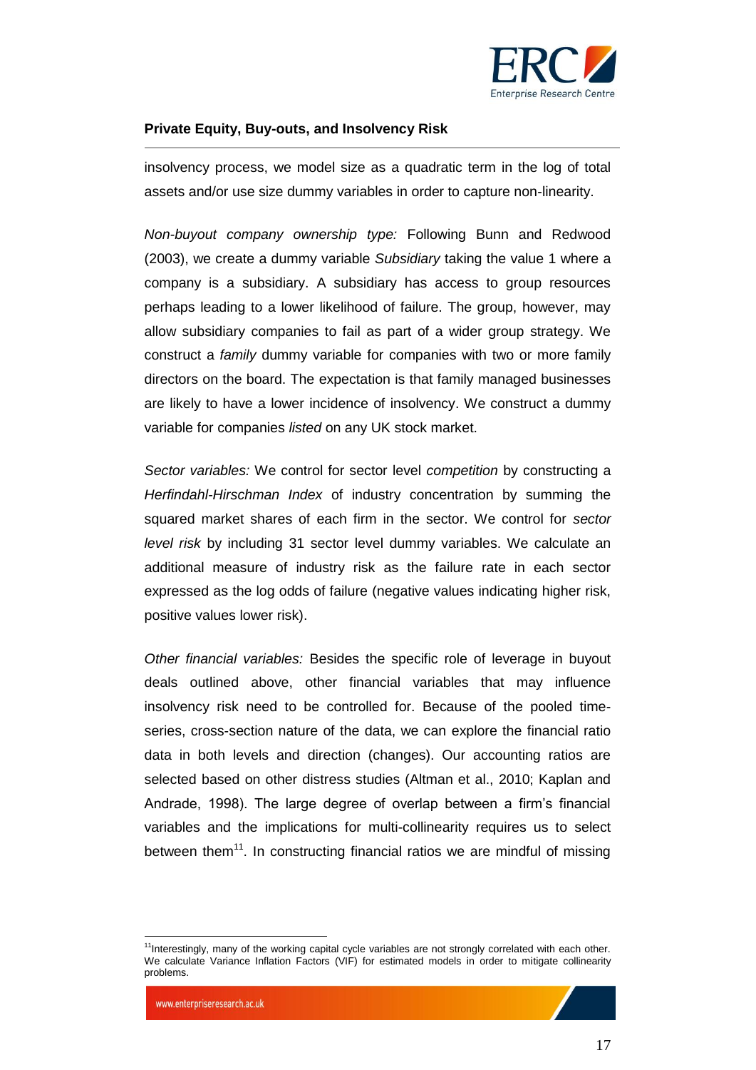insolvency process, we model size as a quadratic term in the log of total assets and/or use size dummy variables in order to capture non-linearity.

*Non-buyout company ownership type:* Following Bunn and Redwood (2003), we create a dummy variable *Subsidiary* taking the value 1 where a company is a subsidiary. A subsidiary has access to group resources perhaps leading to a lower likelihood of failure. The group, however, may allow subsidiary companies to fail as part of a wider group strategy. We construct a *family* dummy variable for companies with two or more family directors on the board. The expectation is that family managed businesses are likely to have a lower incidence of insolvency. We construct a dummy variable for companies *listed* on any UK stock market.

*Sector variables:* We control for sector level *competition* by constructing a *Herfindahl-Hirschman Index* of industry concentration by summing the squared market shares of each firm in the sector. We control for *sector level risk* by including 31 sector level dummy variables. We calculate an additional measure of industry risk as the failure rate in each sector expressed as the log odds of failure (negative values indicating higher risk, positive values lower risk).

*Other financial variables:* Besides the specific role of leverage in buyout deals outlined above, other financial variables that may influence insolvency risk need to be controlled for. Because of the pooled time-series, cross-section nature of the data, we can explore the financial ratio data in both levels and direction (changes). Our accounting ratios are selected based on other distress studies (Altman et al., 2010; Kaplan and Andrade, 1998). The large degree of overlap between a firm's financial variables and the implications for multi-collinearity requires us to select between them[11]. In constructing financial ratios we are mindful of missing

[11] Interestingly, many of the working capital cycle variables are not strongly correlated with each other. We calculate Variance Inflation Factors (VIF) for estimated models in order to mitigate collinearity problems.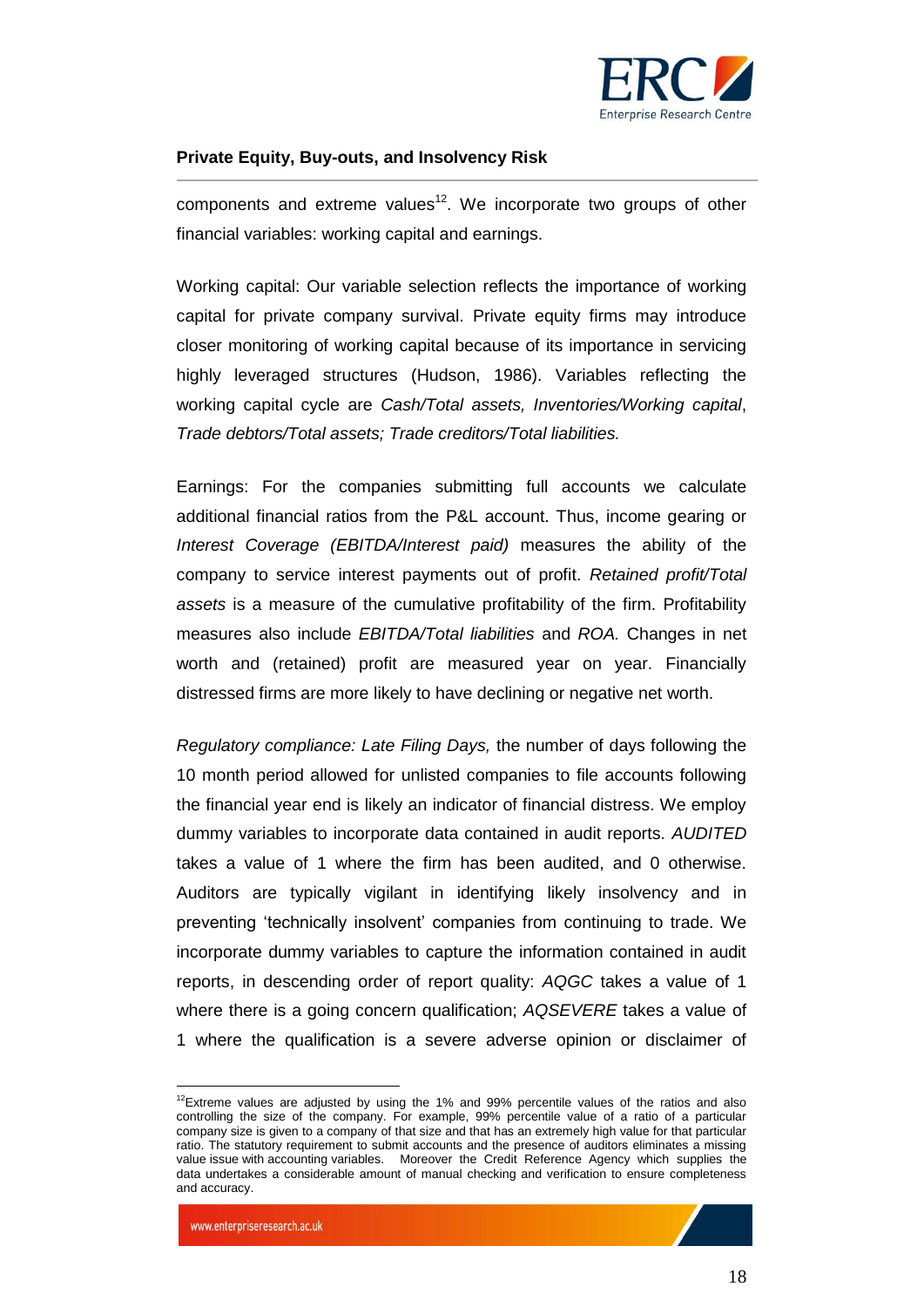components and extreme values[12]. We incorporate two groups of other financial variables: working capital and earnings.

Working capital: Our variable selection reflects the importance of working capital for private company survival. Private equity firms may introduce closer monitoring of working capital because of its importance in servicing highly leveraged structures (Hudson, 1986). Variables reflecting the working capital cycle are *Cash/Total assets, Inventories/Working capital*, *Trade debtors/Total assets; Trade creditors/Total liabilities.*

Earnings: For the companies submitting full accounts we calculate additional financial ratios from the P&L account. Thus, income gearing or *Interest Coverage (EBITDA/Interest paid)* measures the ability of the company to service interest payments out of profit. *Retained profit/Total assets* is a measure of the cumulative profitability of the firm. Profitability measures also include *EBITDA/Total liabilities* and *ROA.* Changes in net worth and (retained) profit are measured year on year. Financially distressed firms are more likely to have declining or negative net worth.

*Regulatory compliance: Late Filing Days,* the number of days following the 10 month period allowed for unlisted companies to file accounts following the financial year end is likely an indicator of financial distress. We employ dummy variables to incorporate data contained in audit reports. *AUDITED* takes a value of 1 where the firm has been audited, and 0 otherwise. Auditors are typically vigilant in identifying likely insolvency and in preventing 'technically insolvent' companies from continuing to trade. We incorporate dummy variables to capture the information contained in audit reports, in descending order of report quality: *AQGC* takes a value of 1 where there is a going concern qualification; *AQSEVERE* takes a value of 1 where the qualification is a severe adverse opinion or disclaimer of

---

[12] Extreme values are adjusted by using the 1% and 99% percentile values of the ratios and also controlling the size of the company. For example, 99% percentile value of a ratio of a particular company size is given to a company of that size and that has an extremely high value for that particular ratio. The statutory requirement to submit accounts and the presence of auditors eliminates a missing value issue with accounting variables. Moreover the Credit Reference Agency which supplies the data undertakes a considerable amount of manual checking and verification to ensure completeness and accuracy.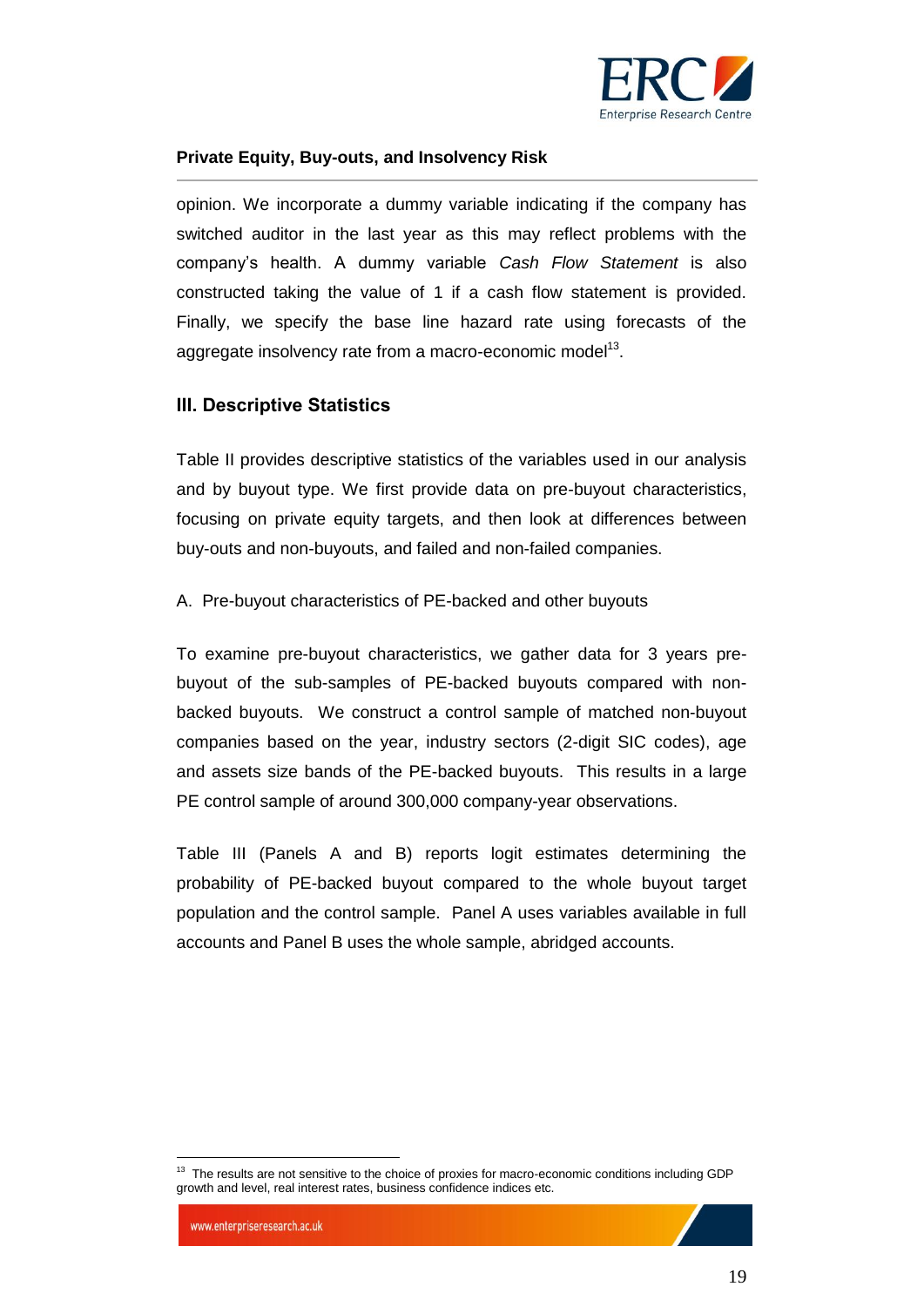opinion. We incorporate a dummy variable indicating if the company has switched auditor in the last year as this may reflect problems with the company's health. A dummy variable *Cash Flow Statement* is also constructed taking the value of 1 if a cash flow statement is provided. Finally, we specify the base line hazard rate using forecasts of the aggregate insolvency rate from a macro-economic model[13].

## III. Descriptive Statistics

Table II provides descriptive statistics of the variables used in our analysis and by buyout type. We first provide data on pre-buyout characteristics, focusing on private equity targets, and then look at differences between buy-outs and non-buyouts, and failed and non-failed companies.

A. Pre-buyout characteristics of PE-backed and other buyouts

To examine pre-buyout characteristics, we gather data for 3 years pre-buyout of the sub-samples of PE-backed buyouts compared with non-backed buyouts. We construct a control sample of matched non-buyout companies based on the year, industry sectors (2-digit SIC codes), age and assets size bands of the PE-backed buyouts. This results in a large PE control sample of around 300,000 company-year observations.

Table III (Panels A and B) reports logit estimates determining the probability of PE-backed buyout compared to the whole buyout target population and the control sample. Panel A uses variables available in full accounts and Panel B uses the whole sample, abridged accounts.

---

[13] The results are not sensitive to the choice of proxies for macro-economic conditions including GDP growth and level, real interest rates, business confidence indices etc.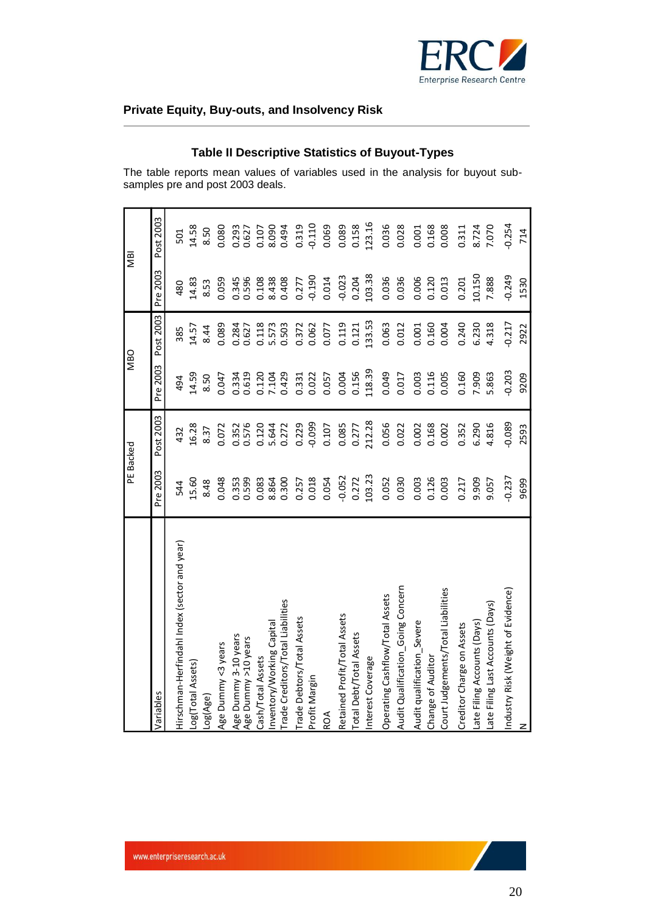## Private Equity, Buy-outs, and Insolvency Risk

### Table II Descriptive Statistics of Buyout-Types

The table reports mean values of variables used in the analysis for buyout sub-samples pre and post 2003 deals.

| | PE Backed | | MBO | | MBI | |
|---|---|---|---|---|---|---|
| Variables | Pre 2003 | Post 2003 | Pre 2003 | Post 2003 | Pre 2003 | Post 2003 |
| Hirschman-Herfindahl Index (sector and year) | 544 | 432 | 494 | 385 | 480 | 501 |
| Log(Total Assets) | 15.60 | 16.28 | 14.59 | 14.57 | 14.83 | 14.58 |
| Log(Age) | 8.48 | 8.37 | 8.50 | 8.44 | 8.53 | 8.50 |
| Age Dummy <3 years | 0.048 | 0.072 | 0.047 | 0.089 | 0.059 | 0.080 |
| Age Dummy 3-10 years | 0.353 | 0.352 | 0.334 | 0.284 | 0.345 | 0.293 |
| Age Dummy >10 years | 0.599 | 0.576 | 0.619 | 0.627 | 0.596 | 0.627 |
| Cash/Total Assets | 0.083 | 0.120 | 0.120 | 0.118 | 0.108 | 0.107 |
| Inventory/Working Capital | 8.864 | 5.644 | 7.104 | 5.573 | 8.438 | 8.090 |
| Trade Creditors/Total Liabilities | 0.300 | 0.272 | 0.429 | 0.503 | 0.408 | 0.494 |
| Trade Debtors/Total Assets | 0.257 | 0.229 | 0.331 | 0.372 | 0.277 | 0.319 |
| Profit Margin | 0.018 | -0.099 | 0.022 | 0.062 | -0.190 | -0.110 |
| ROA | 0.054 | 0.107 | 0.057 | 0.077 | 0.014 | 0.069 |
| Retained Profit/Total Assets | -0.052 | 0.085 | 0.004 | 0.119 | -0.023 | 0.089 |
| Total Debt/Total Assets | 0.272 | 0.277 | 0.156 | 0.121 | 0.204 | 0.158 |
| Interest Coverage | 103.23 | 212.28 | 118.39 | 133.53 | 103.38 | 123.16 |
| Operating Cashflow/Total Assets | 0.052 | 0.056 | 0.049 | 0.063 | 0.036 | 0.036 |
| Audit Qualification_Going Concern | 0.030 | 0.022 | 0.017 | 0.012 | 0.036 | 0.028 |
| Audit qualification_Severe | 0.003 | 0.002 | 0.003 | 0.001 | 0.006 | 0.001 |
| Change of Auditor | 0.126 | 0.168 | 0.116 | 0.160 | 0.120 | 0.168 |
| Court Judgements/Total Liabilities | 0.003 | 0.002 | 0.005 | 0.004 | 0.013 | 0.008 |
| Creditor Charge on Assets | 0.217 | 0.352 | 0.160 | 0.240 | 0.201 | 0.311 |
| Late Filing Accounts (Days) | 9.909 | 6.290 | 7.909 | 6.230 | 10.150 | 8.724 |
| Late Filing Last Accounts (Days) | 9.057 | 4.816 | 5.863 | 4.318 | 7.888 | 7.070 |
| Industry Risk (Weight of Evidence) | -0.237 | -0.089 | -0.203 | -0.217 | -0.249 | -0.254 |
| N | 9699 | 2593 | 9209 | 2922 | 1530 | 714 |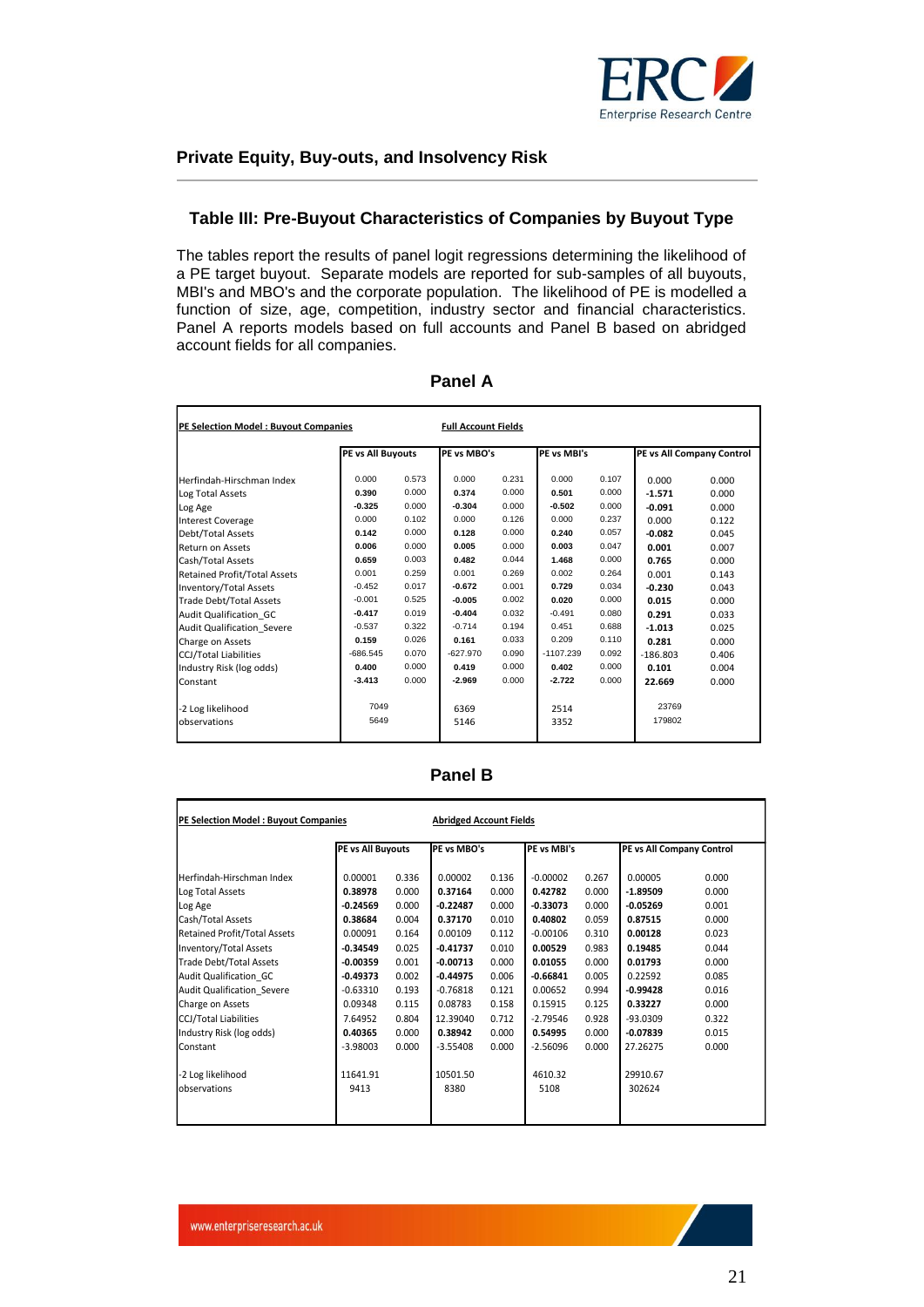## Table III: Pre-Buyout Characteristics of Companies by Buyout Type

The tables report the results of panel logit regressions determining the likelihood of a PE target buyout. Separate models are reported for sub-samples of all buyouts, MBI's and MBO's and the corporate population. The likelihood of PE is modelled a function of size, age, competition, industry sector and financial characteristics. Panel A reports models based on full accounts and Panel B based on abridged account fields for all companies.

### Panel A

| PE Selection Model : Buyout Companies | Full Account Fields | | | | | | | |
|---|---|---|---|---|---|---|---|---|
| | PE vs All Buyouts | | PE vs MBO's | | PE vs MBI's | | PE vs All Company Control | |
| Herfindah-Hirschman Index | 0.000 | 0.573 | 0.000 | 0.231 | 0.000 | 0.107 | 0.000 | 0.000 |
| Log Total Assets | **0.390** | 0.000 | **0.374** | 0.000 | **0.501** | 0.000 | **-1.571** | 0.000 |
| Log Age | **-0.325** | 0.000 | **-0.304** | 0.000 | **-0.502** | 0.000 | **-0.091** | 0.000 |
| Interest Coverage | 0.000 | 0.102 | 0.000 | 0.126 | 0.000 | 0.237 | 0.000 | 0.122 |
| Debt/Total Assets | **0.142** | 0.000 | **0.128** | 0.000 | **0.240** | 0.057 | **-0.082** | 0.045 |
| Return on Assets | **0.006** | 0.000 | **0.005** | 0.000 | **0.003** | 0.047 | **0.001** | 0.007 |
| Cash/Total Assets | **0.659** | 0.003 | **0.482** | 0.044 | **1.468** | 0.000 | **0.765** | 0.000 |
| Retained Profit/Total Assets | 0.001 | 0.259 | 0.001 | 0.269 | 0.002 | 0.264 | 0.001 | 0.143 |
| Inventory/Total Assets | -0.452 | 0.017 | **-0.672** | 0.001 | **0.729** | 0.034 | **-0.230** | 0.043 |
| Trade Debt/Total Assets | -0.001 | 0.525 | **-0.005** | 0.002 | **0.020** | 0.000 | **0.015** | 0.000 |
| Audit Qualification_GC | **-0.417** | 0.019 | **-0.404** | 0.032 | -0.491 | 0.080 | **0.291** | 0.033 |
| Audit Qualification_Severe | -0.537 | 0.322 | -0.714 | 0.194 | 0.451 | 0.688 | **-1.013** | 0.025 |
| Charge on Assets | **0.159** | 0.026 | **0.161** | 0.033 | 0.209 | 0.110 | **0.281** | 0.000 |
| CCJ/Total Liabilities | -686.545 | 0.070 | -627.970 | 0.090 | -1107.239 | 0.092 | -186.803 | 0.406 |
| Industry Risk (log odds) | **0.400** | 0.000 | **0.419** | 0.000 | **0.402** | 0.000 | **0.101** | 0.004 |
| Constant | **-3.413** | 0.000 | **-2.969** | 0.000 | **-2.722** | 0.000 | **22.669** | 0.000 |
| -2 Log likelihood | 7049 | | 6369 | | 2514 | | 23769 | |
| observations | 5649 | | 5146 | | 3352 | | 179802 | |

### Panel B

| PE Selection Model : Buyout Companies | Abridged Account Fields | | | | | | | |
|---|---|---|---|---|---|---|---|---|
| | PE vs All Buyouts | | PE vs MBO's | | PE vs MBI's | | PE vs All Company Control | |
| Herfindah-Hirschman Index | 0.00001 | 0.336 | 0.00002 | 0.136 | -0.00002 | 0.267 | 0.00005 | 0.000 |
| Log Total Assets | **0.38978** | 0.000 | **0.37164** | 0.000 | **0.42782** | 0.000 | **-1.89509** | 0.000 |
| Log Age | **-0.24569** | 0.000 | **-0.22487** | 0.000 | **-0.33073** | 0.000 | **-0.05269** | 0.001 |
| Cash/Total Assets | **0.38684** | 0.004 | **0.37170** | 0.010 | **0.40802** | 0.059 | **0.87515** | 0.000 |
| Retained Profit/Total Assets | 0.00091 | 0.164 | 0.00109 | 0.112 | -0.00106 | 0.310 | **0.00128** | 0.023 |
| Inventory/Total Assets | **-0.34549** | 0.025 | **-0.41737** | 0.010 | 0.00529 | 0.983 | **0.19485** | 0.044 |
| Trade Debt/Total Assets | **-0.00359** | 0.001 | **-0.00713** | 0.000 | **0.01055** | 0.000 | **0.01793** | 0.000 |
| Audit Qualification_GC | **-0.49373** | 0.002 | **-0.44975** | 0.006 | **-0.66841** | 0.005 | 0.22592 | 0.085 |
| Audit Qualification_Severe | -0.63310 | 0.193 | -0.76818 | 0.121 | 0.00652 | 0.994 | **-0.99428** | 0.016 |
| Charge on Assets | 0.09348 | 0.115 | 0.08783 | 0.158 | 0.15915 | 0.125 | **0.33227** | 0.000 |
| CCJ/Total Liabilities | 7.64952 | 0.804 | 12.39040 | 0.712 | -2.79546 | 0.928 | -93.0309 | 0.322 |
| Industry Risk (log odds) | **0.40365** | 0.000 | **0.38942** | 0.000 | **0.54995** | 0.000 | **-0.07839** | 0.015 |
| Constant | -3.98003 | 0.000 | -3.55408 | 0.000 | -2.56096 | 0.000 | 27.26275 | 0.000 |
| -2 Log likelihood | 11641.91 | | 10501.50 | | 4610.32 | | 29910.67 | |
| observations | 9413 | | 8380 | | 5108 | | 302624 | |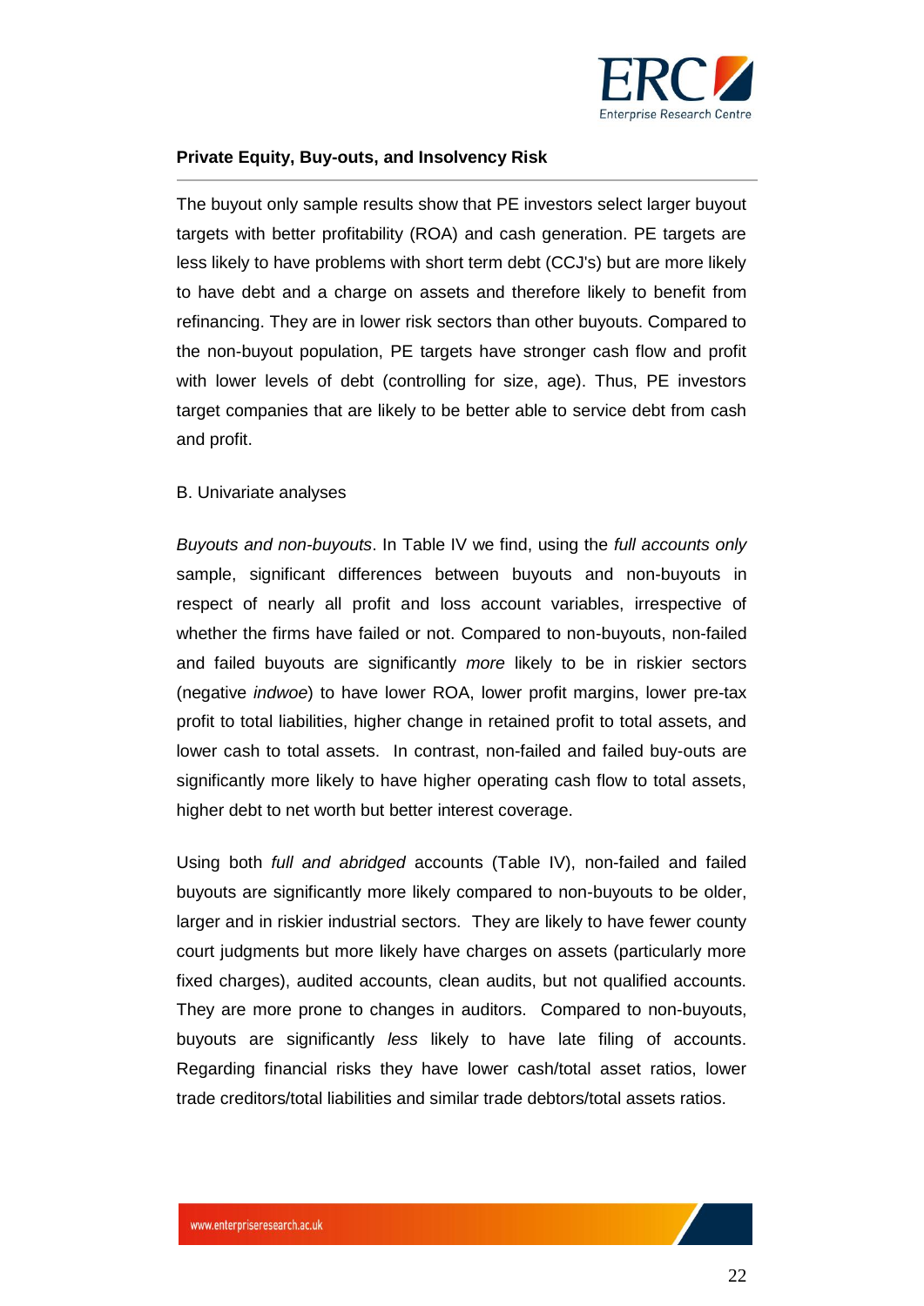The buyout only sample results show that PE investors select larger buyout targets with better profitability (ROA) and cash generation. PE targets are less likely to have problems with short term debt (CCJ's) but are more likely to have debt and a charge on assets and therefore likely to benefit from refinancing. They are in lower risk sectors than other buyouts. Compared to the non-buyout population, PE targets have stronger cash flow and profit with lower levels of debt (controlling for size, age). Thus, PE investors target companies that are likely to be better able to service debt from cash and profit.

B. Univariate analyses

*Buyouts and non-buyouts*. In Table IV we find, using the *full accounts only* sample, significant differences between buyouts and non-buyouts in respect of nearly all profit and loss account variables, irrespective of whether the firms have failed or not. Compared to non-buyouts, non-failed and failed buyouts are significantly *more* likely to be in riskier sectors (negative *indwoe*) to have lower ROA, lower profit margins, lower pre-tax profit to total liabilities, higher change in retained profit to total assets, and lower cash to total assets. In contrast, non-failed and failed buy-outs are significantly more likely to have higher operating cash flow to total assets, higher debt to net worth but better interest coverage.

Using both *full and abridged* accounts (Table IV), non-failed and failed buyouts are significantly more likely compared to non-buyouts to be older, larger and in riskier industrial sectors. They are likely to have fewer county court judgments but more likely have charges on assets (particularly more fixed charges), audited accounts, clean audits, but not qualified accounts. They are more prone to changes in auditors. Compared to non-buyouts, buyouts are significantly *less* likely to have late filing of accounts. Regarding financial risks they have lower cash/total asset ratios, lower trade creditors/total liabilities and similar trade debtors/total assets ratios.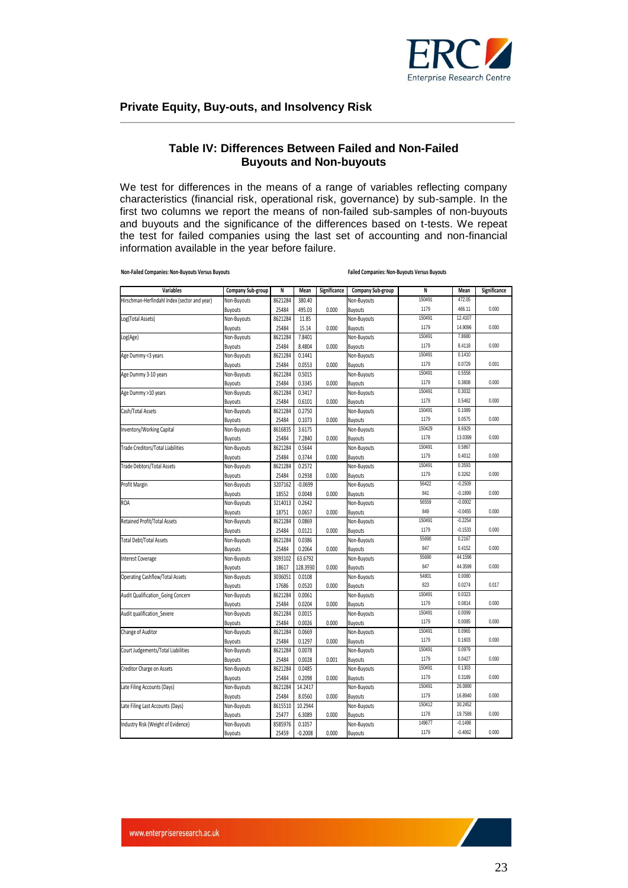## Table IV: Differences Between Failed and Non-Failed Buyouts and Non-buyouts

We test for differences in the means of a range of variables reflecting company characteristics (financial risk, operational risk, governance) by sub-sample. In the first two columns we report the means of non-failed sub-samples of non-buyouts and buyouts and the significance of the differences based on t-tests. We repeat the test for failed companies using the last set of accounting and non-financial information available in the year before failure.

| | Non-Failed Companies: Non-Buyouts Versus Buyouts | | | | Failed Companies: Non-Buyouts Versus Buyouts | | | |
|---|---|---|---|---|---|---|---|---|
| **Variables** | **Company Sub-group** | **N** | **Mean** | **Significance** | **Company Sub-group** | **N** | **Mean** | **Significance** |
| Hirschman-Herfindahl Index (sector and year) | Non-Buyouts | 8621284 | 380.40 | | Non-Buyouts | 150491 | 472.05 | |
| | Buyouts | 25484 | 495.03 | 0.000 | Buyouts | 1179 | 466.11 | 0.000 |
| Log(Total Assets) | Non-Buyouts | 8621284 | 11.85 | | Non-Buyouts | 150491 | 12.4107 | |
| | Buyouts | 25484 | 15.14 | 0.000 | Buyouts | 1179 | 14.9096 | 0.000 |
| Log(Age) | Non-Buyouts | 8621284 | 7.8401 | | Non-Buyouts | 150491 | 7.8680 | |
| | Buyouts | 25484 | 8.4804 | 0.000 | Buyouts | 1179 | 8.4118 | 0.000 |
| Age Dummy <3 years | Non-Buyouts | 8621284 | 0.1441 | | Non-Buyouts | 150491 | 0.1410 | |
| | Buyouts | 25484 | 0.0553 | 0.000 | Buyouts | 1179 | 0.0729 | 0.001 |
| Age Dummy 3-10 years | Non-Buyouts | 8621284 | 0.5015 | | Non-Buyouts | 150491 | 0.5558 | |
| | Buyouts | 25484 | 0.3345 | 0.000 | Buyouts | 1179 | 0.3808 | 0.000 |
| Age Dummy >10 years | Non-Buyouts | 8621284 | 0.3417 | | Non-Buyouts | 150491 | 0.3032 | |
| | Buyouts | 25484 | 0.6101 | 0.000 | Buyouts | 1179 | 0.5462 | 0.000 |
| Cash/Total Assets | Non-Buyouts | 8621284 | 0.2750 | | Non-Buyouts | 150491 | 0.1089 | |
| | Buyouts | 25484 | 0.1073 | 0.000 | Buyouts | 1179 | 0.0575 | 0.000 |
| Inventory/Working Capital | Non-Buyouts | 8616835 | 3.6175 | | Non-Buyouts | 150429 | 8.6929 | |
| | Buyouts | 25484 | 7.2840 | 0.000 | Buyouts | 1178 | 13.0399 | 0.000 |
| Trade Creditors/Total Liabilities | Non-Buyouts | 8621284 | 0.5644 | | Non-Buyouts | 150491 | 0.5867 | |
| | Buyouts | 25484 | 0.3744 | 0.000 | Buyouts | 1179 | 0.4012 | 0.000 |
| Trade Debtors/Total Assets | Non-Buyouts | 8621284 | 0.2572 | | Non-Buyouts | 150491 | 0.3593 | |
| | Buyouts | 25484 | 0.2938 | 0.000 | Buyouts | 1179 | 0.3262 | 0.000 |
| Profit Margin | Non-Buyouts | 3207162 | -0.0699 | | Non-Buyouts | 56422 | -0.2509 | |
| | Buyouts | 18552 | 0.0048 | 0.000 | Buyouts | 841 | -0.1899 | 0.000 |
| ROA | Non-Buyouts | 3214013 | 0.2642 | | Non-Buyouts | 56559 | -0.0002 | |
| | Buyouts | 18751 | 0.0657 | 0.000 | Buyouts | 849 | -0.0455 | 0.000 |
| Retained Profit/Total Assets | Non-Buyouts | 8621284 | 0.0869 | | Non-Buyouts | 150491 | -0.2254 | |
| | Buyouts | 25484 | 0.0121 | 0.000 | Buyouts | 1179 | -0.1533 | 0.000 |
| Total Debt/Total Assets | Non-Buyouts | 8621284 | 0.0386 | | Non-Buyouts | 55690 | 0.2167 | |
| | Buyouts | 25484 | 0.2064 | 0.000 | Buyouts | 847 | 0.4152 | 0.000 |
| Interest Coverage | Non-Buyouts | 3093102 | 63.6792 | | Non-Buyouts | 55690 | 44.1596 | |
| | Buyouts | 18617 | 128.3930 | 0.000 | Buyouts | 847 | 44.3599 | 0.000 |
| Operating Cashflow/Total Assets | Non-Buyouts | 3036051 | 0.0108 | | Non-Buyouts | 54801 | 0.0080 | |
| | Buyouts | 17686 | 0.0520 | 0.000 | Buyouts | 823 | 0.0274 | 0.017 |
| Audit Qualification_Going Concern | Non-Buyouts | 8621284 | 0.0061 | | Non-Buyouts | 150491 | 0.0323 | |
| | Buyouts | 25484 | 0.0204 | 0.000 | Buyouts | 1179 | 0.0814 | 0.000 |
| Audit qualification_Severe | Non-Buyouts | 8621284 | 0.0015 | | Non-Buyouts | 150491 | 0.0099 | |
| | Buyouts | 25484 | 0.0026 | 0.000 | Buyouts | 1179 | 0.0085 | 0.000 |
| Change of Auditor | Non-Buyouts | 8621284 | 0.0669 | | Non-Buyouts | 150491 | 0.0965 | |
| | Buyouts | 25484 | 0.1297 | 0.000 | Buyouts | 1179 | 0.1603 | 0.000 |
| Court Judgements/Total Liabilities | Non-Buyouts | 8621284 | 0.0078 | | Non-Buyouts | 150491 | 0.0979 | |
| | Buyouts | 25484 | 0.0028 | 0.001 | Buyouts | 1179 | 0.0427 | 0.000 |
| Creditor Charge on Assets | Non-Buyouts | 8621284 | 0.0485 | | Non-Buyouts | 150491 | 0.1303 | |
| | Buyouts | 25484 | 0.2098 | 0.000 | Buyouts | 1179 | 0.3189 | 0.000 |
| Late Filing Accounts (Days) | Non-Buyouts | 8621284 | 14.2417 | | Non-Buyouts | 150491 | 26.0890 | |
| | Buyouts | 25484 | 8.0560 | 0.000 | Buyouts | 1179 | 16.8940 | 0.000 |
| Late Filing Last Accounts (Days) | Non-Buyouts | 8615510 | 10.2944 | | Non-Buyouts | 150412 | 30.2452 | |
| | Buyouts | 25477 | 6.3089 | 0.000 | Buyouts | 1178 | 19.7589 | 0.000 |
| Industry Risk (Weight of Evidence) | Non-Buyouts | 8585976 | 0.1057 | | Non-Buyouts | 149677 | -0.1498 | |
| | Buyouts | 25459 | -0.2008 | 0.000 | Buyouts | 1179 | -0.4062 | 0.000 |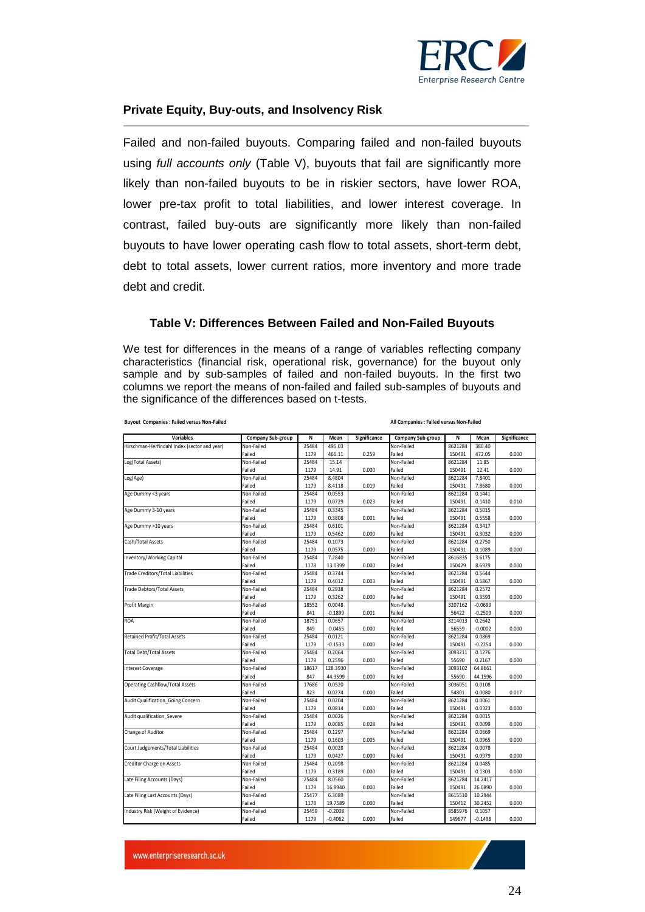## Private Equity, Buy-outs, and Insolvency Risk

Failed and non-failed buyouts. Comparing failed and non-failed buyouts using *full accounts only* (Table V), buyouts that fail are significantly more likely than non-failed buyouts to be in riskier sectors, have lower ROA, lower pre-tax profit to total liabilities, and lower interest coverage. In contrast, failed buy-outs are significantly more likely than non-failed buyouts to have lower operating cash flow to total assets, short-term debt, debt to total assets, lower current ratios, more inventory and more trade debt and credit.

### Table V: Differences Between Failed and Non-Failed Buyouts

We test for differences in the means of a range of variables reflecting company characteristics (financial risk, operational risk, governance) for the buyout only sample and by sub-samples of failed and non-failed buyouts. In the first two columns we report the means of non-failed and failed sub-samples of buyouts and the significance of the differences based on t-tests.

| | Buyout Companies : Failed versus Non-Failed | | | | All Companies : Failed versus Non-Failed | | | |
|---|---|---|---|---|---|---|---|---|
| Variables | Company Sub-group | N | Mean | Significance | Company Sub-group | N | Mean | Significance |
| Hirschman-Herfindahl Index (sector and year) | Non-Failed | 25484 | 495.03 | | Non-Failed | 8621284 | 380.40 | |
| | Failed | 1179 | 466.11 | 0.259 | Failed | 150491 | 472.05 | 0.000 |
| Log(Total Assets) | Non-Failed | 25484 | 15.14 | | Non-Failed | 8621284 | 11.85 | |
| | Failed | 1179 | 14.91 | 0.000 | Failed | 150491 | 12.41 | 0.000 |
| Log(Age) | Non-Failed | 25484 | 8.4804 | | Non-Failed | 8621284 | 7.8401 | |
| | Failed | 1179 | 8.4118 | 0.019 | Failed | 150491 | 7.8680 | 0.000 |
| Age Dummy <3 years | Non-Failed | 25484 | 0.0553 | | Non-Failed | 8621284 | 0.1441 | |
| | Failed | 1179 | 0.0729 | 0.023 | Failed | 150491 | 0.1410 | 0.010 |
| Age Dummy 3-10 years | Non-Failed | 25484 | 0.3345 | | Non-Failed | 8621284 | 0.5015 | |
| | Failed | 1179 | 0.3808 | 0.001 | Failed | 150491 | 0.5558 | 0.000 |
| Age Dummy >10 years | Non-Failed | 25484 | 0.6101 | | Non-Failed | 8621284 | 0.3417 | |
| | Failed | 1179 | 0.5462 | 0.000 | Failed | 150491 | 0.3032 | 0.000 |
| Cash/Total Assets | Non-Failed | 25484 | 0.1073 | | Non-Failed | 8621284 | 0.2750 | |
| | Failed | 1179 | 0.0575 | 0.000 | Failed | 150491 | 0.1089 | 0.000 |
| Inventory/Working Capital | Non-Failed | 25484 | 7.2840 | | Non-Failed | 8616835 | 3.6175 | |
| | Failed | 1178 | 13.0399 | 0.000 | Failed | 150429 | 8.6929 | 0.000 |
| Trade Creditors/Total Liabilities | Non-Failed | 25484 | 0.3744 | | Non-Failed | 8621284 | 0.5644 | |
| | Failed | 1179 | 0.4012 | 0.003 | Failed | 150491 | 0.5867 | 0.000 |
| Trade Debtors/Total Assets | Non-Failed | 25484 | 0.2938 | | Non-Failed | 8621284 | 0.2572 | |
| | Failed | 1179 | 0.3262 | 0.000 | Failed | 150491 | 0.3593 | 0.000 |
| Profit Margin | Non-Failed | 18552 | 0.0048 | | Non-Failed | 3207162 | -0.0699 | |
| | Failed | 841 | -0.1899 | 0.001 | Failed | 56422 | -0.2509 | 0.000 |
| ROA | Non-Failed | 18751 | 0.0657 | | Non-Failed | 3214013 | 0.2642 | |
| | Failed | 849 | -0.0455 | 0.000 | Failed | 56559 | -0.0002 | 0.000 |
| Retained Profit/Total Assets | Non-Failed | 25484 | 0.0121 | | Non-Failed | 8621284 | 0.0869 | |
| | Failed | 1179 | -0.1533 | 0.000 | Failed | 150491 | -0.2254 | 0.000 |
| Total Debt/Total Assets | Non-Failed | 25484 | 0.2064 | | Non-Failed | 3093211 | 0.1276 | |
| | Failed | 1179 | 0.2596 | 0.000 | Failed | 55690 | 0.2167 | 0.000 |
| Interest Coverage | Non-Failed | 18617 | 128.3930 | | Non-Failed | 3093102 | 64.8661 | |
| | Failed | 847 | 44.3599 | 0.000 | Failed | 55690 | 44.1596 | 0.000 |
| Operating Cashflow/Total Assets | Non-Failed | 17686 | 0.0520 | | Non-Failed | 3036051 | 0.0108 | |
| | Failed | 823 | 0.0274 | 0.000 | Failed | 54801 | 0.0080 | 0.017 |
| Audit Qualification_Going Concern | Non-Failed | 25484 | 0.0204 | | Non-Failed | 8621284 | 0.0061 | |
| | Failed | 1179 | 0.0814 | 0.000 | Failed | 150491 | 0.0323 | 0.000 |
| Audit qualification_Severe | Non-Failed | 25484 | 0.0026 | | Non-Failed | 8621284 | 0.0015 | |
| | Failed | 1179 | 0.0085 | 0.028 | Failed | 150491 | 0.0099 | 0.000 |
| Change of Auditor | Non-Failed | 25484 | 0.1297 | | Non-Failed | 8621284 | 0.0669 | |
| | Failed | 1179 | 0.1603 | 0.005 | Failed | 150491 | 0.0965 | 0.000 |
| Court Judgements/Total Liabilities | Non-Failed | 25484 | 0.0028 | | Non-Failed | 8621284 | 0.0078 | |
| | Failed | 1179 | 0.0427 | 0.000 | Failed | 150491 | 0.0979 | 0.000 |
| Creditor Charge on Assets | Non-Failed | 25484 | 0.2098 | | Non-Failed | 8621284 | 0.0485 | |
| | Failed | 1179 | 0.3189 | 0.000 | Failed | 150491 | 0.1303 | 0.000 |
| Late Filing Accounts (Days) | Non-Failed | 25484 | 8.0560 | | Non-Failed | 8621284 | 14.2417 | |
| | Failed | 1179 | 16.8940 | 0.000 | Failed | 150491 | 26.0890 | 0.000 |
| Late Filing Last Accounts (Days) | Non-Failed | 25477 | 6.3089 | | Non-Failed | 8615510 | 10.2944 | |
| | Failed | 1178 | 19.7589 | 0.000 | Failed | 150412 | 30.2452 | 0.000 |
| Industry Risk (Weight of Evidence) | Non-Failed | 25459 | -0.2008 | | Non-Failed | 8585976 | 0.1057 | |
| | Failed | 1179 | -0.4062 | 0.000 | Failed | 149677 | -0.1498 | 0.000 |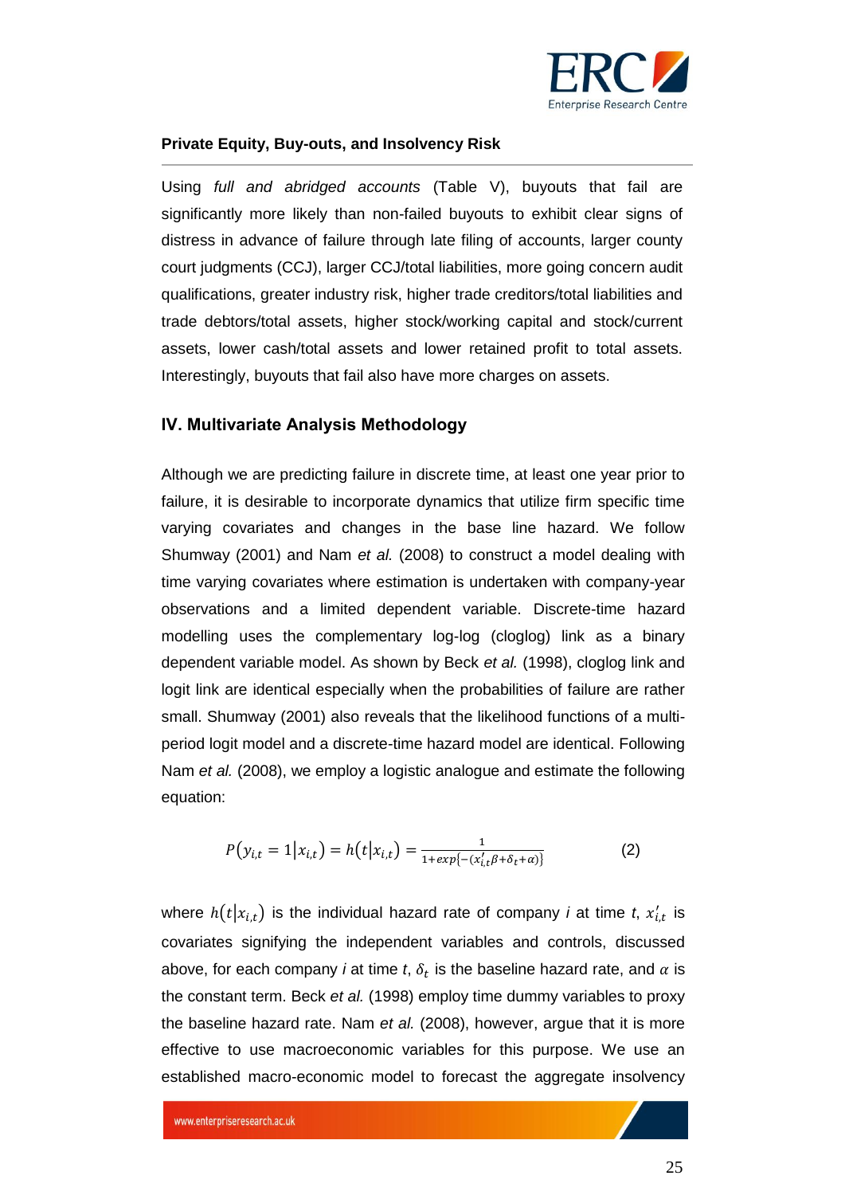Using *full and abridged accounts* (Table V), buyouts that fail are significantly more likely than non-failed buyouts to exhibit clear signs of distress in advance of failure through late filing of accounts, larger county court judgments (CCJ), larger CCJ/total liabilities, more going concern audit qualifications, greater industry risk, higher trade creditors/total liabilities and trade debtors/total assets, higher stock/working capital and stock/current assets, lower cash/total assets and lower retained profit to total assets. Interestingly, buyouts that fail also have more charges on assets.

## IV. Multivariate Analysis Methodology

Although we are predicting failure in discrete time, at least one year prior to failure, it is desirable to incorporate dynamics that utilize firm specific time varying covariates and changes in the base line hazard. We follow Shumway (2001) and Nam *et al.* (2008) to construct a model dealing with time varying covariates where estimation is undertaken with company-year observations and a limited dependent variable. Discrete-time hazard modelling uses the complementary log-log (cloglog) link as a binary dependent variable model. As shown by Beck *et al.* (1998), cloglog link and logit link are identical especially when the probabilities of failure are rather small. Shumway (2001) also reveals that the likelihood functions of a multi-period logit model and a discrete-time hazard model are identical. Following Nam *et al.* (2008), we employ a logistic analogue and estimate the following equation:

$$P(y_{i,t} = 1|x_{i,t}) = h(t|x_{i,t}) = \frac{1}{1+exp\{-(x_{i,t}'\beta+\delta_t+\alpha)\}} \qquad (2)$$

where $h(t|x_{i,t})$ is the individual hazard rate of company *i* at time *t*, $x_{i,t}'$ is covariates signifying the independent variables and controls, discussed above, for each company *i* at time *t*, $\delta_t$ is the baseline hazard rate, and $\alpha$ is the constant term. Beck *et al.* (1998) employ time dummy variables to proxy the baseline hazard rate. Nam *et al.* (2008), however, argue that it is more effective to use macroeconomic variables for this purpose. We use an established macro-economic model to forecast the aggregate insolvency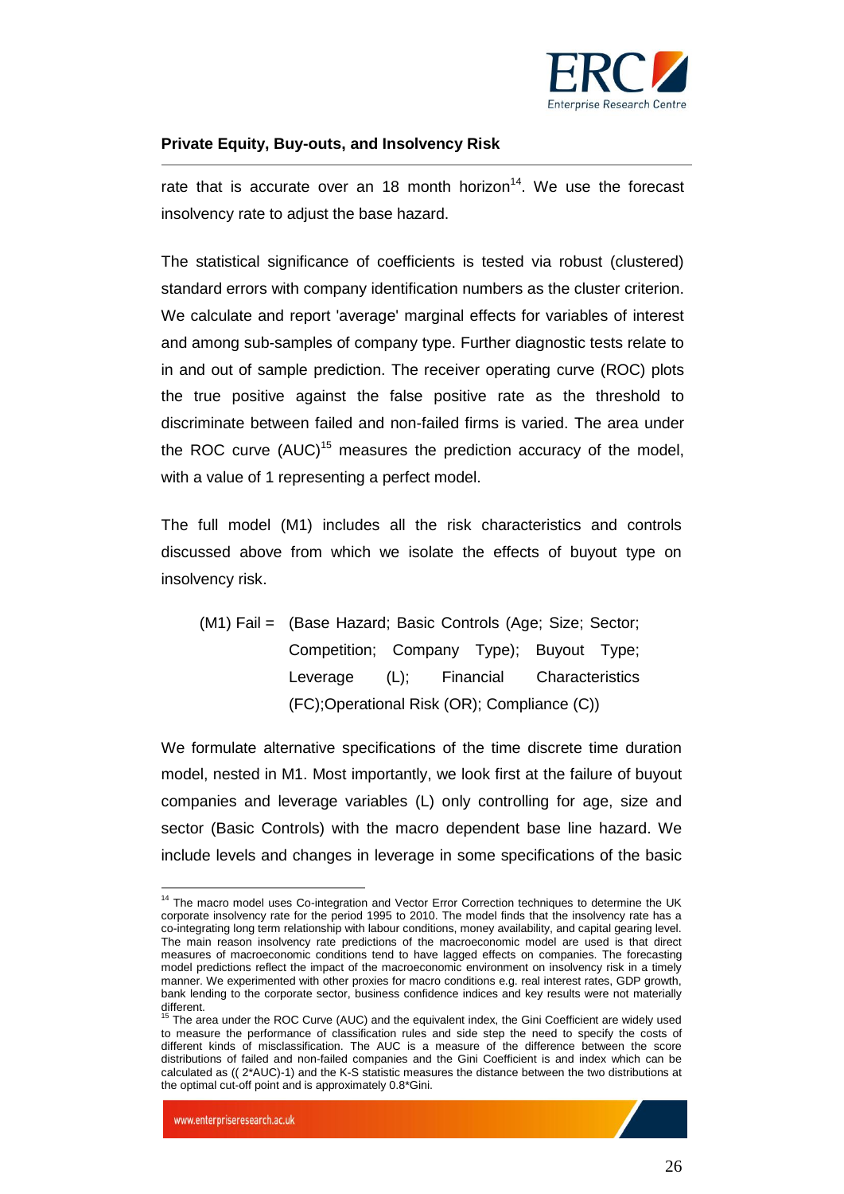rate that is accurate over an 18 month horizon[14]. We use the forecast insolvency rate to adjust the base hazard.

The statistical significance of coefficients is tested via robust (clustered) standard errors with company identification numbers as the cluster criterion. We calculate and report 'average' marginal effects for variables of interest and among sub-samples of company type. Further diagnostic tests relate to in and out of sample prediction. The receiver operating curve (ROC) plots the true positive against the false positive rate as the threshold to discriminate between failed and non-failed firms is varied. The area under the ROC curve (AUC)[15] measures the prediction accuracy of the model, with a value of 1 representing a perfect model.

The full model (M1) includes all the risk characteristics and controls discussed above from which we isolate the effects of buyout type on insolvency risk.

(M1) Fail = (Base Hazard; Basic Controls (Age; Size; Sector; Competition; Company Type); Buyout Type; Leverage (L); Financial Characteristics (FC);Operational Risk (OR); Compliance (C))

We formulate alternative specifications of the time discrete time duration model, nested in M1. Most importantly, we look first at the failure of buyout companies and leverage variables (L) only controlling for age, size and sector (Basic Controls) with the macro dependent base line hazard. We include levels and changes in leverage in some specifications of the basic

---

[14] The macro model uses Co-integration and Vector Error Correction techniques to determine the UK corporate insolvency rate for the period 1995 to 2010. The model finds that the insolvency rate has a co-integrating long term relationship with labour conditions, money availability, and capital gearing level. The main reason insolvency rate predictions of the macroeconomic model are used is that direct measures of macroeconomic conditions tend to have lagged effects on companies. The forecasting model predictions reflect the impact of the macroeconomic environment on insolvency risk in a timely manner. We experimented with other proxies for macro conditions e.g. real interest rates, GDP growth, bank lending to the corporate sector, business confidence indices and key results were not materially different.

[15] The area under the ROC Curve (AUC) and the equivalent index, the Gini Coefficient are widely used to measure the performance of classification rules and side step the need to specify the costs of different kinds of misclassification. The AUC is a measure of the difference between the score distributions of failed and non-failed companies and the Gini Coefficient is and index which can be calculated as (( 2*AUC)-1) and the K-S statistic measures the distance between the two distributions at the optimal cut-off point and is approximately 0.8*Gini.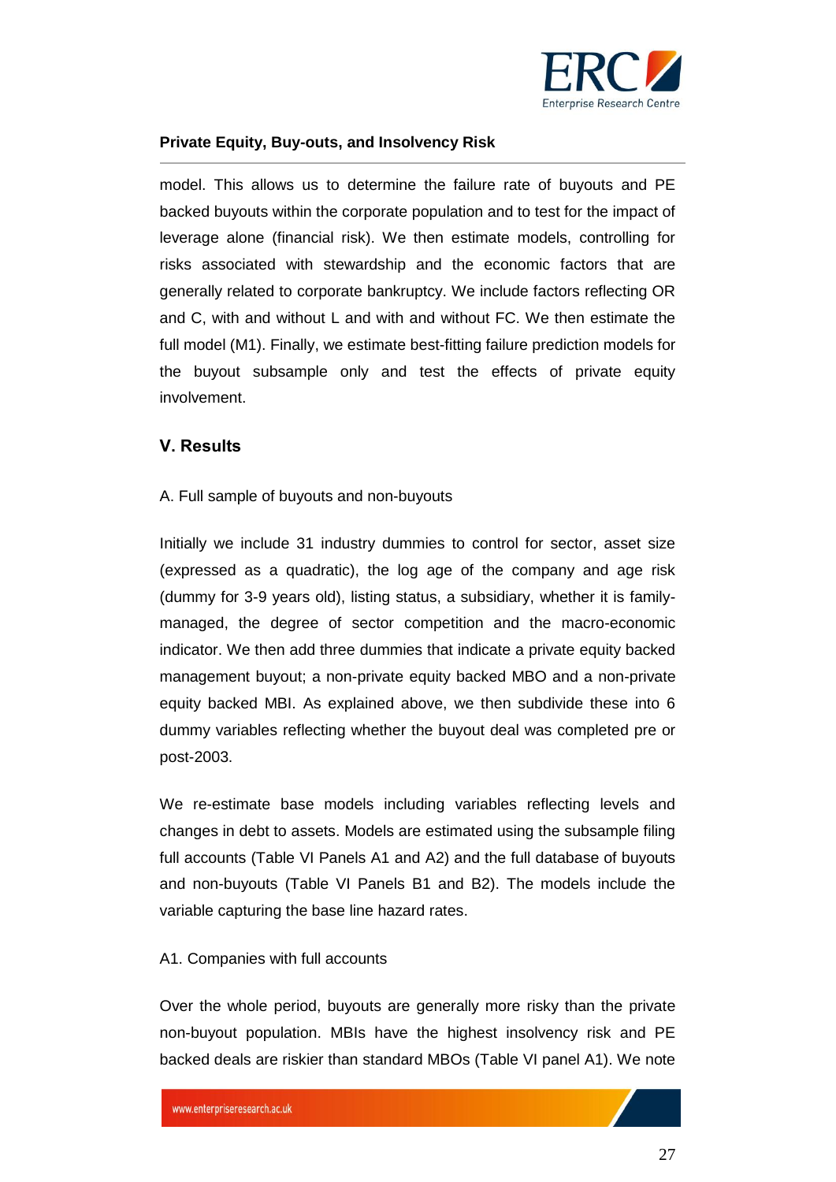model. This allows us to determine the failure rate of buyouts and PE backed buyouts within the corporate population and to test for the impact of leverage alone (financial risk). We then estimate models, controlling for risks associated with stewardship and the economic factors that are generally related to corporate bankruptcy. We include factors reflecting OR and C, with and without L and with and without FC. We then estimate the full model (M1). Finally, we estimate best-fitting failure prediction models for the buyout subsample only and test the effects of private equity involvement.

## V. Results

A. Full sample of buyouts and non-buyouts

Initially we include 31 industry dummies to control for sector, asset size (expressed as a quadratic), the log age of the company and age risk (dummy for 3-9 years old), listing status, a subsidiary, whether it is family-managed, the degree of sector competition and the macro-economic indicator. We then add three dummies that indicate a private equity backed management buyout; a non-private equity backed MBO and a non-private equity backed MBI. As explained above, we then subdivide these into 6 dummy variables reflecting whether the buyout deal was completed pre or post-2003.

We re-estimate base models including variables reflecting levels and changes in debt to assets. Models are estimated using the subsample filing full accounts (Table VI Panels A1 and A2) and the full database of buyouts and non-buyouts (Table VI Panels B1 and B2). The models include the variable capturing the base line hazard rates.

A1. Companies with full accounts

Over the whole period, buyouts are generally more risky than the private non-buyout population. MBIs have the highest insolvency risk and PE backed deals are riskier than standard MBOs (Table VI panel A1). We note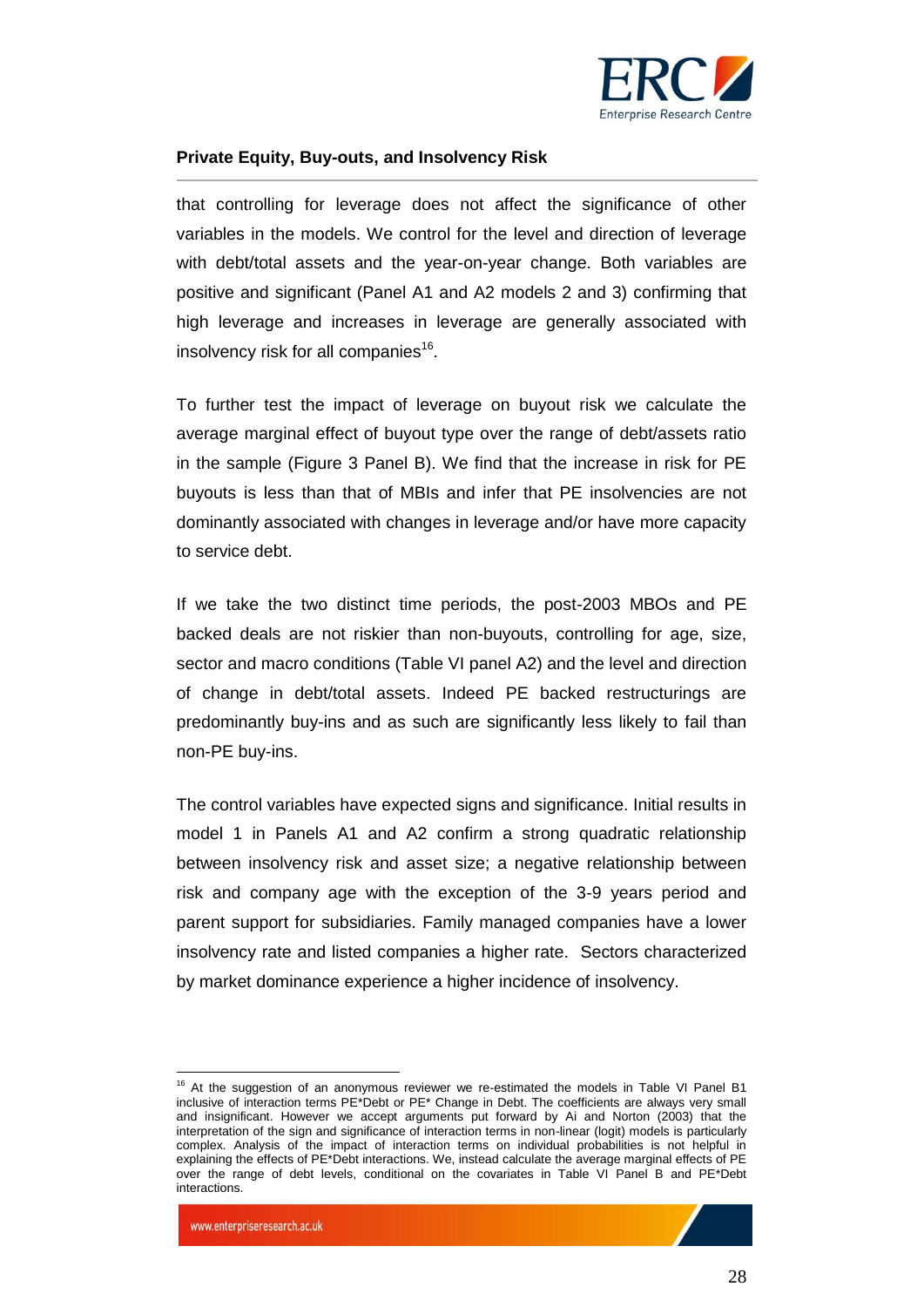that controlling for leverage does not affect the significance of other variables in the models. We control for the level and direction of leverage with debt/total assets and the year-on-year change. Both variables are positive and significant (Panel A1 and A2 models 2 and 3) confirming that high leverage and increases in leverage are generally associated with insolvency risk for all companies[16].

To further test the impact of leverage on buyout risk we calculate the average marginal effect of buyout type over the range of debt/assets ratio in the sample (Figure 3 Panel B). We find that the increase in risk for PE buyouts is less than that of MBIs and infer that PE insolvencies are not dominantly associated with changes in leverage and/or have more capacity to service debt.

If we take the two distinct time periods, the post-2003 MBOs and PE backed deals are not riskier than non-buyouts, controlling for age, size, sector and macro conditions (Table VI panel A2) and the level and direction of change in debt/total assets. Indeed PE backed restructurings are predominantly buy-ins and as such are significantly less likely to fail than non-PE buy-ins.

The control variables have expected signs and significance. Initial results in model 1 in Panels A1 and A2 confirm a strong quadratic relationship between insolvency risk and asset size; a negative relationship between risk and company age with the exception of the 3-9 years period and parent support for subsidiaries. Family managed companies have a lower insolvency rate and listed companies a higher rate. Sectors characterized by market dominance experience a higher incidence of insolvency.

---

[16] At the suggestion of an anonymous reviewer we re-estimated the models in Table VI Panel B1 inclusive of interaction terms PE*Debt or PE* Change in Debt. The coefficients are always very small and insignificant. However we accept arguments put forward by Ai and Norton (2003) that the interpretation of the sign and significance of interaction terms in non-linear (logit) models is particularly complex. Analysis of the impact of interaction terms on individual probabilities is not helpful in explaining the effects of PE*Debt interactions. We, instead calculate the average marginal effects of PE over the range of debt levels, conditional on the covariates in Table VI Panel B and PE*Debt interactions.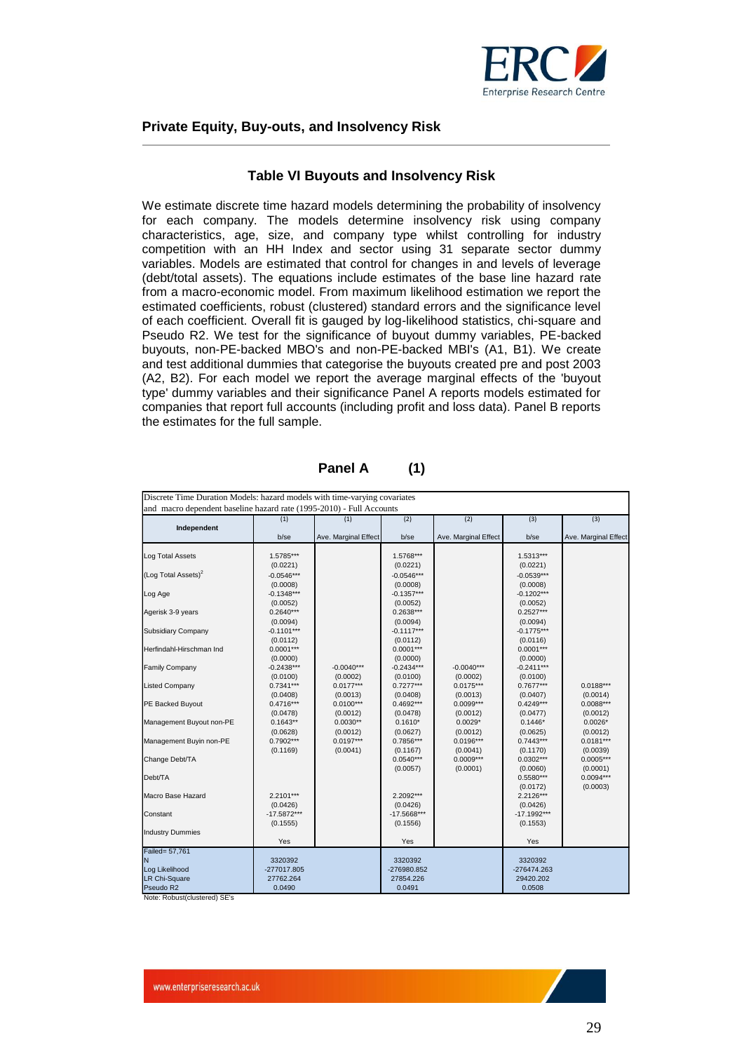## Table VI Buyouts and Insolvency Risk

We estimate discrete time hazard models determining the probability of insolvency for each company. The models determine insolvency risk using company characteristics, age, size, and company type whilst controlling for industry competition with an HH Index and sector using 31 separate sector dummy variables. Models are estimated that control for changes in and levels of leverage (debt/total assets). The equations include estimates of the base line hazard rate from a macro-economic model. From maximum likelihood estimation we report the estimated coefficients, robust (clustered) standard errors and the significance level of each coefficient. Overall fit is gauged by log-likelihood statistics, chi-square and Pseudo R2. We test for the significance of buyout dummy variables, PE-backed buyouts, non-PE-backed MBO's and non-PE-backed MBI's (A1, B1). We create and test additional dummies that categorise the buyouts created pre and post 2003 (A2, B2). For each model we report the average marginal effects of the 'buyout type' dummy variables and their significance Panel A reports models estimated for companies that report full accounts (including profit and loss data). Panel B reports the estimates for the full sample.

**Panel A (1)**

Discrete Time Duration Models: hazard models with time-varying covariates and macro dependent baseline hazard rate (1995-2010) - Full Accounts

| Independent | (1) b/se | (1) Ave. Marginal Effect | (2) b/se | (2) Ave. Marginal Effect | (3) b/se | (3) Ave. Marginal Effect |
|---|---|---|---|---|---|---|
| Log Total Assets | 1.5785*** | | 1.5768*** | | 1.5313*** | |
| | (0.0221) | | (0.0221) | | (0.0221) | |
| (Log Total Assets)$^2$ | -0.0546*** | | -0.0546*** | | -0.0539*** | |
| | (0.0008) | | (0.0008) | | (0.0008) | |
| Log Age | -0.1348*** | | -0.1357*** | | -0.1202*** | |
| | (0.0052) | | (0.0052) | | (0.0052) | |
| Agerisk 3-9 years | 0.2640*** | | 0.2638*** | | 0.2527*** | |
| | (0.0094) | | (0.0094) | | (0.0094) | |
| Subsidiary Company | -0.1101*** | | -0.1117*** | | -0.1775*** | |
| | (0.0112) | | (0.0112) | | (0.0116) | |
| Herfindahl-Hirschman Ind | 0.0001*** | | 0.0001*** | | 0.0001*** | |
| | (0.0000) | | (0.0000) | | (0.0000) | |
| Family Company | -0.2438*** | -0.0040*** | -0.2434*** | -0.0040*** | -0.2411*** | |
| | (0.0100) | (0.0002) | (0.0100) | (0.0002) | (0.0100) | |
| Listed Company | 0.7341*** | 0.0177*** | 0.7277*** | 0.0175*** | 0.7677*** | 0.0188*** |
| | (0.0408) | (0.0013) | (0.0408) | (0.0013) | (0.0407) | (0.0014) |
| PE Backed Buyout | 0.4716*** | 0.0100*** | 0.4692*** | 0.0099*** | 0.4249*** | 0.0088*** |
| | (0.0478) | (0.0012) | (0.0478) | (0.0012) | (0.0477) | (0.0012) |
| Management Buyout non-PE | 0.1643** | 0.0030** | 0.1610* | 0.0029* | 0.1446* | 0.0026* |
| | (0.0628) | (0.0012) | (0.0627) | (0.0012) | (0.0625) | (0.0012) |
| Management Buyin non-PE | 0.7902*** | 0.0197*** | 0.7856*** | 0.0196*** | 0.7443*** | 0.0181*** |
| | (0.1169) | (0.0041) | (0.1167) | (0.0041) | (0.1170) | (0.0039) |
| Change Debt/TA | | | 0.0540*** | 0.0009*** | 0.0302*** | 0.0005*** |
| | | | (0.0057) | (0.0001) | (0.0060) | (0.0001) |
| Debt/TA | | | | | 0.5580*** | 0.0094*** |
| | | | | | (0.0172) | (0.0003) |
| Macro Base Hazard | 2.2101*** | | 2.2092*** | | 2.2126*** | |
| | (0.0426) | | (0.0426) | | (0.0426) | |
| Constant | -17.5872*** | | -17.5668*** | | -17.1992*** | |
| | (0.1555) | | (0.1556) | | (0.1553) | |
| Industry Dummies | Yes | | Yes | | Yes | |
| Failed= 57,761 | | | | | | |
| N | 3320392 | | 3320392 | | 3320392 | |
| Log Likelihood | -277017.805 | | -276980.852 | | -276474.263 | |
| LR Chi-Square | 27762.264 | | 27854.226 | | 29420.202 | |
| Pseudo R2 | 0.0490 | | 0.0491 | | 0.0508 | |

Note: Robust(clustered) SE's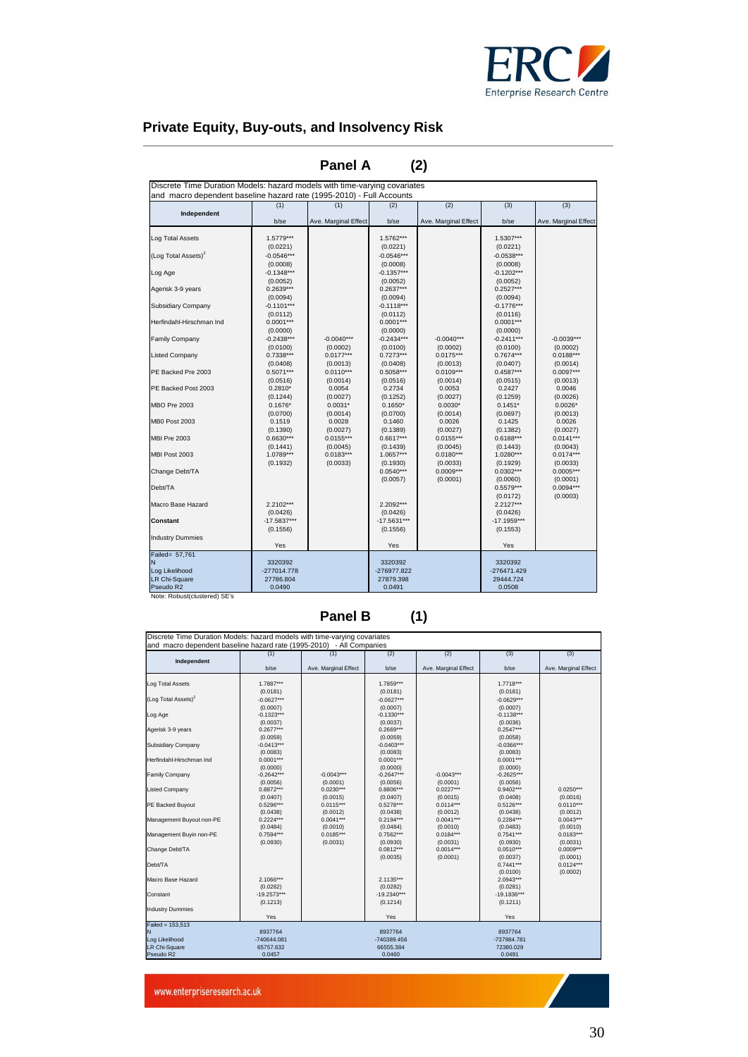## Private Equity, Buy-outs, and Insolvency Risk

**Panel A (2)**

Discrete Time Duration Models: hazard models with time-varying covariates and macro dependent baseline hazard rate (1995-2010) - Full Accounts

| Independent | (1) | (1) | (2) | (2) | (3) | (3) |
|---|---|---|---|---|---|---|
| | b/se | Ave. Marginal Effect | b/se | Ave. Marginal Effect | b/se | Ave. Marginal Effect |
| Log Total Assets | 1.5779*** | | 1.5762*** | | 1.5307*** | |
| | (0.0221) | | (0.0221) | | (0.0221) | |
| (Log Total Assets)$^2$ | -0.0546*** | | -0.0546*** | | -0.0538*** | |
| | (0.0008) | | (0.0008) | | (0.0008) | |
| Log Age | -0.1348*** | | -0.1357*** | | -0.1202*** | |
| | (0.0052) | | (0.0052) | | (0.0052) | |
| Agerisk 3-9 years | 0.2639*** | | 0.2637*** | | 0.2527*** | |
| | (0.0094) | | (0.0094) | | (0.0094) | |
| Subsidiary Company | -0.1101*** | | -0.1118*** | | -0.1776*** | |
| | (0.0112) | | (0.0112) | | (0.0116) | |
| Herfindahl-Hirschman Ind | 0.0001*** | | 0.0001*** | | 0.0001*** | |
| | (0.0000) | | (0.0000) | | (0.0000) | |
| Family Company | -0.2438*** | -0.0040*** | -0.2434*** | -0.0040*** | -0.2411*** | -0.0039*** |
| | (0.0100) | (0.0002) | (0.0100) | (0.0002) | (0.0100) | (0.0002) |
| Listed Company | 0.7338*** | 0.0177*** | 0.7273*** | 0.0175*** | 0.7674*** | 0.0188*** |
| | (0.0408) | (0.0013) | (0.0408) | (0.0013) | (0.0407) | (0.0014) |
| PE Backed Pre 2003 | 0.5071*** | 0.0110*** | 0.5058*** | 0.0109*** | 0.4587*** | 0.0097*** |
| | (0.0516) | (0.0014) | (0.0516) | (0.0014) | (0.0515) | (0.0013) |
| PE Backed Post 2003 | 0.2810* | 0.0054 | 0.2734 | 0.0053 | 0.2427 | 0.0046 |
| | (0.1244) | (0.0027) | (0.1252) | (0.0027) | (0.1259) | (0.0026) |
| MBO Pre 2003 | 0.1676* | 0.0031* | 0.1650* | 0.0030* | 0.1451* | 0.0026* |
| | (0.0700) | (0.0014) | (0.0700) | (0.0014) | (0.0697) | (0.0013) |
| MB0 Post 2003 | 0.1519 | 0.0028 | 0.1460 | 0.0026 | 0.1425 | 0.0026 |
| | (0.1390) | (0.0027) | (0.1389) | (0.0027) | (0.1382) | (0.0027) |
| MBI Pre 2003 | 0.6630*** | 0.0155*** | 0.6617*** | 0.0155*** | 0.6188*** | 0.0141*** |
| | (0.1441) | (0.0045) | (0.1439) | (0.0045) | (0.1443) | (0.0043) |
| MBI Post 2003 | 1.0789*** | 0.0183*** | 1.0657*** | 0.0180*** | 1.0280*** | 0.0174*** |
| | (0.1932) | (0.0033) | (0.1930) | (0.0033) | (0.1929) | (0.0033) |
| Change Debt/TA | | | 0.0540*** | 0.0009*** | 0.0302*** | 0.0005*** |
| | | | (0.0057) | (0.0001) | (0.0060) | (0.0001) |
| Debt/TA | | | | | 0.5579*** | 0.0094*** |
| | | | | | (0.0172) | (0.0003) |
| Macro Base Hazard | 2.2102*** | | 2.2092*** | | 2.2127*** | |
| | (0.0426) | | (0.0426) | | (0.0426) | |
| **Constant** | -17.5837*** | | -17.5631*** | | -17.1959*** | |
| | (0.1556) | | (0.1556) | | (0.1553) | |
| Industry Dummies | Yes | | Yes | | Yes | |
| Failed= 57,761 | | | | | | |
| N | 3320392 | | 3320392 | | 3320392 | |
| Log Likelihood | -277014.778 | | -276977.822 | | -276471.429 | |
| LR Chi-Square | 27786.804 | | 27879.398 | | 29444.724 | |
| Pseudo R2 | 0.0490 | | 0.0491 | | 0.0508 | |

Note: Robust(clustered) SE's

**Panel B (1)**

Discrete Time Duration Models: hazard models with time-varying covariates and macro dependent baseline hazard rate (1995-2010) - All Companies

| Independent | (1) | (1) | (2) | (2) | (3) | (3) |
|---|---|---|---|---|---|---|
| | b/se | Ave. Marginal Effect | b/se | Ave. Marginal Effect | b/se | Ave. Marginal Effect |
| Log Total Assets | 1.7887*** | | 1.7859*** | | 1.7718*** | |
| | (0.0181) | | (0.0181) | | (0.0181) | |
| (Log Total Assets)$^2$ | -0.0627*** | | -0.0627*** | | -0.0629*** | |
| | (0.0007) | | (0.0007) | | (0.0007) | |
| Log Age | -0.1323*** | | -0.1330*** | | -0.1138*** | |
| | (0.0037) | | (0.0037) | | (0.0036) | |
| Agerisk 3-9 years | 0.2677*** | | 0.2669*** | | 0.2547*** | |
| | (0.0059) | | (0.0059) | | (0.0058) | |
| Subsidiary Company | -0.0413*** | | -0.0403*** | | -0.0366*** | |
| | (0.0083) | | (0.0083) | | (0.0083) | |
| Herfindahl-Hirschman Ind | 0.0001*** | | 0.0001*** | | 0.0001*** | |
| | (0.0000) | | (0.0000) | | (0.0000) | |
| Family Company | -0.2642*** | -0.0043*** | -0.2647*** | -0.0043*** | -0.2625*** | |
| | (0.0056) | (0.0001) | (0.0056) | (0.0001) | (0.0056) | |
| Listed Company | 0.8872*** | 0.0230*** | 0.8806*** | 0.0227*** | 0.9402*** | 0.0250*** |
| | (0.0407) | (0.0015) | (0.0407) | (0.0015) | (0.0408) | (0.0016) |
| PE Backed Buyout | 0.5296*** | 0.0115*** | 0.5278*** | 0.0114*** | 0.5126*** | 0.0110*** |
| | (0.0438) | (0.0012) | (0.0438) | (0.0012) | (0.0438) | (0.0012) |
| Management Buyout non-PE | 0.2224*** | 0.0041*** | 0.2194*** | 0.0041*** | 0.2284*** | 0.0043*** |
| | (0.0484) | (0.0010) | (0.0484) | (0.0010) | (0.0483) | (0.0010) |
| Management Buyin non-PE | 0.7594*** | 0.0185*** | 0.7562*** | 0.0184*** | 0.7541*** | 0.0183*** |
| | (0.0930) | (0.0031) | (0.0930) | (0.0031) | (0.0930) | (0.0031) |
| Change Debt/TA | | | 0.0812*** | 0.0014*** | 0.0510*** | 0.0009*** |
| | | | (0.0035) | (0.0001) | (0.0037) | (0.0001) |
| Debt/TA | | | | | 0.7441*** | 0.0124*** |
| | | | | | (0.0100) | (0.0002) |
| Macro Base Hazard | 2.1066*** | | 2.1135*** | | 2.0943*** | |
| | (0.0282) | | (0.0282) | | (0.0281) | |
| Constant | -19.2573*** | | -19.2340*** | | -19.1836*** | |
| | (0.1213) | | (0.1214) | | (0.1211) | |
| Industry Dummies | Yes | | Yes | | Yes | |
| Failed = 153,513 | | | | | | |
| N | 8937764 | | 8937764 | | 8937764 | |
| Log Likelihood | -740644.081 | | -740389.456 | | -737984.781 | |
| LR Chi-Square | 65757.632 | | 66555.384 | | 72380.029 | |
| Pseudo R2 | 0.0457 | | 0.0460 | | 0.0491 | |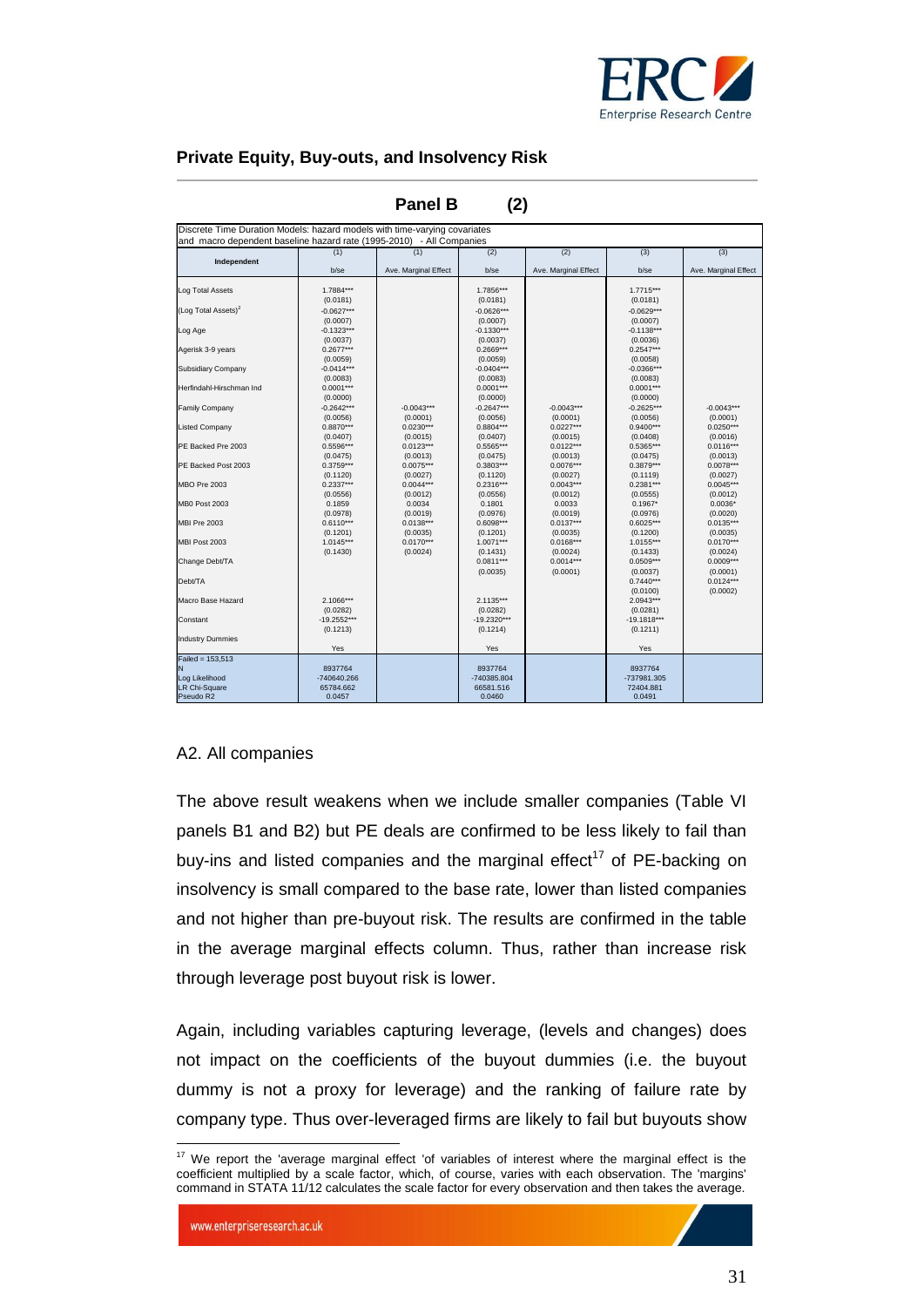## Private Equity, Buy-outs, and Insolvency Risk

**Panel B (2)**

Discrete Time Duration Models: hazard models with time-varying covariates and macro dependent baseline hazard rate (1995-2010) - All Companies

| Independent | (1) | (1) | (2) | (2) | (3) | (3) |
|---|---|---|---|---|---|---|
| | b/se | Ave. Marginal Effect | b/se | Ave. Marginal Effect | b/se | Ave. Marginal Effect |
| Log Total Assets | 1.7884*** | | 1.7856*** | | 1.7715*** | |
| | (0.0181) | | (0.0181) | | (0.0181) | |
| (Log Total Assets)$^2$ | -0.0627*** | | -0.0626*** | | -0.0629*** | |
| | (0.0007) | | (0.0007) | | (0.0007) | |
| Log Age | -0.1323*** | | -0.1330*** | | -0.1138*** | |
| | (0.0037) | | (0.0037) | | (0.0036) | |
| Agerisk 3-9 years | 0.2677*** | | 0.2669*** | | 0.2547*** | |
| | (0.0059) | | (0.0059) | | (0.0058) | |
| Subsidiary Company | -0.0414*** | | -0.0404*** | | -0.0366*** | |
| | (0.0083) | | (0.0083) | | (0.0083) | |
| Herfindahl-Hirschman Ind | 0.0001*** | | 0.0001*** | | 0.0001*** | |
| | (0.0000) | | (0.0000) | | (0.0000) | |
| Family Company | -0.2642*** | -0.0043*** | -0.2647*** | -0.0043*** | -0.2625*** | -0.0043*** |
| | (0.0056) | (0.0001) | (0.0056) | (0.0001) | (0.0056) | (0.0001) |
| Listed Company | 0.8870*** | 0.0230*** | 0.8804*** | 0.0227*** | 0.9400*** | 0.0250*** |
| | (0.0407) | (0.0015) | (0.0407) | (0.0015) | (0.0408) | (0.0016) |
| PE Backed Pre 2003 | 0.5596*** | 0.0123*** | 0.5565*** | 0.0122*** | 0.5365*** | 0.0116*** |
| | (0.0475) | (0.0013) | (0.0475) | (0.0013) | (0.0475) | (0.0013) |
| PE Backed Post 2003 | 0.3759*** | 0.0075*** | 0.3803*** | 0.0076*** | 0.3879*** | 0.0078*** |
| | (0.1120) | (0.0027) | (0.1120) | (0.0027) | (0.1119) | (0.0027) |
| MBO Pre 2003 | 0.2337*** | 0.0044*** | 0.2316*** | 0.0043*** | 0.2381*** | 0.0045*** |
| | (0.0556) | (0.0012) | (0.0556) | (0.0012) | (0.0555) | (0.0012) |
| MB0 Post 2003 | 0.1859 | 0.0034 | 0.1801 | 0.0033 | 0.1967* | 0.0036* |
| | (0.0978) | (0.0019) | (0.0976) | (0.0019) | (0.0976) | (0.0020) |
| MBI Pre 2003 | 0.6110*** | 0.0138*** | 0.6098*** | 0.0137*** | 0.6025*** | 0.0135*** |
| | (0.1201) | (0.0035) | (0.1201) | (0.0035) | (0.1200) | (0.0035) |
| MBI Post 2003 | 1.0145*** | 0.0170*** | 1.0071*** | 0.0168*** | 1.0155*** | 0.0170*** |
| | (0.1430) | (0.0024) | (0.1431) | (0.0024) | (0.1433) | (0.0024) |
| Change Debt/TA | | | 0.0811*** | 0.0014*** | 0.0509*** | 0.0009*** |
| | | | (0.0035) | (0.0001) | (0.0037) | (0.0001) |
| Debt/TA | | | | | 0.7440*** | 0.0124*** |
| | | | | | (0.0100) | (0.0002) |
| Macro Base Hazard | 2.1066*** | | 2.1135*** | | 2.0943*** | |
| | (0.0282) | | (0.0282) | | (0.0281) | |
| Constant | -19.2552*** | | -19.2320*** | | -19.1818*** | |
| | (0.1213) | | (0.1214) | | (0.1211) | |
| Industry Dummies | Yes | | Yes | | Yes | |
| Failed = 153,513 | | | | | | |
| N | 8937764 | | 8937764 | | 8937764 | |
| Log Likelihood | -740640.266 | | -740385.804 | | -737981.305 | |
| LR Chi-Square | 65784.662 | | 66581.516 | | 72404.881 | |
| Pseudo R2 | 0.0457 | | 0.0460 | | 0.0491 | |

A2. All companies

The above result weakens when we include smaller companies (Table VI panels B1 and B2) but PE deals are confirmed to be less likely to fail than buy-ins and listed companies and the marginal effect[17] of PE-backing on insolvency is small compared to the base rate, lower than listed companies and not higher than pre-buyout risk. The results are confirmed in the table in the average marginal effects column. Thus, rather than increase risk through leverage post buyout risk is lower.

Again, including variables capturing leverage, (levels and changes) does not impact on the coefficients of the buyout dummies (i.e. the buyout dummy is not a proxy for leverage) and the ranking of failure rate by company type. Thus over-leveraged firms are likely to fail but buyouts show

[17] We report the 'average marginal effect 'of variables of interest where the marginal effect is the coefficient multiplied by a scale factor, which, of course, varies with each observation. The 'margins' command in STATA 11/12 calculates the scale factor for every observation and then takes the average.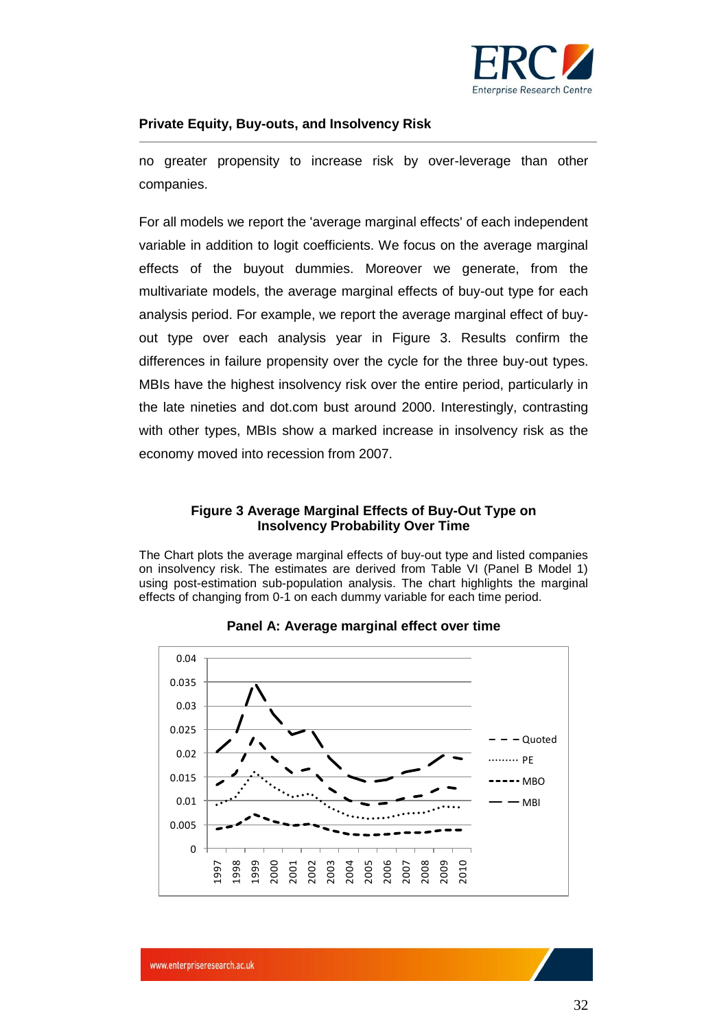no greater propensity to increase risk by over-leverage than other companies.

For all models we report the 'average marginal effects' of each independent variable in addition to logit coefficients. We focus on the average marginal effects of the buyout dummies. Moreover we generate, from the multivariate models, the average marginal effects of buy-out type for each analysis period. For example, we report the average marginal effect of buy-out type over each analysis year in Figure 3. Results confirm the differences in failure propensity over the cycle for the three buy-out types. MBIs have the highest insolvency risk over the entire period, particularly in the late nineties and dot.com bust around 2000. Interestingly, contrasting with other types, MBIs show a marked increase in insolvency risk as the economy moved into recession from 2007.

**Figure 3 Average Marginal Effects of Buy-Out Type on Insolvency Probability Over Time**

The Chart plots the average marginal effects of buy-out type and listed companies on insolvency risk. The estimates are derived from Table VI (Panel B Model 1) using post-estimation sub-population analysis. The chart highlights the marginal effects of changing from 0-1 on each dummy variable for each time period.

**Panel A: Average marginal effect over time**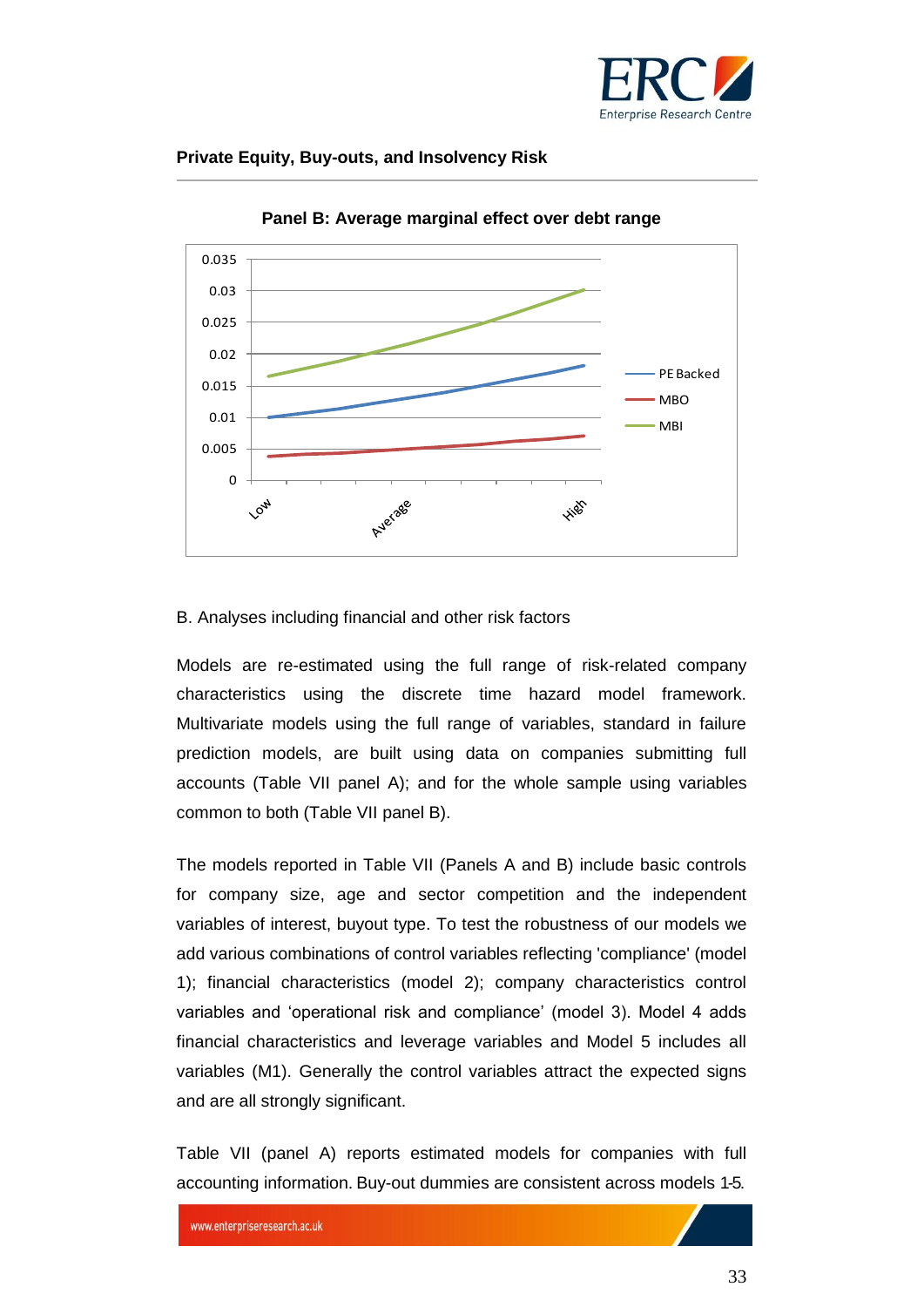**Panel B: Average marginal effect over debt range**

B. Analyses including financial and other risk factors

Models are re-estimated using the full range of risk-related company characteristics using the discrete time hazard model framework. Multivariate models using the full range of variables, standard in failure prediction models, are built using data on companies submitting full accounts (Table VII panel A); and for the whole sample using variables common to both (Table VII panel B).

The models reported in Table VII (Panels A and B) include basic controls for company size, age and sector competition and the independent variables of interest, buyout type. To test the robustness of our models we add various combinations of control variables reflecting 'compliance' (model 1); financial characteristics (model 2); company characteristics control variables and 'operational risk and compliance' (model 3). Model 4 adds financial characteristics and leverage variables and Model 5 includes all variables (M1). Generally the control variables attract the expected signs and are all strongly significant.

Table VII (panel A) reports estimated models for companies with full accounting information. Buy-out dummies are consistent across models 1-5.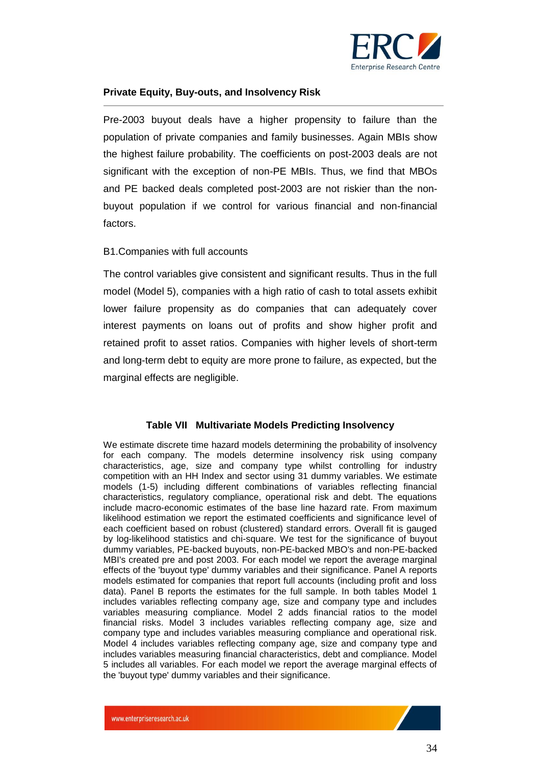Pre-2003 buyout deals have a higher propensity to failure than the population of private companies and family businesses. Again MBIs show the highest failure probability. The coefficients on post-2003 deals are not significant with the exception of non-PE MBIs. Thus, we find that MBOs and PE backed deals completed post-2003 are not riskier than the non-buyout population if we control for various financial and non-financial factors.

B1.Companies with full accounts

The control variables give consistent and significant results. Thus in the full model (Model 5), companies with a high ratio of cash to total assets exhibit lower failure propensity as do companies that can adequately cover interest payments on loans out of profits and show higher profit and retained profit to asset ratios. Companies with higher levels of short-term and long-term debt to equity are more prone to failure, as expected, but the marginal effects are negligible.

**Table VII Multivariate Models Predicting Insolvency**

We estimate discrete time hazard models determining the probability of insolvency for each company. The models determine insolvency risk using company characteristics, age, size and company type whilst controlling for industry competition with an HH Index and sector using 31 dummy variables. We estimate models (1-5) including different combinations of variables reflecting financial characteristics, regulatory compliance, operational risk and debt. The equations include macro-economic estimates of the base line hazard rate. From maximum likelihood estimation we report the estimated coefficients and significance level of each coefficient based on robust (clustered) standard errors. Overall fit is gauged by log-likelihood statistics and chi-square. We test for the significance of buyout dummy variables, PE-backed buyouts, non-PE-backed MBO's and non-PE-backed MBI's created pre and post 2003. For each model we report the average marginal effects of the 'buyout type' dummy variables and their significance. Panel A reports models estimated for companies that report full accounts (including profit and loss data). Panel B reports the estimates for the full sample. In both tables Model 1 includes variables reflecting company age, size and company type and includes variables measuring compliance. Model 2 adds financial ratios to the model financial risks. Model 3 includes variables reflecting company age, size and company type and includes variables measuring compliance and operational risk. Model 4 includes variables reflecting company age, size and company type and includes variables measuring financial characteristics, debt and compliance. Model 5 includes all variables. For each model we report the average marginal effects of the 'buyout type' dummy variables and their significance.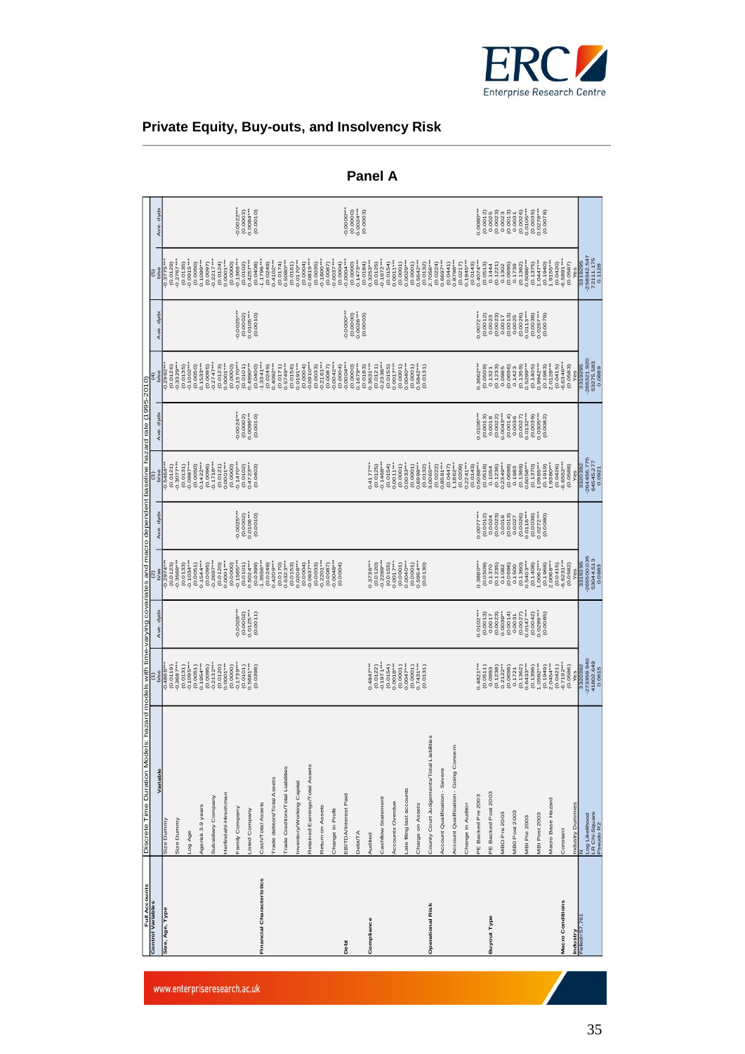## Panel A

**Discrete Time Duration Models: hazard models with time-varying covariates and macro dependent baseline hazard rate (1995-2010)**

| Full Accounts<br>Control Variables | Variable | (1)<br>b/se | Ave. dydx | (2)<br>b/se | Ave. dydx | (3)<br>b/se | Ave. dydx | (4)<br>b/se | Ave. dydx | (5)<br>b/se | Ave. dydx |
|---|---|---|---|---|---|---|---|---|---|---|---|
| Size, Age, Type | Size Dummy | -0.4868*** | | -0.2974*** | | -0.5464*** | | -0.2992*** | | -0.3779*** | |
| | | (0.0119) | | (0.0123) | | (0.0121) | | (0.0126) | | (0.0129) | |
| | Size Dummy | -0.3687*** | | -0.3569*** | | -0.3677*** | | -0.3238*** | | -0.2787*** | |
| | | (0.0131) | | (0.0133) | | (0.0131) | | (0.0135) | | (0.0135) | |
| | Log Age | -0.1095*** | | -0.1034*** | | -0.0987*** | | -0.1002*** | | -0.0915*** | |
| | | (0.0051) | | (0.0050) | | (0.0050) | | (0.0050) | | (0.0050) | |
| | Agerisk 3-9 years | 0.1954*** | | 0.1544*** | | 0.1422*** | | 0.1533*** | | 0.1099*** | |
| | | (0.0095) | | (0.0095) | | (0.0096) | | (0.0095) | | (0.0097) | |
| | Subsidiary Company | -0.2132*** | | -0.2697*** | | -0.1718*** | | -0.2747*** | | -0.2217*** | |
| | | (0.0120) | | (0.0120) | | (0.0121) | | (0.0123) | | (0.0124) | |
| | Herfindahl-Hirschman | 0.0001*** | | 0.0001*** | | 0.0001*** | | 0.0001*** | | 0.0001*** | |
| | | (0.0000) | | (0.0000) | | (0.0000) | | (0.0000) | | (0.0000) | |
| | Family Company | -0.1739*** | -0.0028*** | -0.1569*** | -0.0025*** | -0.1470*** | -0.0024*** | -0.1570*** | -0.0025*** | -0.1389*** | -0.0022*** |
| | | (0.0101) | (0.0002) | (0.0101) | (0.0002) | (0.0100) | (0.0002) | (0.0101) | (0.0002) | (0.0102) | (0.0002) |
| | Listed Company | 0.5681*** | 0.0125*** | 0.5024*** | 0.0106*** | 0.4723*** | 0.0096*** | 0.4990*** | 0.0105*** | 0.4257*** | 0.0084*** |
| | | (0.0398) | (0.0011) | (0.0399) | (0.0010) | (0.0403) | (0.0010) | (0.0400) | (0.0010) | (0.0408) | (0.0010) |
| Financial Characteristics | Cash/Total Assets | | | -1.3556*** | | | | -1.3341*** | | -1.1796*** | |
| | | | | (0.0249) | | | | (0.0249) | | (0.0248) | |
| | Trade debtors/Total Assets | | | 0.4025*** | | | | 0.4092*** | | 0.4052*** | |
| | | | | (0.0170) | | | | (0.0171) | | (0.0174) | |
| | Trade Creditors/Total Liabilities | | | 0.5582*** | | | | 0.5749*** | | 0.5507*** | |
| | | | | (0.0153) | | | | (0.0156) | | (0.0161) | |
| | Inventory/Working Capital | | | 0.0208*** | | | | 0.0191*** | | 0.0170*** | |
| | | | | (0.0033) | | | | (0.0034) | | (0.0034) | |
| | Retained Earnings/Total Assets | | | -0.0837*** | | | | -0.0910*** | | -0.0819*** | |
| | | | | (0.0033) | | | | (0.0033) | | (0.0035) | |
| | Return on Assets | | | -0.2201*** | | | | -0.2161*** | | -0.1890*** | |
| | | | | (0.0087) | | | | (0.0087) | | (0.0087) | |
| | Change in Profit | | | -0.0048*** | | | | -0.0042*** | | -0.0037*** | |
| | | | | (0.0004) | | | | (0.0004) | | (0.0004) | |
| Debt | EBITDA/Interest Paid | | | | | | | -0.0004*** | -0.0000*** | -0.0004*** | -0.0000*** |
| | | | | | | | | (0.0000) | (0.0000) | (0.0000) | (0.0000) |
| | Debt/TA | | | | | | | 0.1679*** | 0.0028*** | 0.1473*** | 0.0024*** |
| | | | | | | | | (0.0183) | (0.0003) | (0.0184) | (0.0003) |
| Compliance | Audited | 0.4847*** | | 0.3736*** | | 0.4177*** | | 0.3631*** | | 0.3253*** | |
| | | (0.0122) | | (0.0120) | | (0.0125) | | (0.0121) | | (0.0125) | |
| | Cashflow Statement | -0.1874*** | | -0.2289*** | | -0.1468*** | | -0.1672*** | | -0.1672*** | |
| | | (0.0154) | | (0.0155) | | (0.0154) | | (0.0155) | | (0.0154) | |
| | Accounts Overdue | 0.0019*** | | 0.0011*** | | 0.0011*** | | 0.0011*** | | 0.0011*** | |
| | | (0.0001) | | (0.0001) | | (0.0001) | | (0.0001) | | (0.0001) | |
| | Late filing last accounts | 0.0047*** | | 0.0040*** | | 0.0033*** | | 0.0040*** | | 0.0029*** | |
| | | (0.0001) | | (0.0001) | | (0.0001) | | (0.0001) | | (0.0001) | |
| Operational Risk | Charge on Assets | 0.7431*** | | 0.5954*** | | 0.6998*** | | 0.5842*** | | 0.5642*** | |
| | | (0.0131) | | (0.0130) | | (0.0132) | | (0.0131) | | (0.0132) | |
| | County Court Judgements/Total Liabilities | | | | | 3.6065*** | | | | 2.7056*** | |
| | | | | | | (0.0222) | | | | (0.0224) | |
| | Account Qualification - Severe | | | | | 0.8581*** | | | | 0.6697*** | |
| | | | | | | (0.0447) | | | | (0.0441) | |
| | Account Qualification - Going Concern | | | | | 1.1862*** | | | | 0.8798*** | |
| | | | | | | (0.0209) | | | | (0.0217) | |
| | Change in Auditor | | | | | 0.2241*** | | | | 0.1945*** | |
| | | | | | | (0.0143) | | | | (0.0143) | |
| Buyout Type | PE Backed Pre 2003 | 0.4821*** | 0.0102*** | 0.3880*** | 0.0077*** | 0.5088*** | 0.0106*** | 0.3662*** | 0.0072*** | 0.4074*** | 0.0080*** |
| | | (0.0511) | (0.0013) | (0.0509) | (0.0012) | (0.0518) | (0.0013) | (0.0509) | (0.0012) | (0.0513) | (0.0012) |
| | PE Backed Post 2003 | 0.0993 | 0.0017 | 0.1370 | 0.0024 | 0.1054 | 0.0018 | 0.1321 | 0.0023 | 0.1444 | 0.0025 |
| | | (0.1238) | (0.0023) | (0.1235) | (0.0023) | (0.1236) | (0.0022) | (0.1233) | (0.0023) | (0.1221) | (0.0023) |
| | MBO Pre 2003 | 0.2122** | 0.0039** | 0.1082 | 0.0019 | 0.2349*** | 0.0043*** | 0.0985 | 0.0017 | 0.1302 | 0.0023 |
| | | (0.0998) | (0.0014) | (0.0990) | (0.0013) | (0.0986) | (0.0014) | (0.0986) | (0.0013) | (0.0986) | (0.0013) |
| | MBO Post 2003 | 0.1721 | 0.0031 | 0.1500 | 0.0027 | 0.1983 | 0.0036 | 0.1423 | 0.0025 | 0.1739 | 0.0031 |
| | | (0.1362) | (0.0027) | (0.1360) | (0.0026) | (0.1369) | (0.0027) | (0.1369) | (0.0026) | (0.1362) | (0.0026) |
| | MBI Pre 2003 | 0.6433*** | 0.0147*** | 0.5403*** | 0.0116*** | 0.6058*** | 0.0132*** | 0.5299*** | 0.0113*** | 0.5086*** | 0.0105*** |
| | | (0.1396) | (0.0042) | (0.1408) | (0.0038) | (0.1370) | (0.0039) | (0.1405) | (0.0038) | (0.1375) | (0.0035) |
| | MBI Post 2003 | 1.0992*** | 0.0299*** | 1.0062*** | 0.0272*** | 1.0989*** | 0.0305*** | 0.9942*** | 0.0267*** | 1.0447*** | 0.0278*** |
| | | (0.1949) | (0.0085) | (0.1968) | (0.0080) | (0.1919) | (0.0082) | (0.1983) | (0.0079) | (0.1940) | (0.0078) |
| Macro Conditions | Macro Base Hazard | 2.0454*** | | 2.0608*** | | 1.9389*** | | 2.0126*** | | 1.9155*** | |
| | | (0.0421) | | (0.0415) | | (0.0426) | | (0.0415) | | (0.0420) | |
| | Constant | -6.7192*** | | -6.6231*** | | -6.5552*** | | -6.6348*** | | -6.5891*** | |
| | | (0.0568) | | (0.0542) | | (0.0560) | | (0.0549) | | (0.0567) | |
| Industry | Industry Dummies | Yes | | Yes | | Yes | | Yes | | Yes | |
| Failed=57,761 | N | 3330392 | | 3318295 | | 3330392 | | 3318295 | | 3318295 | |
| | Log Likelihood | -273359.940 | | -265500.035 | | -264456.775 | | -265312.920 | | -258834.547 | |
| | LR Chi-Square | 41802.649 | | 53044.513 | | 64545.277 | | 53275.583 | | 72111.175 | |
| | Pseudo R2 | 0.0615 | | 0.0883 | | 0.0921 | | 0.0889 | | 0.1128 | |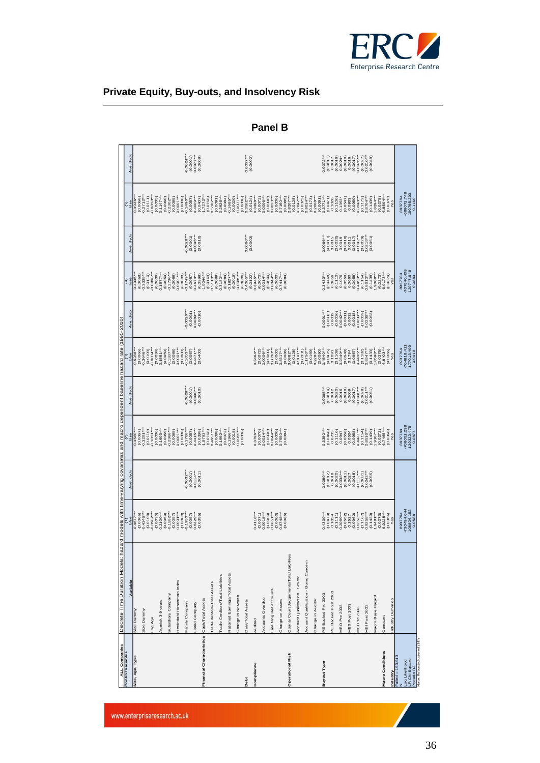## Panel B

Discrete Time Duration Models: hazard models with time-varying covariates and macro dependent baseline hazard rate (1995-2010)

| ALL Companies Control Variables | Variable | (1) b/se | Ave dydx | (2) b/se | Ave dydx | (3) b/se | Ave dydx | (4) b/se | Ave dydx | (5) b/se | Ave dydx |
|---|---|---|---|---|---|---|---|---|---|---|---|
| Size, Age, Type | Size Dummy | -0.4677*** | | -0.4556*** | | -0.5281*** | | -0.4335*** | | -0.4936*** | |
| | | (0.0066) | | (0.0067) | | (0.0066) | | (0.0068) | | (0.0068) | |
| | Size Dummy | -0.4365*** | | -0.3291*** | | -0.3949*** | | -0.3335*** | | -0.2712*** | |
| | | (0.0109) | | (0.0110) | | (0.0109) | | (0.0110) | | (0.0111) | |
| | Log Age | -0.0962*** | | -0.1031*** | | -0.0884*** | | -0.0966*** | | -0.0838*** | |
| | | (0.0035) | | (0.0036) | | (0.0036) | | (0.0036) | | (0.0035) | |
| | Agerisk 3-9 years | 0.2100*** | | 0.1603*** | | 0.1581*** | | 0.1577*** | | 0.1147*** | |
| | | (0.0059) | | (0.0059) | | (0.0059) | | (0.0059) | | (0.0060) | |
| | Subsidiary Company | -0.1192*** | | -0.2988*** | | -0.1137*** | | -0.2765*** | | -0.2302*** | |
| | | (0.0087) | | (0.0088) | | (0.0088) | | (0.0088) | | (0.0088) | |
| | Herfindahl-Hirschman Index | 0.0001*** | | 0.0001*** | | 0.0001*** | | 0.0001*** | | 0.0001*** | |
| | | (0.0000) | | (0.0000) | | (0.0000) | | (0.0000) | | (0.0000) | |
| | Family Company | -0.1950*** | -0.0032*** | -0.1708*** | -0.0028*** | -0.1863*** | -0.0028*** | -0.1749*** | -0.0028*** | -0.1498*** | -0.0024*** |
| | | (0.0057) | (0.0001) | (0.0057) | (0.0001) | (0.0057) | (0.0001) | (0.0057) | (0.0001) | (0.0057) | (0.0001) |
| | Listed Company | 0.5329*** | 0.0114*** | 0.4415*** | 0.0090*** | 0.4471*** | 0.0089*** | 0.4674*** | 0.0098*** | 0.4009*** | 0.0077*** |
| | | (0.0395) | (0.0011) | (0.0398) | (0.0010) | (0.0400) | (0.0010) | (0.0398) | (0.0010) | (0.0407) | (0.0009) |
| Financial Characteristics | Cash/Total Assets | | | -1.9788*** | | | | -1.9046*** | | -1.7272*** | |
| | | | | (0.0168) | | | | (0.0169) | | (0.0168) | |
| | Trade debtors/Total Assets | | | 0.4951*** | | | | 0.5115*** | | 0.5182*** | |
| | | | | (0.0088) | | | | (0.0088) | | (0.0091) | |
| | Trade Creditors/Total Liabilities | | | 0.1992*** | | | | 0.3180*** | | 0.2926*** | |
| | | | | (0.0072) | | | | (0.0094) | | (0.0094) | |
| | Retained Earnings/Total Assets | | | -0.1996*** | | | | -0.1827*** | | -0.1689*** | |
| | | | | (0.0018) | | | | (0.0019) | | (0.0020) | |
| | Change in Networth | | | -0.0099*** | | | | -0.0089*** | | -0.0071*** | |
| | | | | (0.0006) | | | | (0.0006) | | (0.0006) | |
| Debt | Debt/Total Assets | | | | | | | 0.4005*** | 0.0066*** | 0.3562*** | 0.0057*** |
| | | | | | | | | (0.0122) | (0.0002) | (0.0124) | (0.0002) |
| Compliance | Audited | 0.4118*** | | 0.3798*** | | 0.3464*** | | 0.3845*** | | 0.3398*** | |
| | | (0.0071) | | (0.0070) | | (0.0072) | | (0.0070) | | (0.0072) | |
| | Accounts Overdue | 0.0015*** | | 0.0014*** | | 0.0014*** | | 0.0014*** | | 0.0006*** | |
| | | (0.0000) | | (0.0000) | | (0.0000) | | (0.0000) | | (0.0000) | |
| | Late filing last accounts | 0.0051*** | | 0.0044*** | | 0.0039*** | | 0.0044*** | | 0.0033*** | |
| | | (0.0000) | | (0.0000) | | (0.0000) | | (0.0000) | | (0.0000) | |
| | Charge on Assets | 0.8748*** | | 0.7556*** | | 0.8317*** | | 0.7417*** | | 0.7160*** | |
| | | (0.0085) | | (0.0084) | | (0.0086) | | (0.0084) | | (0.0085) | |
| Operational Risk | County Court Judgements/Total Liabilities | | | | | 3.0882*** | | | | 2.8207*** | |
| | | | | | | (0.0128) | | | | (0.0128) | |
| | Account Qualification - Severe | | | | | 0.9101*** | | | | 0.7842*** | |
| | | | | | | (0.0331) | | | | (0.0323) | |
| | Account Qualification - Going Concern | | | | | 1.1756*** | | | | 0.9814*** | |
| | | | | | | (0.0189) | | | | (0.0173) | |
| | Change in Auditor | | | | | 0.2283*** | | | | 0.2008*** | |
| | | | | | | (0.0090) | | | | (0.0091) | |
| Buyout Type | PE Backed Pre 2003 | 0.4339*** | 0.0089*** | 0.3350*** | 0.0065*** | 0.4540*** | 0.0091*** | 0.3433*** | 0.0066*** | 0.3771*** | 0.0072*** |
| | | (0.0478) | (0.0012) | (0.0468) | (0.0010) | (0.0475) | (0.0012) | (0.0468) | (0.0011) | (0.0471) | (0.0011) |
| | PE Backed Post 2003 | 0.1054 | 0.0018 | 0.0705 | 0.0012 | 0.1091 | 0.0019 | 0.0856 | 0.0015 | 0.1020 | 0.0017 |
| | | (0.1111) | (0.0020) | (0.1110) | (0.0020) | (0.1109) | (0.0020) | (0.1110) | (0.0020) | (0.1100) | (0.0019) |
| | MBO Pre 2003 | 0.2069*** | 0.0038*** | 0.0947 | 0.0016 | 0.2349*** | 0.0042*** | 0.1076 | 0.0019 | 0.1393* | 0.0024* |
| | | (0.0552) | (0.0011) | (0.0550) | (0.0010) | (0.0548) | (0.0011) | (0.0550) | (0.0010) | (0.0547) | (0.0010) |
| | MBO Post 2003 | 0.1527 | 0.0027 | 0.0534 | 0.0009 | 0.1794 | 0.0032 | 0.0660 | 0.0011 | 0.0983 | 0.0016 |
| | | (0.0962) | (0.0018) | (0.0958) | (0.0017) | (0.0957) | (0.0018) | (0.0959) | (0.0017) | (0.0950) | (0.0017) |
| | MBI Pre 2003 | 0.5252*** | 0.0112*** | 0.4431*** | 0.0090*** | 0.4489*** | 0.0090*** | 0.4499*** | 0.0092*** | 0.3948*** | 0.0076*** |
| | | (0.1167) | (0.0031) | (0.1154) | (0.0028) | (0.1182) | (0.0029) | (0.1154) | (0.0028) | (0.1172) | (0.0027) |
| | MBI Post 2003 | 0.9258*** | 0.0242*** | 0.8516*** | 0.0211*** | 0.9347*** | 0.0236*** | 0.8610*** | 0.0215*** | 0.8704*** | 0.0210*** |
| | | (0.1439) | (0.0065) | (0.1439) | (0.0051) | (0.1433) | (0.0053) | (0.1438) | (0.0051) | (0.1439) | (0.0049) |
| Macro Conditions | Macro Base Hazard | 1.9481*** | | 1.9107*** | | 1.8598*** | | 1.9008*** | | 1.8294*** | |
| | | (0.0278) | | (0.0272) | | (0.0275) | | (0.0273) | | (0.0275) | |
| | Constant | -6.9028*** | | -6.7485*** | | -6.8401*** | | -6.8173*** | | -6.8594*** | |
| | | (0.0366) | | (0.0368) | | (0.0366) | | (0.0370) | | (0.0370) | |
| Industry | Industry Dummies | Yes | | Yes | | Yes | | Yes | | Yes | |
| Failed = 153,513 | | | | | | | | | | | |
| N | | 8937764 | | 8937764 | | 8937764 | | 8937764 | | 8937764 | |
| Log Likelihood | | -730494.044 | | -708050.238 | | -704818.411 | | -707540.408 | | -686572.748 | |
| LR Chi-Square | | 108806.152 | | 129822.475 | | 177013.409 | | 130747.649 | | 190765.293 | |
| Pseudo R2 | | 0.0688 | | 0.0877 | | 0.0918 | | 0.0883 | | 0.1160 | |

Note: Robust(Clustered) SE's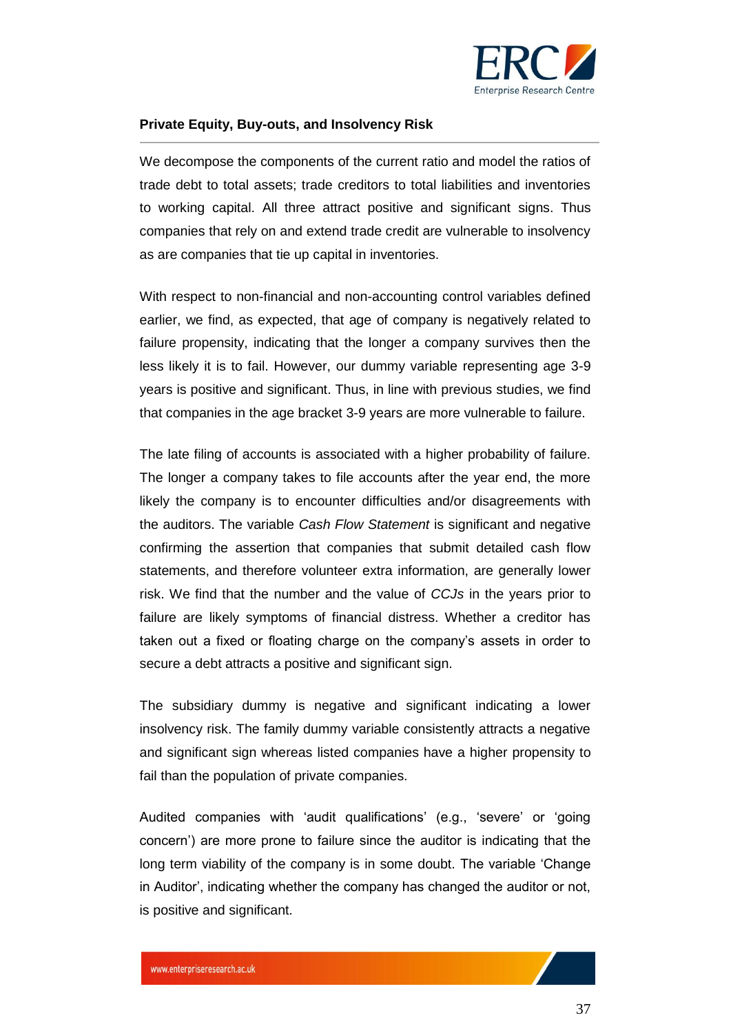We decompose the components of the current ratio and model the ratios of trade debt to total assets; trade creditors to total liabilities and inventories to working capital. All three attract positive and significant signs. Thus companies that rely on and extend trade credit are vulnerable to insolvency as are companies that tie up capital in inventories.

With respect to non-financial and non-accounting control variables defined earlier, we find, as expected, that age of company is negatively related to failure propensity, indicating that the longer a company survives then the less likely it is to fail. However, our dummy variable representing age 3-9 years is positive and significant. Thus, in line with previous studies, we find that companies in the age bracket 3-9 years are more vulnerable to failure.

The late filing of accounts is associated with a higher probability of failure. The longer a company takes to file accounts after the year end, the more likely the company is to encounter difficulties and/or disagreements with the auditors. The variable *Cash Flow Statement* is significant and negative confirming the assertion that companies that submit detailed cash flow statements, and therefore volunteer extra information, are generally lower risk. We find that the number and the value of *CCJs* in the years prior to failure are likely symptoms of financial distress. Whether a creditor has taken out a fixed or floating charge on the company's assets in order to secure a debt attracts a positive and significant sign.

The subsidiary dummy is negative and significant indicating a lower insolvency risk. The family dummy variable consistently attracts a negative and significant sign whereas listed companies have a higher propensity to fail than the population of private companies.

Audited companies with 'audit qualifications' (e.g., 'severe' or 'going concern') are more prone to failure since the auditor is indicating that the long term viability of the company is in some doubt. The variable 'Change in Auditor', indicating whether the company has changed the auditor or not, is positive and significant.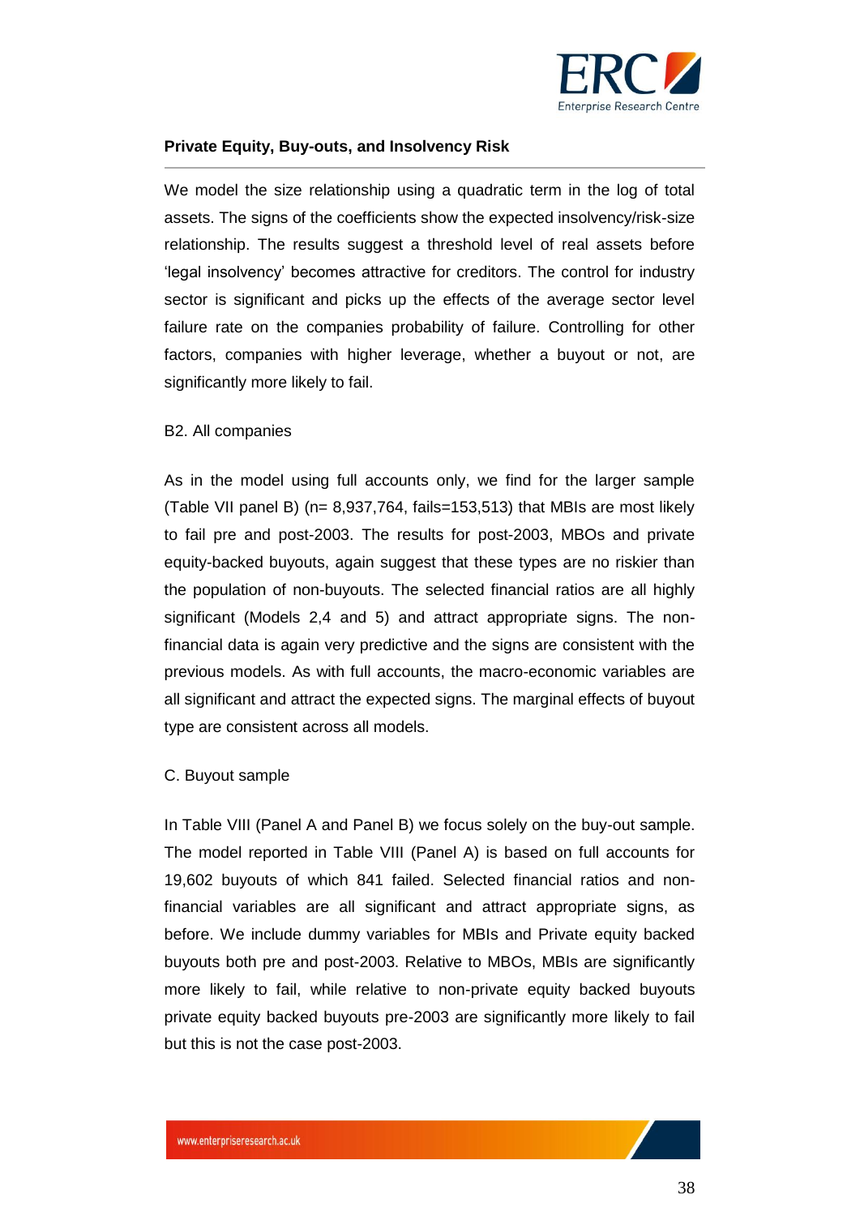We model the size relationship using a quadratic term in the log of total assets. The signs of the coefficients show the expected insolvency/risk-size relationship. The results suggest a threshold level of real assets before 'legal insolvency' becomes attractive for creditors. The control for industry sector is significant and picks up the effects of the average sector level failure rate on the companies probability of failure. Controlling for other factors, companies with higher leverage, whether a buyout or not, are significantly more likely to fail.

B2. All companies

As in the model using full accounts only, we find for the larger sample (Table VII panel B) (n= 8,937,764, fails=153,513) that MBIs are most likely to fail pre and post-2003. The results for post-2003, MBOs and private equity-backed buyouts, again suggest that these types are no riskier than the population of non-buyouts. The selected financial ratios are all highly significant (Models 2,4 and 5) and attract appropriate signs. The non-financial data is again very predictive and the signs are consistent with the previous models. As with full accounts, the macro-economic variables are all significant and attract the expected signs. The marginal effects of buyout type are consistent across all models.

C. Buyout sample

In Table VIII (Panel A and Panel B) we focus solely on the buy-out sample. The model reported in Table VIII (Panel A) is based on full accounts for 19,602 buyouts of which 841 failed. Selected financial ratios and non-financial variables are all significant and attract appropriate signs, as before. We include dummy variables for MBIs and Private equity backed buyouts both pre and post-2003. Relative to MBOs, MBIs are significantly more likely to fail, while relative to non-private equity backed buyouts private equity backed buyouts pre-2003 are significantly more likely to fail but this is not the case post-2003.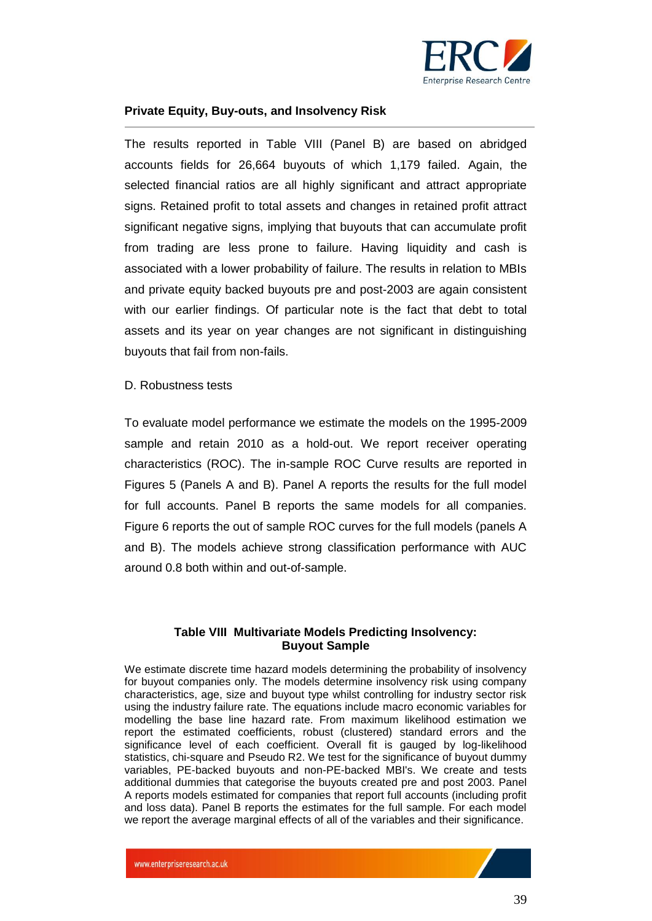The results reported in Table VIII (Panel B) are based on abridged accounts fields for 26,664 buyouts of which 1,179 failed. Again, the selected financial ratios are all highly significant and attract appropriate signs. Retained profit to total assets and changes in retained profit attract significant negative signs, implying that buyouts that can accumulate profit from trading are less prone to failure. Having liquidity and cash is associated with a lower probability of failure. The results in relation to MBIs and private equity backed buyouts pre and post-2003 are again consistent with our earlier findings. Of particular note is the fact that debt to total assets and its year on year changes are not significant in distinguishing buyouts that fail from non-fails.

D. Robustness tests

To evaluate model performance we estimate the models on the 1995-2009 sample and retain 2010 as a hold-out. We report receiver operating characteristics (ROC). The in-sample ROC Curve results are reported in Figures 5 (Panels A and B). Panel A reports the results for the full model for full accounts. Panel B reports the same models for all companies. Figure 6 reports the out of sample ROC curves for the full models (panels A and B). The models achieve strong classification performance with AUC around 0.8 both within and out-of-sample.

**Table VIII Multivariate Models Predicting Insolvency: Buyout Sample**

We estimate discrete time hazard models determining the probability of insolvency for buyout companies only. The models determine insolvency risk using company characteristics, age, size and buyout type whilst controlling for industry sector risk using the industry failure rate. The equations include macro economic variables for modelling the base line hazard rate. From maximum likelihood estimation we report the estimated coefficients, robust (clustered) standard errors and the significance level of each coefficient. Overall fit is gauged by log-likelihood statistics, chi-square and Pseudo R2. We test for the significance of buyout dummy variables, PE-backed buyouts and non-PE-backed MBI's. We create and tests additional dummies that categorise the buyouts created pre and post 2003. Panel A reports models estimated for companies that report full accounts (including profit and loss data). Panel B reports the estimates for the full sample. For each model we report the average marginal effects of all of the variables and their significance.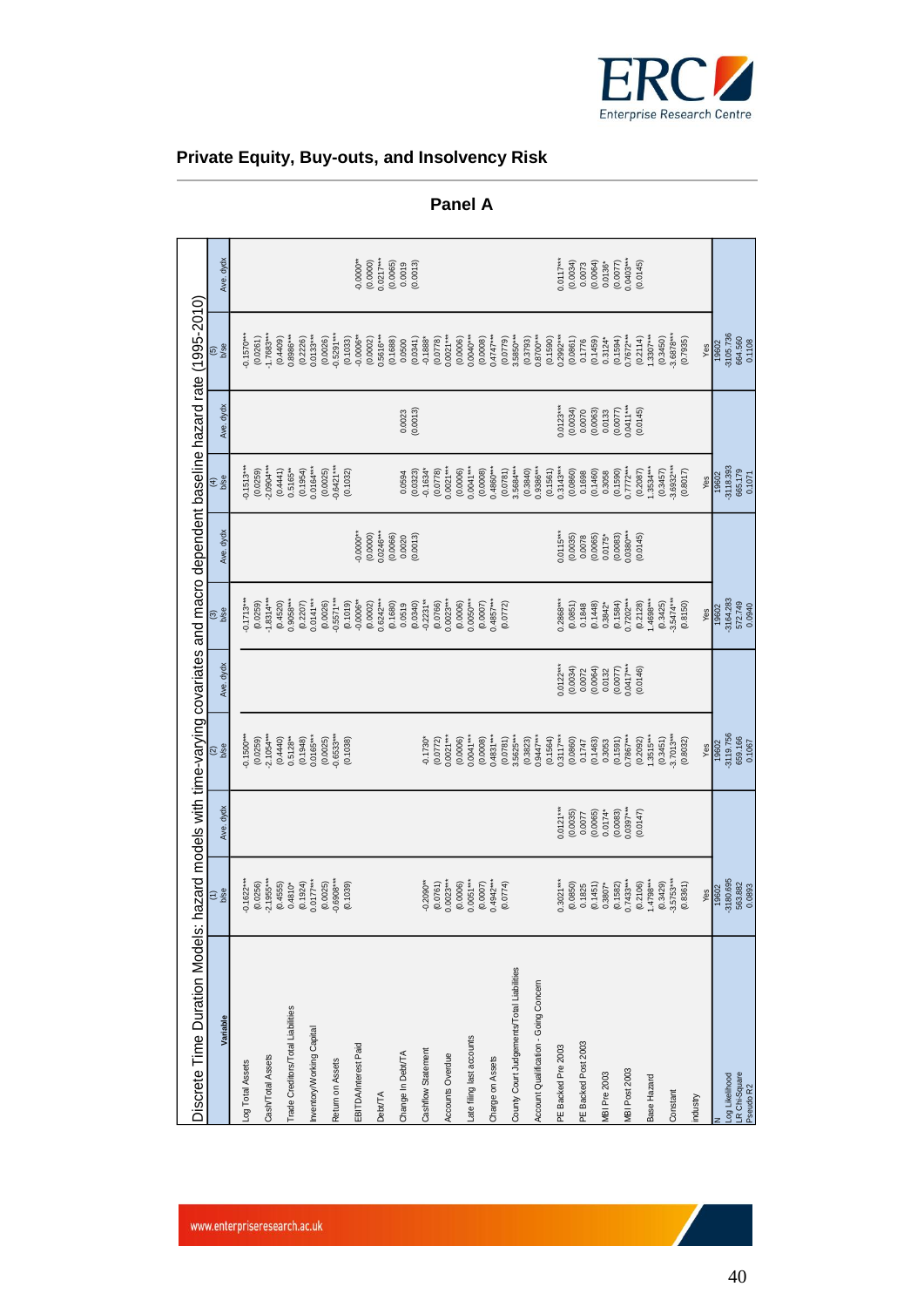## Private Equity, Buy-outs, and Insolvency Risk

### Panel A

**Discrete Time Duration Models: hazard models with time-varying covariates and macro dependent baseline hazard rate (1995-2010)**

| Variable | (1) b/se | Ave. dydx | (2) b/se | Ave. dydx | (3) b/se | Ave. dydx | (4) b/se | Ave. dydx | (5) b/se | Ave. dydx |
|---|---|---|---|---|---|---|---|---|---|---|
| Log Total Assets | -0.1622*** | | -0.1500*** | | -0.1713*** | | -0.1513*** | | -0.1570*** | |
| | (0.0256) | | (0.0259) | | (0.0259) | | (0.0259) | | (0.0261) | |
| Cash/Total Assets | -2.1955*** | | -2.1054*** | | -1.8314*** | | -2.0904*** | | -1.7683*** | |
| | (0.4555) | | (0.4440) | | (0.4520) | | (0.4441) | | (0.4409) | |
| Trade Creditors/Total Liabilities | 0.4810* | | 0.5128** | | 0.9058*** | | 0.5165** | | 0.8986*** | |
| | (0.1924) | | (0.1948) | | (0.2207) | | (0.1954) | | (0.2226) | |
| Inventory/Working Capital | 0.0177*** | | 0.0165*** | | 0.0141*** | | 0.0164*** | | 0.0133*** | |
| | (0.0025) | | (0.0025) | | (0.0026) | | (0.0025) | | (0.0026) | |
| Return on Assets | -0.6908*** | | -0.6533*** | | -0.5571*** | | -0.6421*** | | -0.5291*** | |
| | (0.1039) | | (0.1038) | | (0.1019) | | (0.1032) | | (0.1033) | |
| EBITDA/Interest Paid | | | | | -0.0006** | -0.0000** | | | -0.0006** | -0.0000** |
| | | | | | (0.0002) | (0.0000) | | | (0.0002) | (0.0000) |
| Debt/TA | | | | | 0.6242*** | 0.0246*** | | | 0.5616*** | 0.0217*** |
| | | | | | (0.1680) | (0.0066) | | | (0.1688) | (0.0065) |
| Change in Debt/TA | | | | | 0.0519 | 0.0020 | 0.0594 | 0.0023 | 0.0500 | 0.0019 |
| | | | | | (0.0340) | (0.0013) | (0.0323) | (0.0013) | (0.0341) | (0.0013) |
| Cashflow Statement | -0.2090** | | -0.1730* | | -0.2231** | | -0.1634* | | -0.1888* | |
| | (0.0761) | | (0.0772) | | (0.0766) | | (0.0778) | | (0.0778) | |
| Accounts Overdue | 0.0023*** | | 0.0021*** | | 0.0023*** | | 0.0021*** | | 0.0021*** | |
| | (0.0006) | | (0.0006) | | (0.0006) | | (0.0006) | | (0.0006) | |
| Late filing last accounts | 0.0051*** | | 0.0041*** | | 0.0050*** | | 0.0041*** | | 0.0040*** | |
| | (0.0007) | | (0.0008) | | (0.0007) | | (0.0008) | | (0.0008) | |
| Charge on Assets | 0.4942*** | | 0.4831*** | | 0.4857*** | | 0.4860*** | | 0.4747*** | |
| | (0.0774) | | (0.0781) | | (0.0772) | | (0.0781) | | (0.0779) | |
| County Court Judgements/Total Liabilities | | | 3.5625*** | | | | 3.5684*** | | 3.5850*** | |
| | | | (0.3823) | | | | (0.3840) | | (0.3793) | |
| Account Qualification - Going Concern | | | 0.9447*** | | | | 0.9386*** | | 0.8700*** | |
| | | | (0.1564) | | | | (0.1551) | | (0.1590) | |
| PE Backed Pre 2003 | 0.3021*** | 0.0121*** | 0.3117*** | 0.0122*** | 0.2868*** | 0.0115*** | 0.3143*** | 0.0123*** | 0.2992*** | 0.0117*** |
| | (0.0850) | (0.0035) | (0.0860) | (0.0034) | (0.0851) | (0.0035) | (0.0860) | (0.0034) | (0.0861) | (0.0034) |
| PE Backed Post 2003 | 0.1825 | 0.0077 | 0.1747 | 0.0072 | 0.1848 | 0.0078 | 0.1698 | 0.0070 | 0.1776 | 0.0073 |
| | (0.1451) | (0.0065) | (0.1463) | (0.0064) | (0.1448) | (0.0065) | (0.1460) | (0.0063) | (0.1459) | (0.0064) |
| MBI Pre 2003 | 0.3807* | 0.0174* | 0.3053 | 0.0132 | 0.3842* | 0.0175* | 0.3058 | 0.0133 | 0.3124* | 0.0136* |
| | (0.1582) | (0.0083) | (0.1591) | (0.0077) | (0.1584) | (0.0083) | (0.1590) | (0.0077) | (0.1594) | (0.0077) |
| MBI Post 2003 | 0.7433*** | 0.0397*** | 0.7867*** | 0.0417*** | 0.7202*** | 0.0380*** | 0.7772*** | 0.0411*** | 0.7672*** | 0.0403*** |
| | (0.2106) | (0.0147) | (0.2092) | (0.0146) | (0.2128) | (0.0145) | (0.2087) | (0.0145) | (0.2114) | (0.0145) |
| Base Hazard | 1.4798*** | | 1.3515*** | | 1.4698*** | | 1.3534*** | | 1.3307*** | |
| | (0.3429) | | (0.3451) | | (0.3425) | | (0.3457) | | (0.3450) | |
| Constant | -3.5753*** | | -3.7013*** | | -3.5474*** | | -3.6932*** | | -3.6878*** | |
| | (0.8361) | | (0.8032) | | (0.8150) | | (0.8017) | | (0.7935) | |
| industry | Yes | | Yes | | Yes | | Yes | | Yes | |
| N | 19602 | | 19602 | | 19602 | | 19602 | | 19602 | |
| Log Likelihood | -3180.695 | | -3119.756 | | -3164.283 | | -3118.393 | | -3105.736 | |
| LR Chi-Square | 563.882 | | 659.166 | | 572.749 | | 665.179 | | 664.560 | |
| Pseudo R2 | 0.0893 | | 0.1067 | | 0.0940 | | 0.1071 | | 0.1108 | |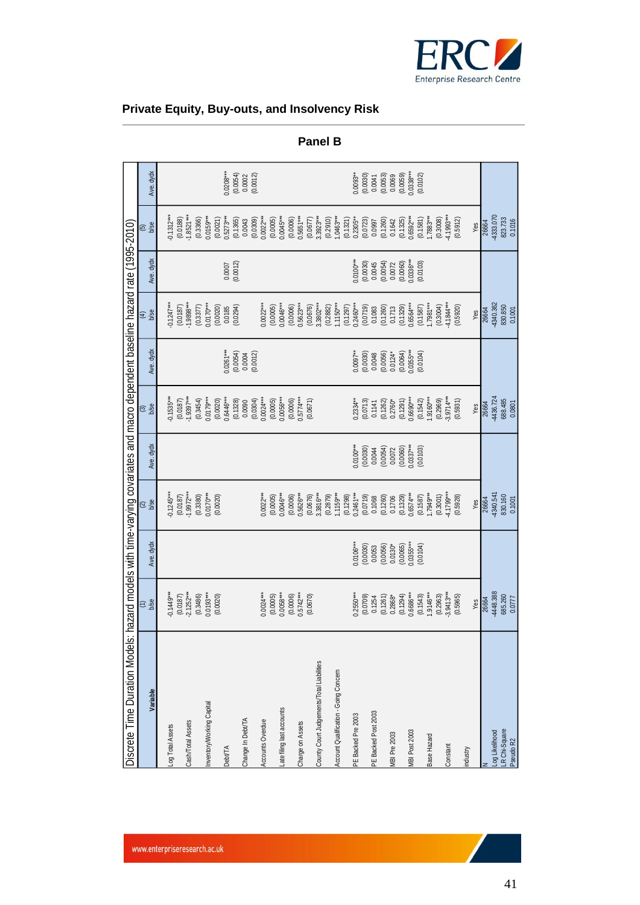## Private Equity, Buy-outs, and Insolvency Risk

**Panel B**

Discrete Time Duration Models: hazard models with time-varying covariates and macro dependent baseline hazard rate (1995-2010)

| Variable | (1) b/se | Ave. dydx | (2) b/se | Ave. dydx | (3) b/se | Ave. dydx | (4) b/se | Ave. dydx | (5) b/se | Ave. dydx |
|---|---|---|---|---|---|---|---|---|---|---|
| Log Total Assets | -0.1449*** | | -0.1245*** | | -0.1535*** | | -0.1247*** | | -0.1312*** | |
| | (0.0187) | | (0.0187) | | (0.0187) | | (0.0187) | | (0.0188) | |
| Cash/Total Assets | -2.1252*** | | -1.9972*** | | -1.9397*** | | -1.9898*** | | -1.8521*** | |
| | (0.3486) | | (0.3380) | | (0.3454) | | (0.3377) | | (0.3366) | |
| Inventory/Working Capital | 0.0193*** | | 0.0170*** | | 0.0179*** | | 0.0170*** | | 0.0159*** | |
| | (0.0020) | | (0.0020) | | (0.0020) | | (0.0020) | | (0.0021) | |
| Debt/TA | | | | | 0.6446*** | 0.0261*** | 0.0185 | 0.0007 | 0.5273*** | 0.0208*** |
| | | | | | (0.1328) | (0.0054) | (0.0294) | (0.0012) | (0.1365) | (0.0054) |
| Change In Debt/TA | | | | | 0.0090 | 0.0004 | | | 0.0043 | 0.0002 |
| | | | | | (0.0304) | (0.0012) | | | (0.0309) | (0.0012) |
| Accounts Overdue | 0.0024*** | | 0.0022*** | | 0.0024*** | | 0.0022*** | | 0.0022*** | |
| | (0.0005) | | (0.0005) | | (0.0005) | | (0.0005) | | (0.0005) | |
| Late filing last accounts | 0.0058*** | | 0.0046*** | | 0.0056*** | | 0.0046*** | | 0.0045*** | |
| | (0.0006) | | (0.0006) | | (0.0006) | | (0.0006) | | (0.0006) | |
| Charge on Assets | 0.5742*** | | 0.5626*** | | 0.5774*** | | 0.5623*** | | 0.5651*** | |
| | (0.0670) | | (0.0676) | | (0.0671) | | (0.0676) | | (0.0677) | |
| County Court Judgements/Total Liabilities | | | 3.3816*** | | | | 3.3802*** | | 3.3923*** | |
| | | | (0.2879) | | | | (0.2882) | | (0.2910) | |
| Account Qualification - Going Concern | | | 1.1159*** | | | | 1.1150*** | | 1.0463*** | |
| | | | (0.1298) | | | | (0.1297) | | (0.1321) | |
| PE Backed Pre 2003 | 0.2550*** | 0.0106*** | 0.2461*** | 0.0100*** | 0.2334*** | 0.0097** | 0.2460*** | 0.0100*** | 0.2305** | 0.0093** |
| | (0.0709) | (0.0030) | (0.0719) | (0.0030) | (0.0713) | (0.0030) | (0.0719) | (0.0030) | (0.0723) | (0.0030) |
| PE Backed Post 2003 | 0.1254 | 0.0053 | 0.1068 | 0.0044 | 0.1141 | 0.0048 | 0.1083 | 0.0045 | 0.0997 | 0.0041 |
| | (0.1261) | (0.0056) | (0.1260) | (0.0054) | (0.1262) | (0.0056) | (0.1260) | (0.0054) | (0.1260) | (0.0053) |
| MBI Pre 2003 | 0.2868* | 0.0130* | 0.1706 | 0.0072 | 0.2760* | 0.0124* | 0.1713 | 0.0072 | 0.1642 | 0.0069 |
| | (0.1294) | (0.0065) | (0.1329) | (0.0060) | (0.1291) | (0.0064) | (0.1329) | (0.0060) | (0.1325) | (0.0059) |
| MBI Post 2003 | 0.6686*** | 0.0355*** | 0.6574*** | 0.0337*** | 0.6690*** | 0.0355*** | 0.6564*** | 0.0336*** | 0.6592*** | 0.0338*** |
| | (0.1543) | (0.0104) | (0.1587) | (0.0103) | (0.1542) | (0.0104) | (0.1587) | (0.0103) | (0.1581) | (0.0102) |
| Base Hazard | 1.9146*** | | 1.7949*** | | 1.9160*** | | 1.7981*** | | 1.7883*** | |
| | (0.2963) | | (0.3001) | | (0.2969) | | (0.3004) | | (0.3008) | |
| Constant | -3.9413*** | | -4.1799*** | | -3.9714*** | | -4.1844*** | | -4.1993*** | |
| | (0.5965) | | (0.5928) | | (0.5931) | | (0.5920) | | (0.5912) | |
| Industry | Yes | | Yes | | Yes | | Yes | | Yes | |
| N | 26664 | | 26664 | | 26664 | | 26664 | | 26664 | |
| Log Likelihood | -4448.388 | | -4340.541 | | -4436.724 | | -4340.362 | | -4333.070 | |
| LR Chi-Square | 685.260 | | 830.160 | | 688.485 | | 830.850 | | 823.733 | |
| Pseudo R2 | 0.0777 | | 0.1001 | | 0.0801 | | 0.1001 | | 0.1016 | |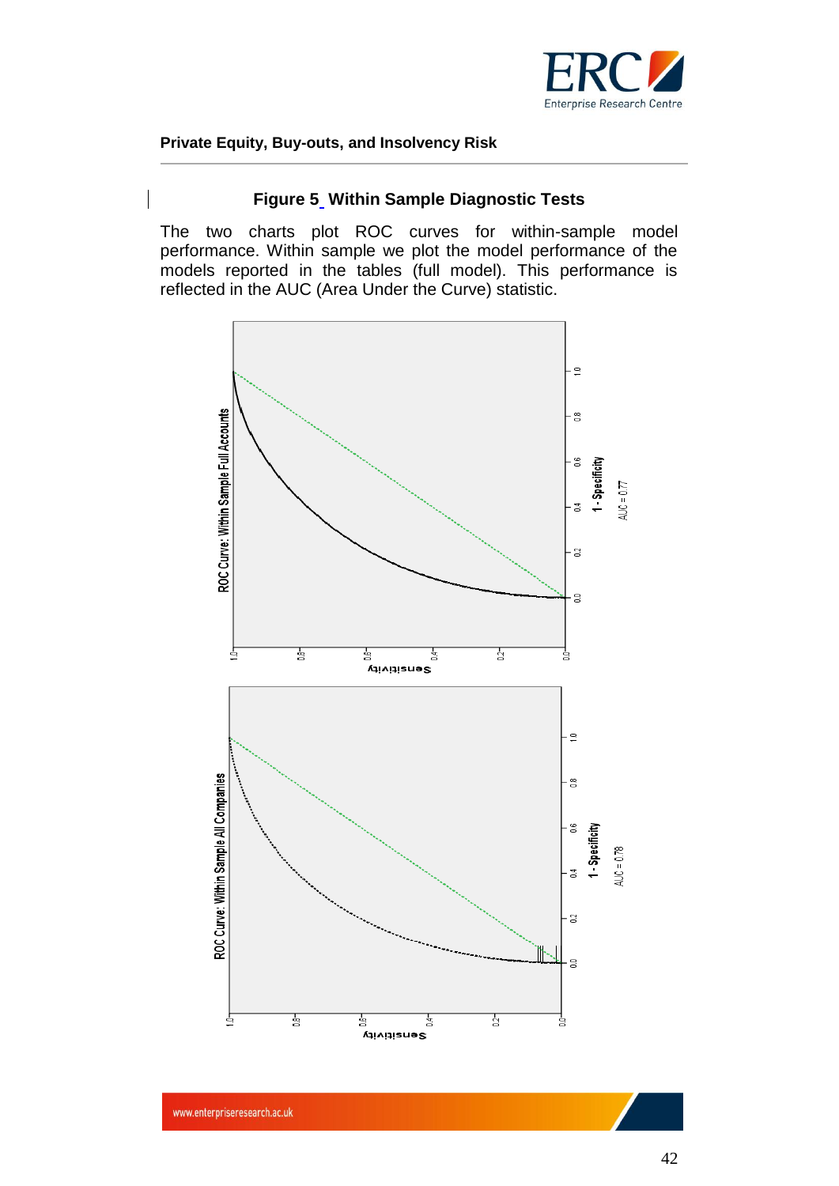## Figure 5 Within Sample Diagnostic Tests

The two charts plot ROC curves for within-sample model performance. Within sample we plot the model performance of the models reported in the tables (full model). This performance is reflected in the AUC (Area Under the Curve) statistic.

ROC Curve: Within Sample Full Accounts

AUC = 0.77

ROC Curve: Within Sample All Companies

AUC = 0.78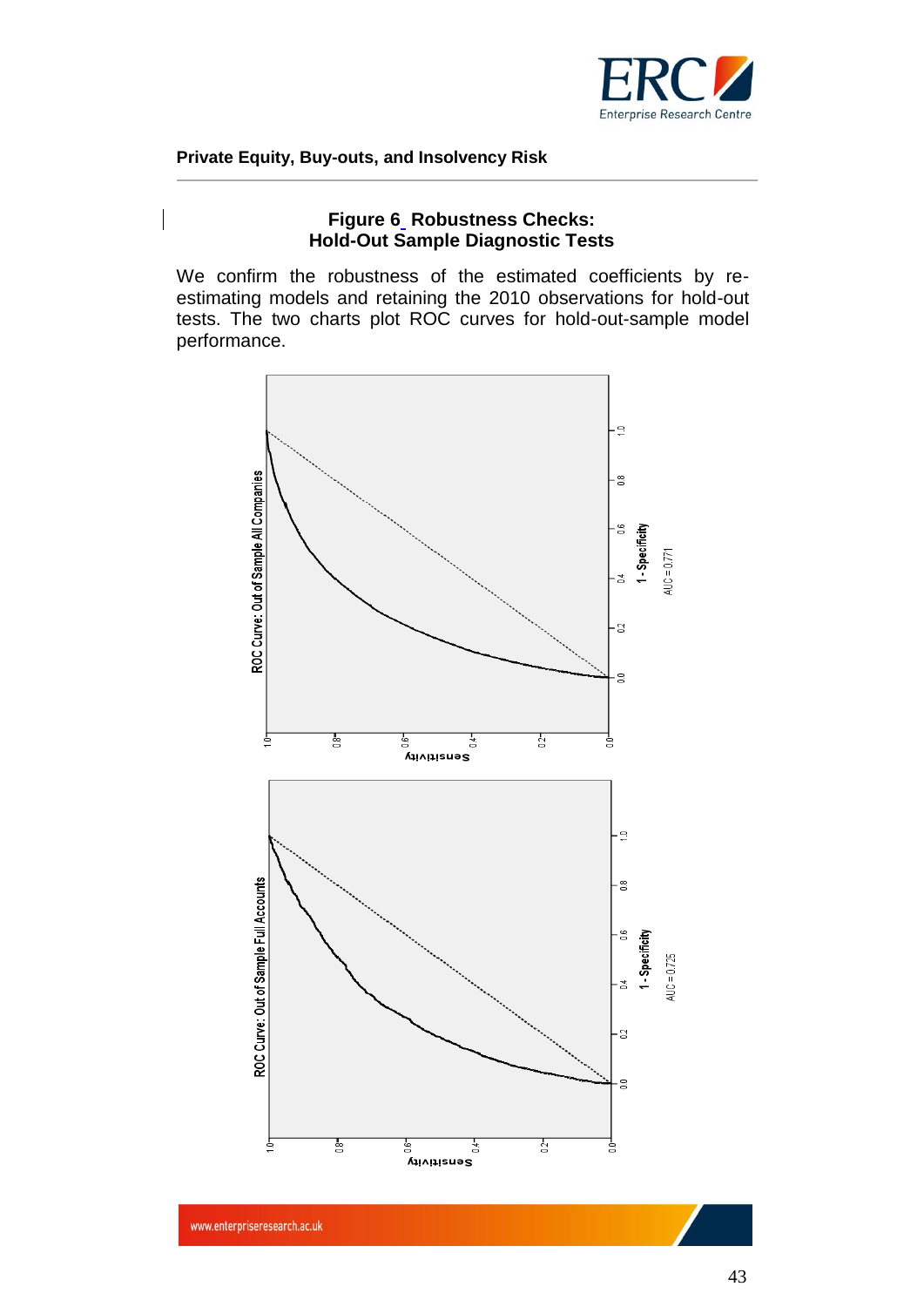**Figure 6 Robustness Checks: Hold-Out Sample Diagnostic Tests**

We confirm the robustness of the estimated coefficients by re-estimating models and retaining the 2010 observations for hold-out tests. The two charts plot ROC curves for hold-out-sample model performance.

ROC Curve: Out of Sample All Companies

AUC = 0.771

ROC Curve: Out of Sample Full Accounts

AUC = 0.725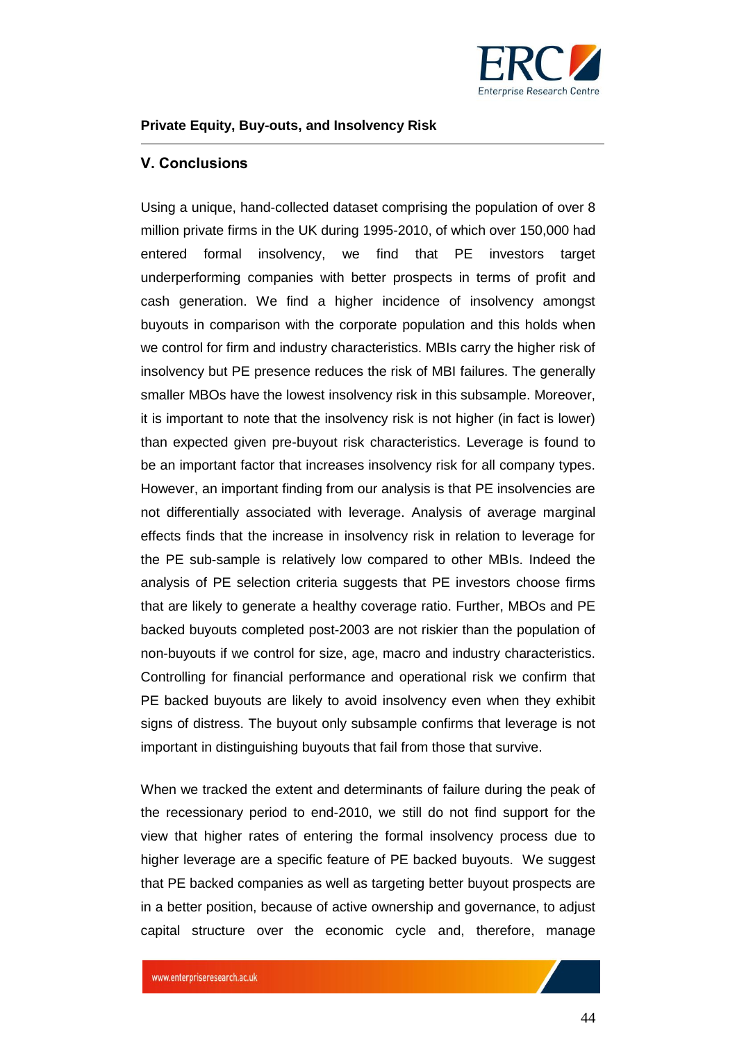## V. Conclusions

Using a unique, hand-collected dataset comprising the population of over 8 million private firms in the UK during 1995-2010, of which over 150,000 had entered formal insolvency, we find that PE investors target underperforming companies with better prospects in terms of profit and cash generation. We find a higher incidence of insolvency amongst buyouts in comparison with the corporate population and this holds when we control for firm and industry characteristics. MBIs carry the higher risk of insolvency but PE presence reduces the risk of MBI failures. The generally smaller MBOs have the lowest insolvency risk in this subsample. Moreover, it is important to note that the insolvency risk is not higher (in fact is lower) than expected given pre-buyout risk characteristics. Leverage is found to be an important factor that increases insolvency risk for all company types. However, an important finding from our analysis is that PE insolvencies are not differentially associated with leverage. Analysis of average marginal effects finds that the increase in insolvency risk in relation to leverage for the PE sub-sample is relatively low compared to other MBIs. Indeed the analysis of PE selection criteria suggests that PE investors choose firms that are likely to generate a healthy coverage ratio. Further, MBOs and PE backed buyouts completed post-2003 are not riskier than the population of non-buyouts if we control for size, age, macro and industry characteristics. Controlling for financial performance and operational risk we confirm that PE backed buyouts are likely to avoid insolvency even when they exhibit signs of distress. The buyout only subsample confirms that leverage is not important in distinguishing buyouts that fail from those that survive.

When we tracked the extent and determinants of failure during the peak of the recessionary period to end-2010, we still do not find support for the view that higher rates of entering the formal insolvency process due to higher leverage are a specific feature of PE backed buyouts. We suggest that PE backed companies as well as targeting better buyout prospects are in a better position, because of active ownership and governance, to adjust capital structure over the economic cycle and, therefore, manage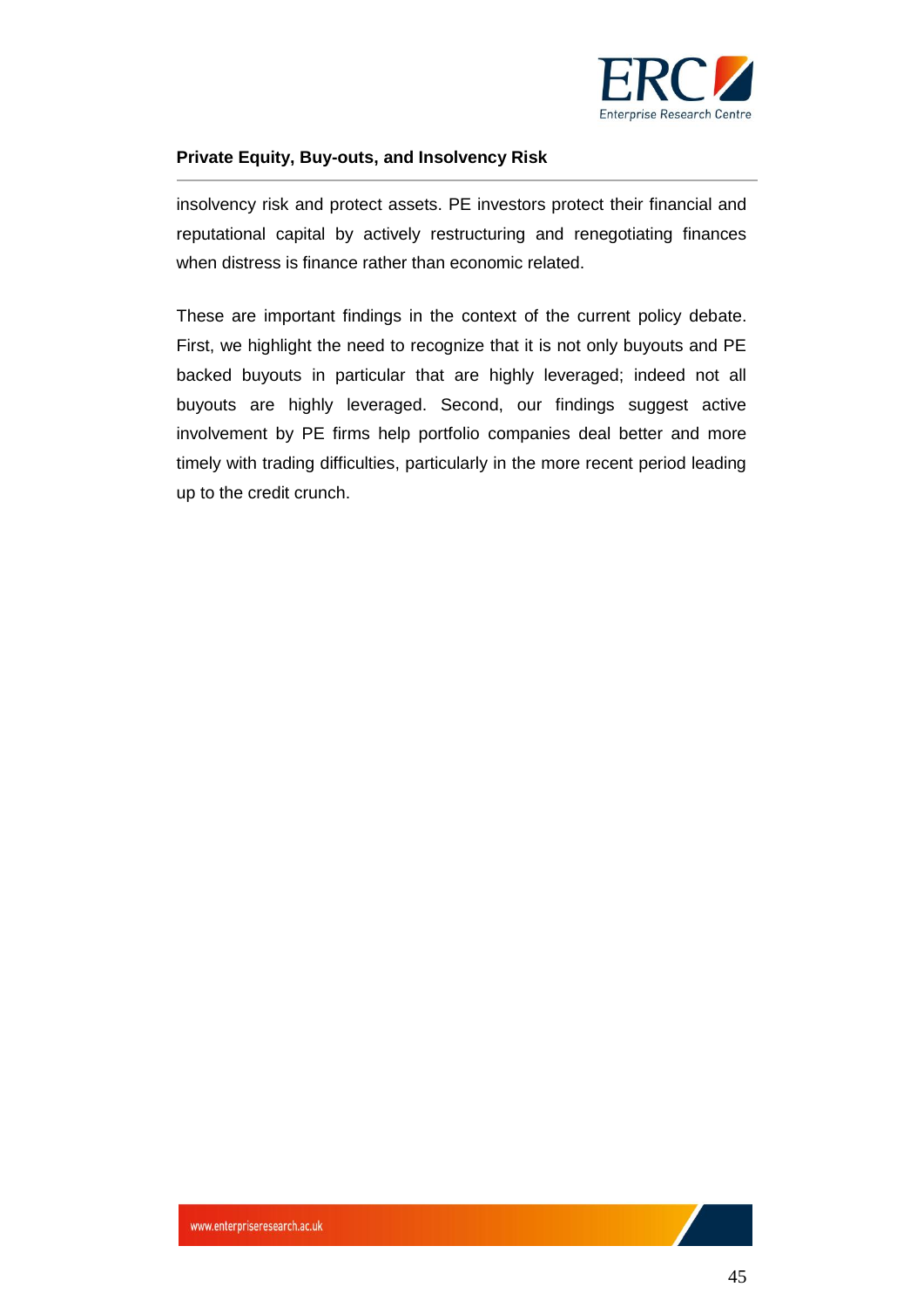insolvency risk and protect assets. PE investors protect their financial and reputational capital by actively restructuring and renegotiating finances when distress is finance rather than economic related.

These are important findings in the context of the current policy debate. First, we highlight the need to recognize that it is not only buyouts and PE backed buyouts in particular that are highly leveraged; indeed not all buyouts are highly leveraged. Second, our findings suggest active involvement by PE firms help portfolio companies deal better and more timely with trading difficulties, particularly in the more recent period leading up to the credit crunch.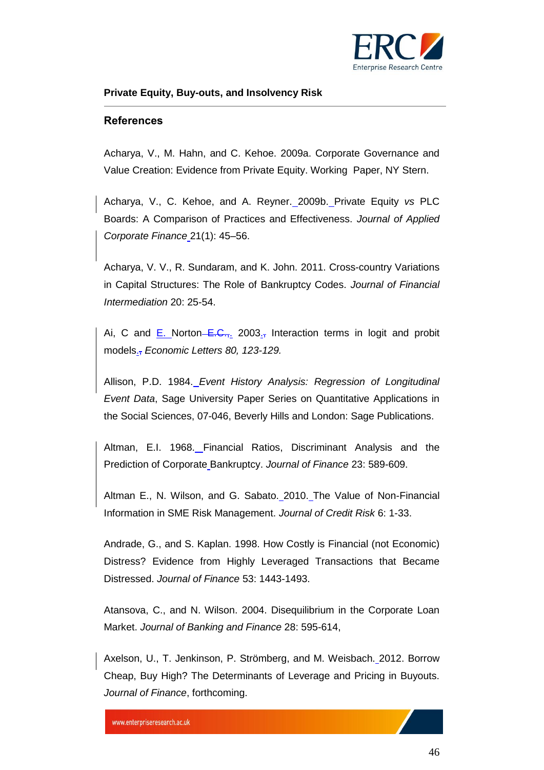## References

Acharya, V., M. Hahn, and C. Kehoe. 2009a. Corporate Governance and Value Creation: Evidence from Private Equity. Working Paper, NY Stern.

Acharya, V., C. Kehoe, and A. Reyner. 2009b. Private Equity *vs* PLC Boards: A Comparison of Practices and Effectiveness. *Journal of Applied Corporate Finance* 21(1): 45–56.

Acharya, V. V., R. Sundaram, and K. John. 2011. Cross-country Variations in Capital Structures: The Role of Bankruptcy Codes. *Journal of Financial Intermediation* 20: 25-54.

Ai, C and E. Norton. 2003. Interaction terms in logit and probit models. *Economic Letters 80, 123-129.*

Allison, P.D. 1984. *Event History Analysis: Regression of Longitudinal Event Data*, Sage University Paper Series on Quantitative Applications in the Social Sciences, 07-046, Beverly Hills and London: Sage Publications.

Altman, E.I. 1968. Financial Ratios, Discriminant Analysis and the Prediction of Corporate Bankruptcy. *Journal of Finance* 23: 589-609.

Altman E., N. Wilson, and G. Sabato. 2010. The Value of Non-Financial Information in SME Risk Management. *Journal of Credit Risk* 6: 1-33.

Andrade, G., and S. Kaplan. 1998. How Costly is Financial (not Economic) Distress? Evidence from Highly Leveraged Transactions that Became Distressed. *Journal of Finance* 53: 1443-1493.

Atansova, C., and N. Wilson. 2004. Disequilibrium in the Corporate Loan Market. *Journal of Banking and Finance* 28: 595-614,

Axelson, U., T. Jenkinson, P. Strömberg, and M. Weisbach. 2012. Borrow Cheap, Buy High? The Determinants of Leverage and Pricing in Buyouts. *Journal of Finance*, forthcoming.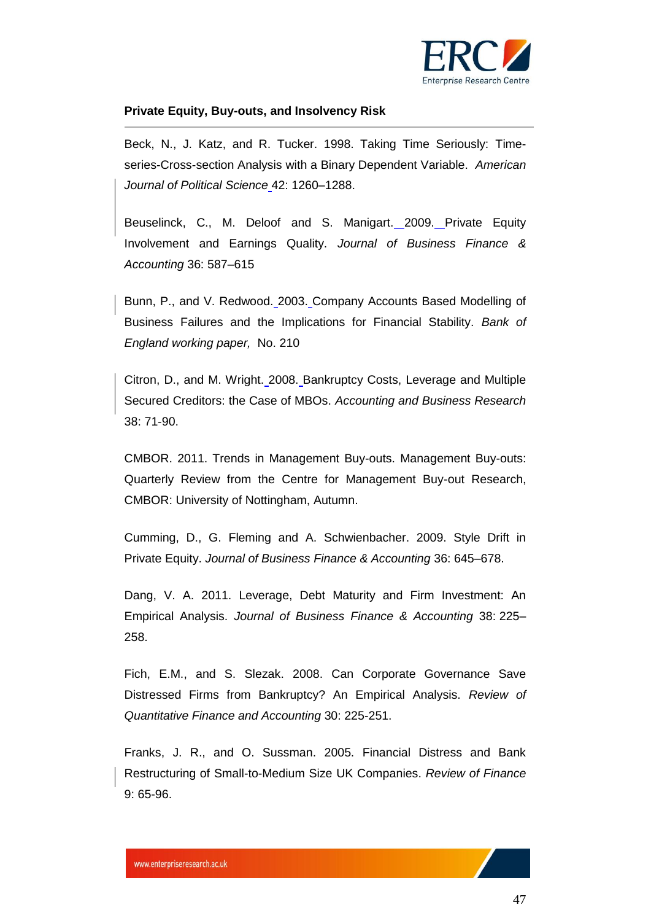Beck, N., J. Katz, and R. Tucker. 1998. Taking Time Seriously: Time-series-Cross-section Analysis with a Binary Dependent Variable. *American Journal of Political Science* 42: 1260–1288.

Beuselinck, C., M. Deloof and S. Manigart. 2009. Private Equity Involvement and Earnings Quality. *Journal of Business Finance & Accounting* 36: 587–615

Bunn, P., and V. Redwood. 2003. Company Accounts Based Modelling of Business Failures and the Implications for Financial Stability. *Bank of England working paper,* No. 210

Citron, D., and M. Wright. 2008. Bankruptcy Costs, Leverage and Multiple Secured Creditors: the Case of MBOs. *Accounting and Business Research* 38: 71-90.

CMBOR. 2011. Trends in Management Buy-outs. Management Buy-outs: Quarterly Review from the Centre for Management Buy-out Research, CMBOR: University of Nottingham, Autumn.

Cumming, D., G. Fleming and A. Schwienbacher. 2009. Style Drift in Private Equity. *Journal of Business Finance & Accounting* 36: 645–678.

Dang, V. A. 2011. Leverage, Debt Maturity and Firm Investment: An Empirical Analysis. *Journal of Business Finance & Accounting* 38: 225–258.

Fich, E.M., and S. Slezak. 2008. Can Corporate Governance Save Distressed Firms from Bankruptcy? An Empirical Analysis. *Review of Quantitative Finance and Accounting* 30: 225-251.

Franks, J. R., and O. Sussman. 2005. Financial Distress and Bank Restructuring of Small-to-Medium Size UK Companies. *Review of Finance* 9: 65-96.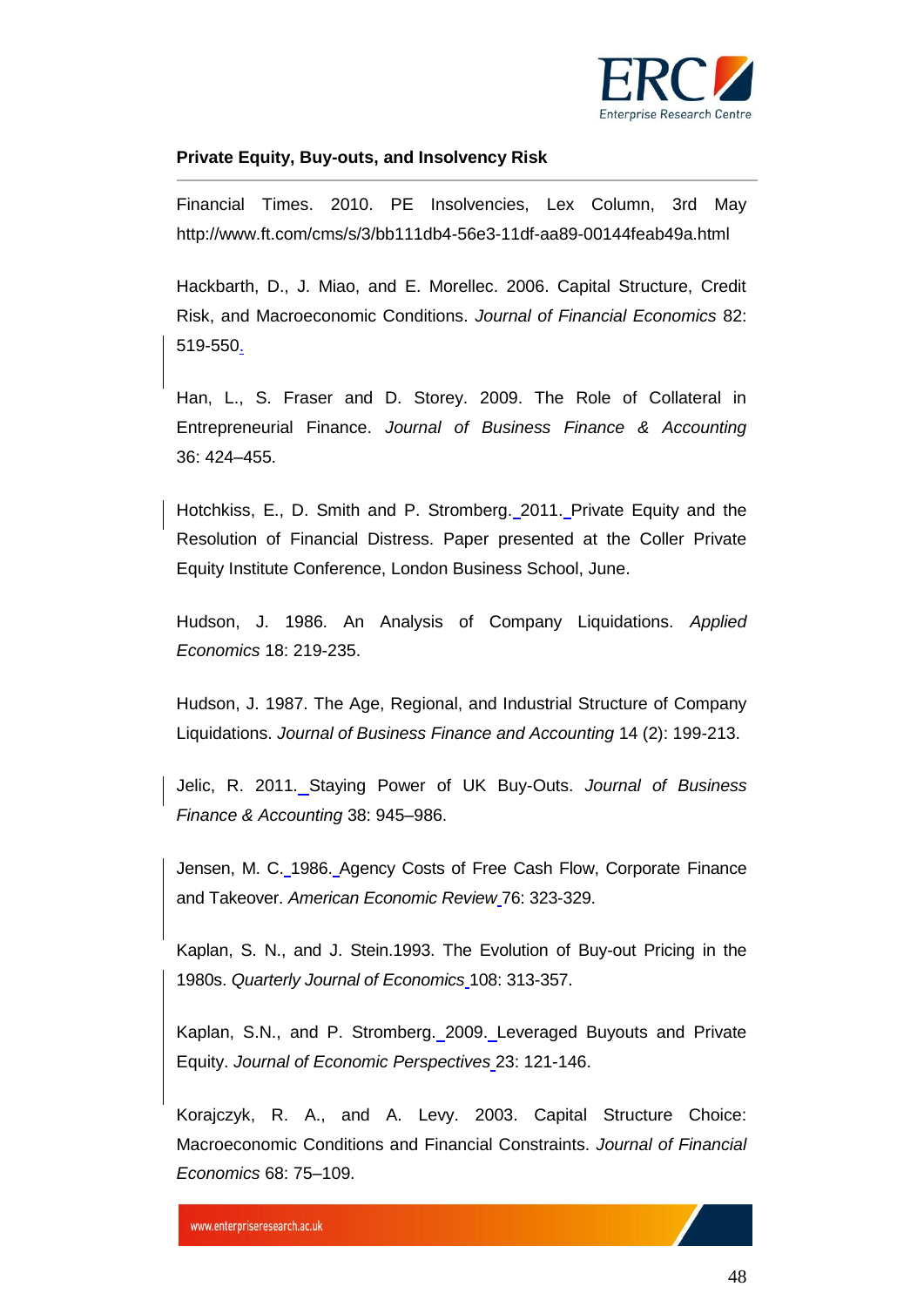Financial Times. 2010. PE Insolvencies, Lex Column, 3rd May http://www.ft.com/cms/s/3/bb111db4-56e3-11df-aa89-00144feab49a.html

Hackbarth, D., J. Miao, and E. Morellec. 2006. Capital Structure, Credit Risk, and Macroeconomic Conditions. *Journal of Financial Economics* 82: 519-550.

Han, L., S. Fraser and D. Storey. 2009. The Role of Collateral in Entrepreneurial Finance. *Journal of Business Finance & Accounting* 36: 424–455.

Hotchkiss, E., D. Smith and P. Stromberg. 2011. Private Equity and the Resolution of Financial Distress. Paper presented at the Coller Private Equity Institute Conference, London Business School, June.

Hudson, J. 1986. An Analysis of Company Liquidations. *Applied Economics* 18: 219-235.

Hudson, J. 1987. The Age, Regional, and Industrial Structure of Company Liquidations. *Journal of Business Finance and Accounting* 14 (2): 199-213.

Jelic, R. 2011. Staying Power of UK Buy-Outs. *Journal of Business Finance & Accounting* 38: 945–986.

Jensen, M. C. 1986. Agency Costs of Free Cash Flow, Corporate Finance and Takeover. *American Economic Review* 76: 323-329.

Kaplan, S. N., and J. Stein.1993. The Evolution of Buy-out Pricing in the 1980s. *Quarterly Journal of Economics* 108: 313-357.

Kaplan, S.N., and P. Stromberg. 2009. Leveraged Buyouts and Private Equity. *Journal of Economic Perspectives* 23: 121-146.

Korajczyk, R. A., and A. Levy. 2003. Capital Structure Choice: Macroeconomic Conditions and Financial Constraints. *Journal of Financial Economics* 68: 75–109.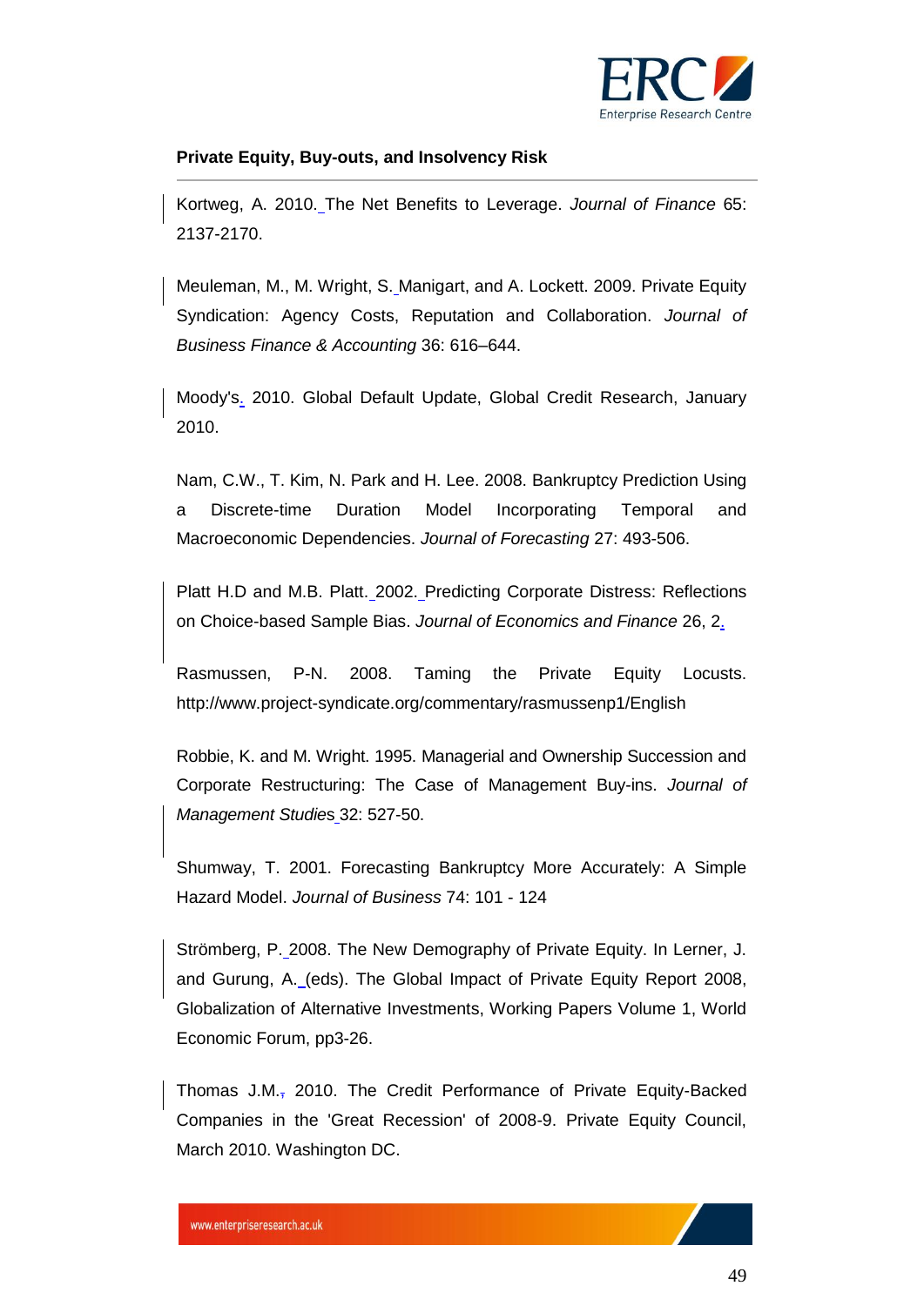Kortweg, A. 2010. The Net Benefits to Leverage. *Journal of Finance* 65: 2137-2170.

Meuleman, M., M. Wright, S. Manigart, and A. Lockett. 2009. Private Equity Syndication: Agency Costs, Reputation and Collaboration. *Journal of Business Finance & Accounting* 36: 616–644.

Moody's. 2010. Global Default Update, Global Credit Research, January 2010.

Nam, C.W., T. Kim, N. Park and H. Lee. 2008. Bankruptcy Prediction Using a Discrete-time Duration Model Incorporating Temporal and Macroeconomic Dependencies. *Journal of Forecasting* 27: 493-506.

Platt H.D and M.B. Platt. 2002. Predicting Corporate Distress: Reflections on Choice-based Sample Bias. *Journal of Economics and Finance* 26, 2.

Rasmussen, P-N. 2008. Taming the Private Equity Locusts. http://www.project-syndicate.org/commentary/rasmussenp1/English

Robbie, K. and M. Wright. 1995. Managerial and Ownership Succession and Corporate Restructuring: The Case of Management Buy-ins. *Journal of Management Studies* 32: 527-50.

Shumway, T. 2001. Forecasting Bankruptcy More Accurately: A Simple Hazard Model. *Journal of Business* 74: 101 - 124

Strömberg, P. 2008. The New Demography of Private Equity. In Lerner, J. and Gurung, A. (eds). The Global Impact of Private Equity Report 2008, Globalization of Alternative Investments, Working Papers Volume 1, World Economic Forum, pp3-26.

Thomas J.M. 2010. The Credit Performance of Private Equity-Backed Companies in the 'Great Recession' of 2008-9. Private Equity Council, March 2010. Washington DC.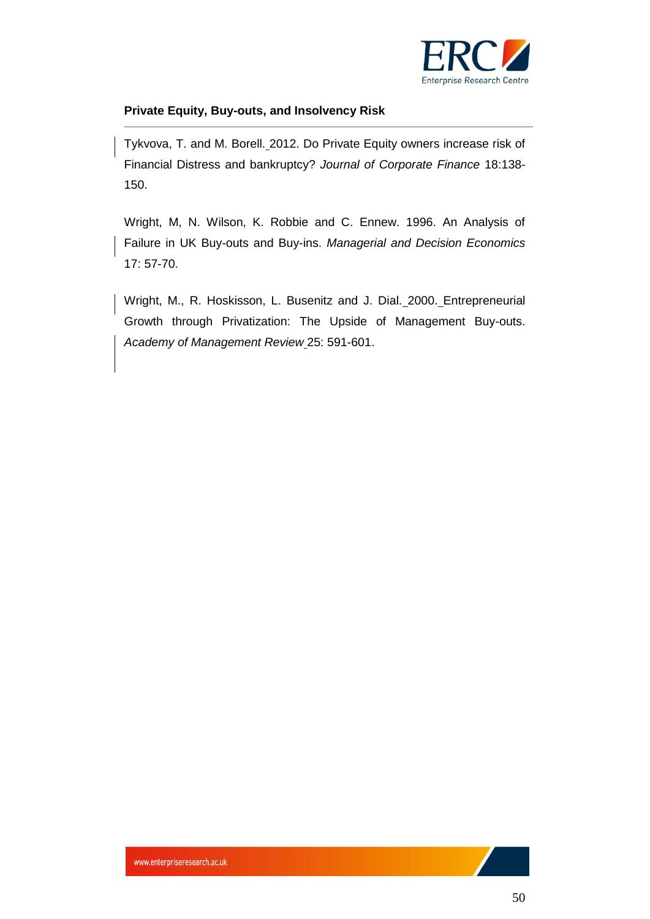Tykvova, T. and M. Borell. 2012. Do Private Equity owners increase risk of Financial Distress and bankruptcy? *Journal of Corporate Finance* 18:138-150.

Wright, M, N. Wilson, K. Robbie and C. Ennew. 1996. An Analysis of Failure in UK Buy-outs and Buy-ins. *Managerial and Decision Economics* 17: 57-70.

Wright, M., R. Hoskisson, L. Busenitz and J. Dial. 2000. Entrepreneurial Growth through Privatization: The Upside of Management Buy-outs. *Academy of Management Review* 25: 591-601.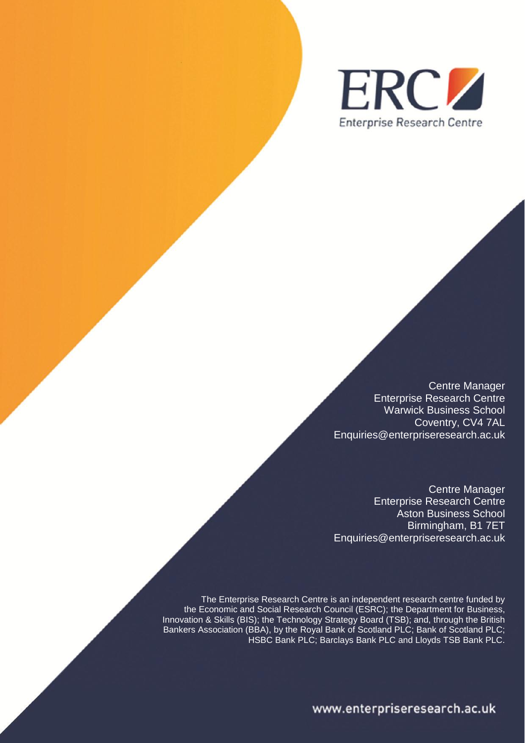ERC

Enterprise Research Centre

Centre Manager
Enterprise Research Centre
Warwick Business School
Coventry, CV4 7AL
Enquiries@enterpriseresearch.ac.uk

Centre Manager
Enterprise Research Centre
Aston Business School
Birmingham, B1 7ET
Enquiries@enterpriseresearch.ac.uk

The Enterprise Research Centre is an independent research centre funded by the Economic and Social Research Council (ESRC); the Department for Business, Innovation & Skills (BIS); the Technology Strategy Board (TSB); and, through the British Bankers Association (BBA), by the Royal Bank of Scotland PLC; Bank of Scotland PLC; HSBC Bank PLC; Barclays Bank PLC and Lloyds TSB Bank PLC.

www.enterpriseresearch.ac.uk